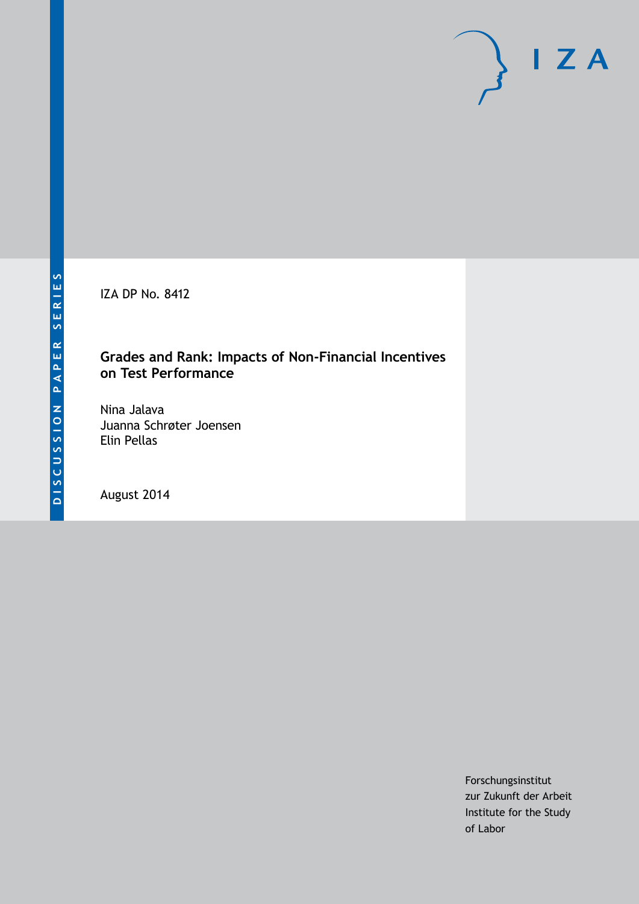DISCUSSION PAPER SERIES

IZA DP No. 8412

# Grades and Rank: Impacts of Non-Financial Incentives on Test Performance

Nina Jalava
Juanna Schrøter Joensen
Elin Pellas

August 2014

Forschungsinstitut
zur Zukunft der Arbeit
Institute for the Study
of Labor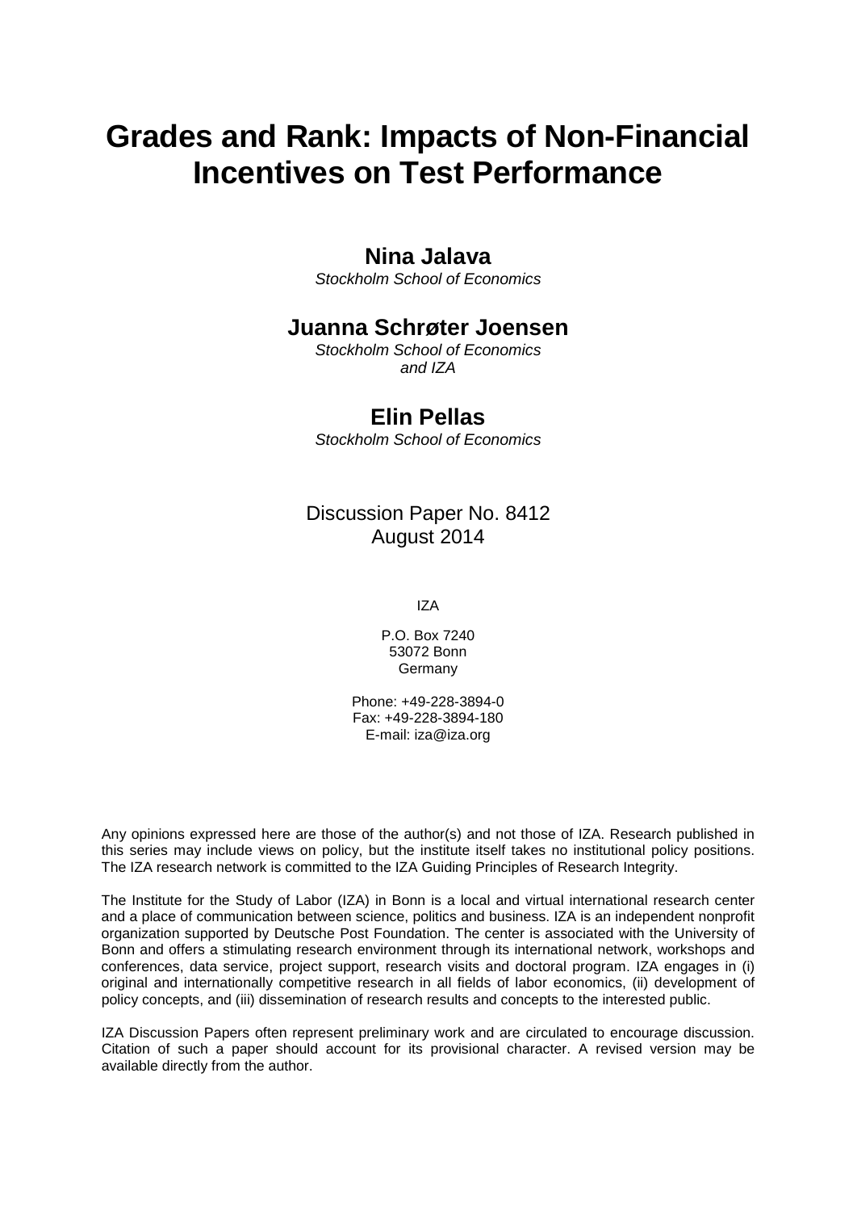# Grades and Rank: Impacts of Non-Financial Incentives on Test Performance

**Nina Jalava**
*Stockholm School of Economics*

**Juanna Schrøter Joensen**
*Stockholm School of Economics and IZA*

**Elin Pellas**
*Stockholm School of Economics*

Discussion Paper No. 8412
August 2014

IZA

P.O. Box 7240
53072 Bonn
Germany

Phone: +49-228-3894-0
Fax: +49-228-3894-180
E-mail: iza@iza.org

Any opinions expressed here are those of the author(s) and not those of IZA. Research published in this series may include views on policy, but the institute itself takes no institutional policy positions. The IZA research network is committed to the IZA Guiding Principles of Research Integrity.

The Institute for the Study of Labor (IZA) in Bonn is a local and virtual international research center and a place of communication between science, politics and business. IZA is an independent nonprofit organization supported by Deutsche Post Foundation. The center is associated with the University of Bonn and offers a stimulating research environment through its international network, workshops and conferences, data service, project support, research visits and doctoral program. IZA engages in (i) original and internationally competitive research in all fields of labor economics, (ii) development of policy concepts, and (iii) dissemination of research results and concepts to the interested public.

IZA Discussion Papers often represent preliminary work and are circulated to encourage discussion. Citation of such a paper should account for its provisional character. A revised version may be available directly from the author.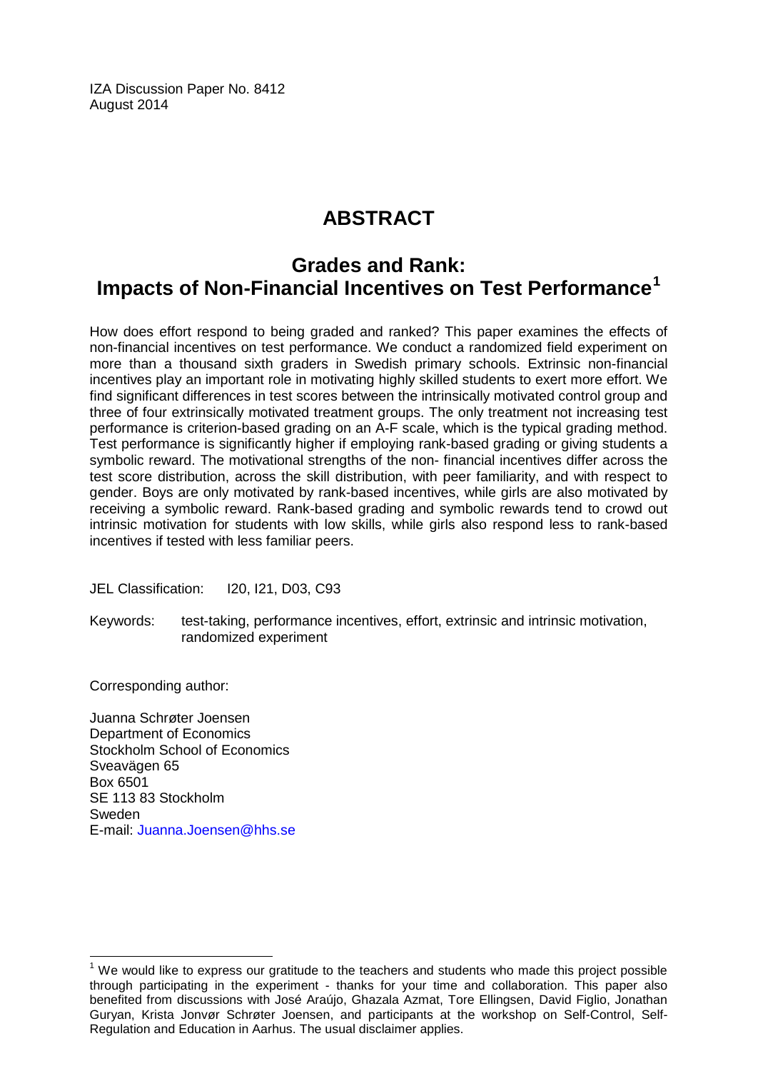IZA Discussion Paper No. 8412
August 2014

# ABSTRACT

## Grades and Rank: Impacts of Non-Financial Incentives on Test Performance[1]

How does effort respond to being graded and ranked? This paper examines the effects of non-financial incentives on test performance. We conduct a randomized field experiment on more than a thousand sixth graders in Swedish primary schools. Extrinsic non-financial incentives play an important role in motivating highly skilled students to exert more effort. We find significant differences in test scores between the intrinsically motivated control group and three of four extrinsically motivated treatment groups. The only treatment not increasing test performance is criterion-based grading on an A-F scale, which is the typical grading method. Test performance is significantly higher if employing rank-based grading or giving students a symbolic reward. The motivational strengths of the non- financial incentives differ across the test score distribution, across the skill distribution, with peer familiarity, and with respect to gender. Boys are only motivated by rank-based incentives, while girls are also motivated by receiving a symbolic reward. Rank-based grading and symbolic rewards tend to crowd out intrinsic motivation for students with low skills, while girls also respond less to rank-based incentives if tested with less familiar peers.

JEL Classification: I20, I21, D03, C93

Keywords: test-taking, performance incentives, effort, extrinsic and intrinsic motivation, randomized experiment

Corresponding author:

Juanna Schrøter Joensen
Department of Economics
Stockholm School of Economics
Sveavägen 65
Box 6501
SE 113 83 Stockholm
Sweden
E-mail: Juanna.Joensen@hhs.se

[1] We would like to express our gratitude to the teachers and students who made this project possible through participating in the experiment - thanks for your time and collaboration. This paper also benefited from discussions with José Araújo, Ghazala Azmat, Tore Ellingsen, David Figlio, Jonathan Guryan, Krista Jonvør Schrøter Joensen, and participants at the workshop on Self-Control, Self-Regulation and Education in Aarhus. The usual disclaimer applies.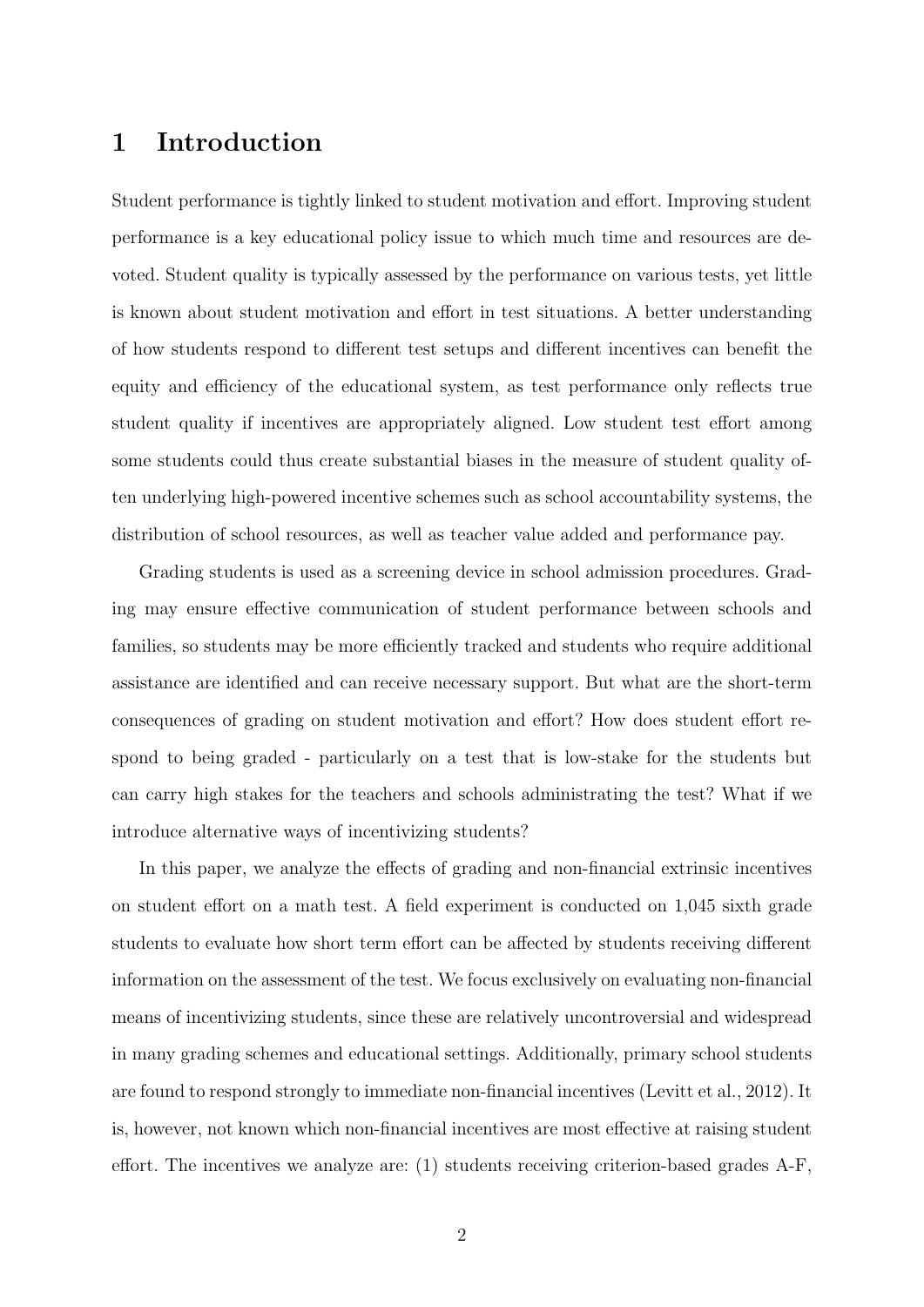# 1 Introduction

Student performance is tightly linked to student motivation and effort. Improving student performance is a key educational policy issue to which much time and resources are devoted. Student quality is typically assessed by the performance on various tests, yet little is known about student motivation and effort in test situations. A better understanding of how students respond to different test setups and different incentives can benefit the equity and efficiency of the educational system, as test performance only reflects true student quality if incentives are appropriately aligned. Low student test effort among some students could thus create substantial biases in the measure of student quality often underlying high-powered incentive schemes such as school accountability systems, the distribution of school resources, as well as teacher value added and performance pay.

Grading students is used as a screening device in school admission procedures. Grading may ensure effective communication of student performance between schools and families, so students may be more efficiently tracked and students who require additional assistance are identified and can receive necessary support. But what are the short-term consequences of grading on student motivation and effort? How does student effort respond to being graded - particularly on a test that is low-stake for the students but can carry high stakes for the teachers and schools administrating the test? What if we introduce alternative ways of incentivizing students?

In this paper, we analyze the effects of grading and non-financial extrinsic incentives on student effort on a math test. A field experiment is conducted on 1,045 sixth grade students to evaluate how short term effort can be affected by students receiving different information on the assessment of the test. We focus exclusively on evaluating non-financial means of incentivizing students, since these are relatively uncontroversial and widespread in many grading schemes and educational settings. Additionally, primary school students are found to respond strongly to immediate non-financial incentives (Levitt et al., 2012). It is, however, not known which non-financial incentives are most effective at raising student effort. The incentives we analyze are: (1) students receiving criterion-based grades A-F,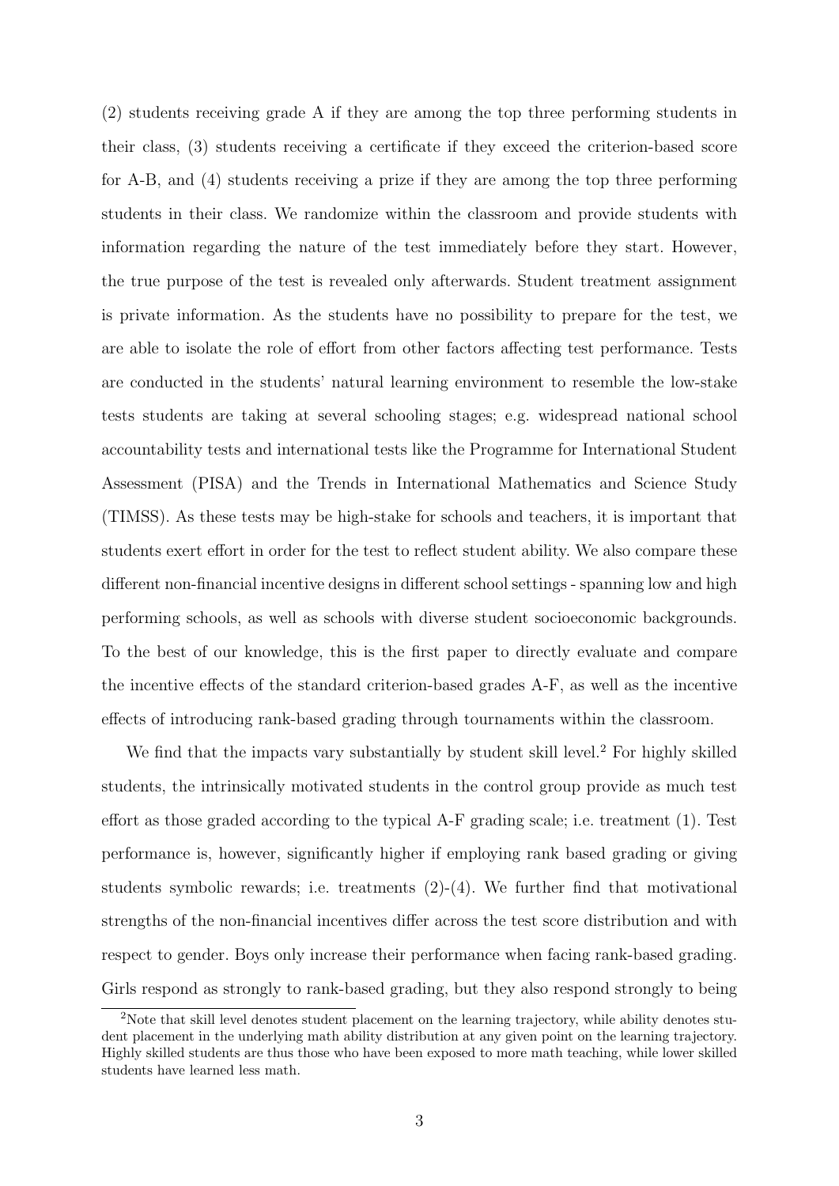(2) students receiving grade A if they are among the top three performing students in their class, (3) students receiving a certificate if they exceed the criterion-based score for A-B, and (4) students receiving a prize if they are among the top three performing students in their class. We randomize within the classroom and provide students with information regarding the nature of the test immediately before they start. However, the true purpose of the test is revealed only afterwards. Student treatment assignment is private information. As the students have no possibility to prepare for the test, we are able to isolate the role of effort from other factors affecting test performance. Tests are conducted in the students' natural learning environment to resemble the low-stake tests students are taking at several schooling stages; e.g. widespread national school accountability tests and international tests like the Programme for International Student Assessment (PISA) and the Trends in International Mathematics and Science Study (TIMSS). As these tests may be high-stake for schools and teachers, it is important that students exert effort in order for the test to reflect student ability. We also compare these different non-financial incentive designs in different school settings - spanning low and high performing schools, as well as schools with diverse student socioeconomic backgrounds. To the best of our knowledge, this is the first paper to directly evaluate and compare the incentive effects of the standard criterion-based grades A-F, as well as the incentive effects of introducing rank-based grading through tournaments within the classroom.

We find that the impacts vary substantially by student skill level.[2] For highly skilled students, the intrinsically motivated students in the control group provide as much test effort as those graded according to the typical A-F grading scale; i.e. treatment (1). Test performance is, however, significantly higher if employing rank based grading or giving students symbolic rewards; i.e. treatments (2)-(4). We further find that motivational strengths of the non-financial incentives differ across the test score distribution and with respect to gender. Boys only increase their performance when facing rank-based grading. Girls respond as strongly to rank-based grading, but they also respond strongly to being

[2]Note that skill level denotes student placement on the learning trajectory, while ability denotes student placement in the underlying math ability distribution at any given point on the learning trajectory. Highly skilled students are thus those who have been exposed to more math teaching, while lower skilled students have learned less math.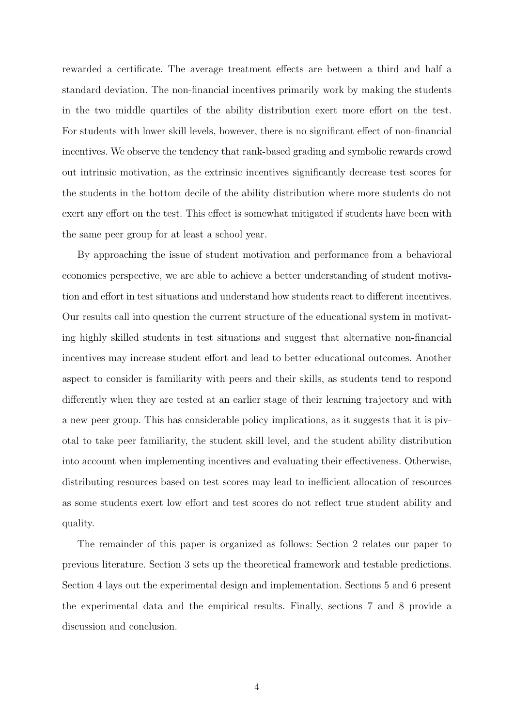rewarded a certificate. The average treatment effects are between a third and half a standard deviation. The non-financial incentives primarily work by making the students in the two middle quartiles of the ability distribution exert more effort on the test. For students with lower skill levels, however, there is no significant effect of non-financial incentives. We observe the tendency that rank-based grading and symbolic rewards crowd out intrinsic motivation, as the extrinsic incentives significantly decrease test scores for the students in the bottom decile of the ability distribution where more students do not exert any effort on the test. This effect is somewhat mitigated if students have been with the same peer group for at least a school year.

By approaching the issue of student motivation and performance from a behavioral economics perspective, we are able to achieve a better understanding of student motivation and effort in test situations and understand how students react to different incentives. Our results call into question the current structure of the educational system in motivating highly skilled students in test situations and suggest that alternative non-financial incentives may increase student effort and lead to better educational outcomes. Another aspect to consider is familiarity with peers and their skills, as students tend to respond differently when they are tested at an earlier stage of their learning trajectory and with a new peer group. This has considerable policy implications, as it suggests that it is pivotal to take peer familiarity, the student skill level, and the student ability distribution into account when implementing incentives and evaluating their effectiveness. Otherwise, distributing resources based on test scores may lead to inefficient allocation of resources as some students exert low effort and test scores do not reflect true student ability and quality.

The remainder of this paper is organized as follows: Section 2 relates our paper to previous literature. Section 3 sets up the theoretical framework and testable predictions. Section 4 lays out the experimental design and implementation. Sections 5 and 6 present the experimental data and the empirical results. Finally, sections 7 and 8 provide a discussion and conclusion.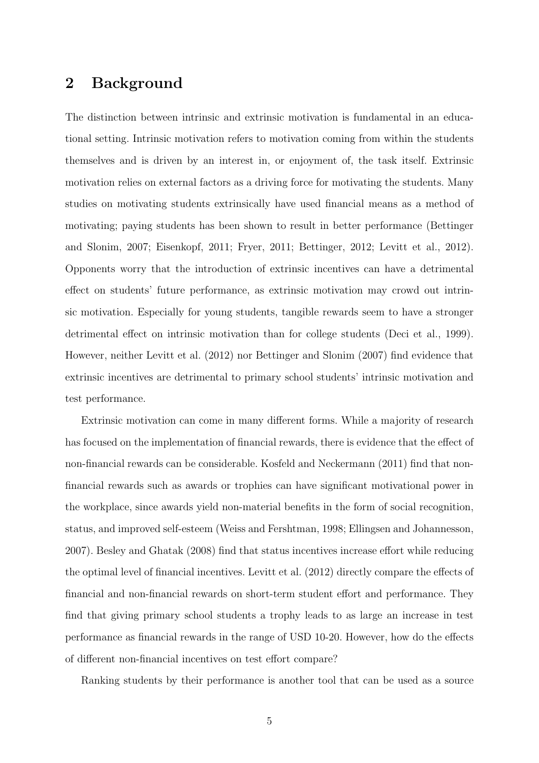## 2 Background

The distinction between intrinsic and extrinsic motivation is fundamental in an educational setting. Intrinsic motivation refers to motivation coming from within the students themselves and is driven by an interest in, or enjoyment of, the task itself. Extrinsic motivation relies on external factors as a driving force for motivating the students. Many studies on motivating students extrinsically have used financial means as a method of motivating; paying students has been shown to result in better performance (Bettinger and Slonim, 2007; Eisenkopf, 2011; Fryer, 2011; Bettinger, 2012; Levitt et al., 2012). Opponents worry that the introduction of extrinsic incentives can have a detrimental effect on students' future performance, as extrinsic motivation may crowd out intrinsic motivation. Especially for young students, tangible rewards seem to have a stronger detrimental effect on intrinsic motivation than for college students (Deci et al., 1999). However, neither Levitt et al. (2012) nor Bettinger and Slonim (2007) find evidence that extrinsic incentives are detrimental to primary school students' intrinsic motivation and test performance.

Extrinsic motivation can come in many different forms. While a majority of research has focused on the implementation of financial rewards, there is evidence that the effect of non-financial rewards can be considerable. Kosfeld and Neckermann (2011) find that non-financial rewards such as awards or trophies can have significant motivational power in the workplace, since awards yield non-material benefits in the form of social recognition, status, and improved self-esteem (Weiss and Fershtman, 1998; Ellingsen and Johannesson, 2007). Besley and Ghatak (2008) find that status incentives increase effort while reducing the optimal level of financial incentives. Levitt et al. (2012) directly compare the effects of financial and non-financial rewards on short-term student effort and performance. They find that giving primary school students a trophy leads to as large an increase in test performance as financial rewards in the range of USD 10-20. However, how do the effects of different non-financial incentives on test effort compare?

Ranking students by their performance is another tool that can be used as a source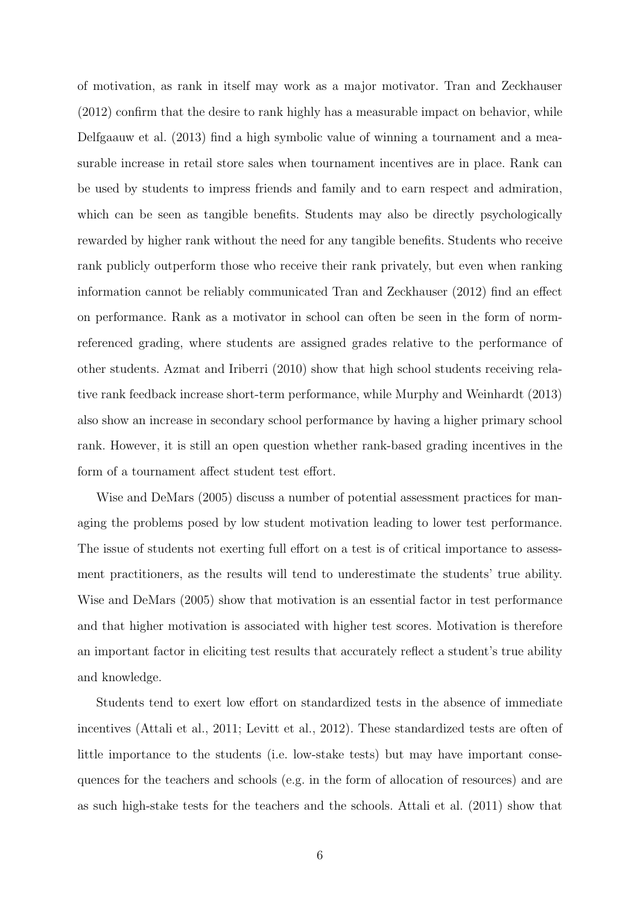of motivation, as rank in itself may work as a major motivator. Tran and Zeckhauser (2012) confirm that the desire to rank highly has a measurable impact on behavior, while Delfgaauw et al. (2013) find a high symbolic value of winning a tournament and a measurable increase in retail store sales when tournament incentives are in place. Rank can be used by students to impress friends and family and to earn respect and admiration, which can be seen as tangible benefits. Students may also be directly psychologically rewarded by higher rank without the need for any tangible benefits. Students who receive rank publicly outperform those who receive their rank privately, but even when ranking information cannot be reliably communicated Tran and Zeckhauser (2012) find an effect on performance. Rank as a motivator in school can often be seen in the form of norm-referenced grading, where students are assigned grades relative to the performance of other students. Azmat and Iriberri (2010) show that high school students receiving relative rank feedback increase short-term performance, while Murphy and Weinhardt (2013) also show an increase in secondary school performance by having a higher primary school rank. However, it is still an open question whether rank-based grading incentives in the form of a tournament affect student test effort.

Wise and DeMars (2005) discuss a number of potential assessment practices for managing the problems posed by low student motivation leading to lower test performance. The issue of students not exerting full effort on a test is of critical importance to assessment practitioners, as the results will tend to underestimate the students' true ability. Wise and DeMars (2005) show that motivation is an essential factor in test performance and that higher motivation is associated with higher test scores. Motivation is therefore an important factor in eliciting test results that accurately reflect a student's true ability and knowledge.

Students tend to exert low effort on standardized tests in the absence of immediate incentives (Attali et al., 2011; Levitt et al., 2012). These standardized tests are often of little importance to the students (i.e. low-stake tests) but may have important consequences for the teachers and schools (e.g. in the form of allocation of resources) and are as such high-stake tests for the teachers and the schools. Attali et al. (2011) show that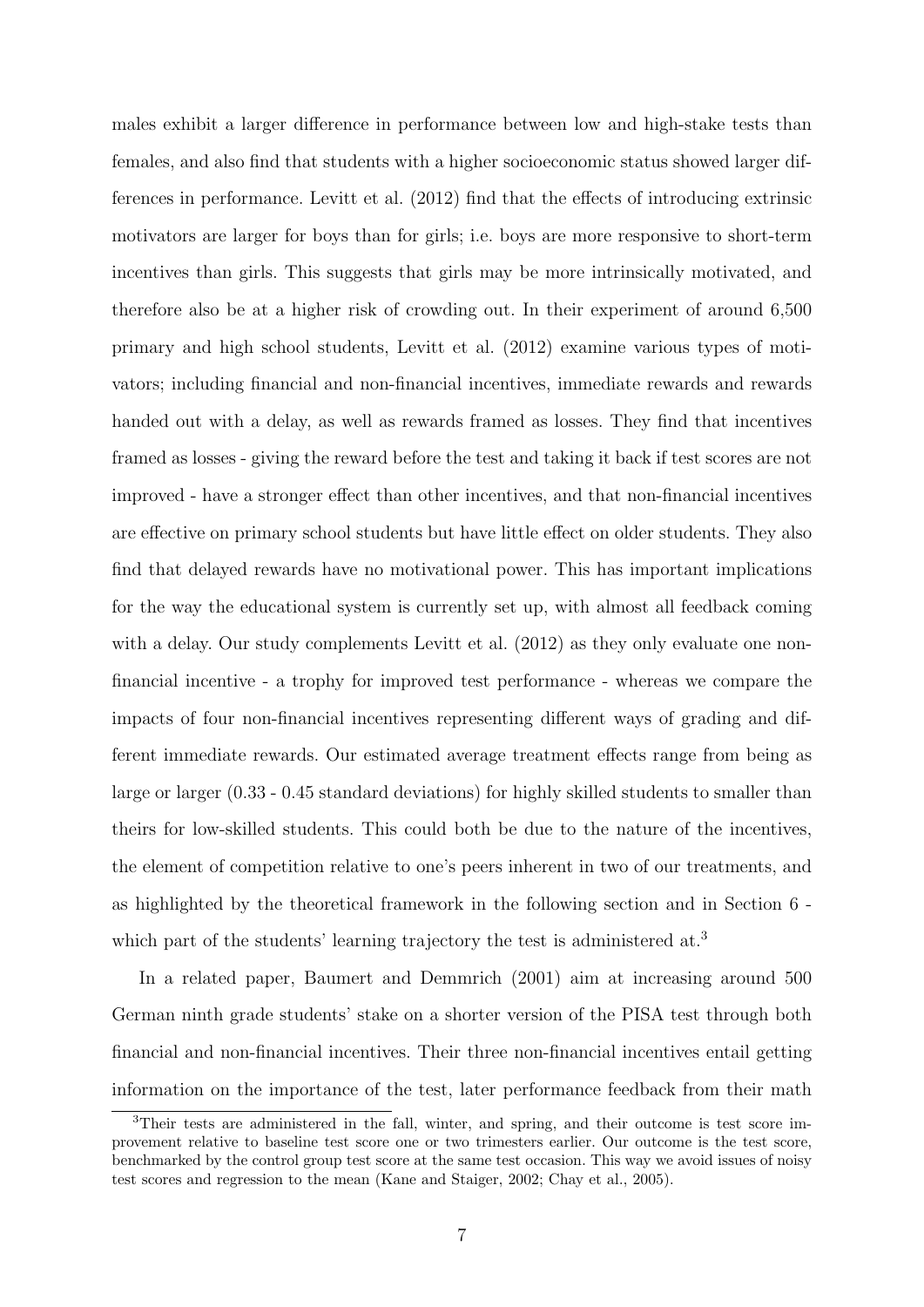males exhibit a larger difference in performance between low and high-stake tests than females, and also find that students with a higher socioeconomic status showed larger differences in performance. Levitt et al. (2012) find that the effects of introducing extrinsic motivators are larger for boys than for girls; i.e. boys are more responsive to short-term incentives than girls. This suggests that girls may be more intrinsically motivated, and therefore also be at a higher risk of crowding out. In their experiment of around 6,500 primary and high school students, Levitt et al. (2012) examine various types of motivators; including financial and non-financial incentives, immediate rewards and rewards handed out with a delay, as well as rewards framed as losses. They find that incentives framed as losses - giving the reward before the test and taking it back if test scores are not improved - have a stronger effect than other incentives, and that non-financial incentives are effective on primary school students but have little effect on older students. They also find that delayed rewards have no motivational power. This has important implications for the way the educational system is currently set up, with almost all feedback coming with a delay. Our study complements Levitt et al. (2012) as they only evaluate one non-financial incentive - a trophy for improved test performance - whereas we compare the impacts of four non-financial incentives representing different ways of grading and different immediate rewards. Our estimated average treatment effects range from being as large or larger (0.33 - 0.45 standard deviations) for highly skilled students to smaller than theirs for low-skilled students. This could both be due to the nature of the incentives, the element of competition relative to one's peers inherent in two of our treatments, and as highlighted by the theoretical framework in the following section and in Section 6 - which part of the students' learning trajectory the test is administered at.[3]

In a related paper, Baumert and Demmrich (2001) aim at increasing around 500 German ninth grade students' stake on a shorter version of the PISA test through both financial and non-financial incentives. Their three non-financial incentives entail getting information on the importance of the test, later performance feedback from their math

[3]Their tests are administered in the fall, winter, and spring, and their outcome is test score improvement relative to baseline test score one or two trimesters earlier. Our outcome is the test score, benchmarked by the control group test score at the same test occasion. This way we avoid issues of noisy test scores and regression to the mean (Kane and Staiger, 2002; Chay et al., 2005).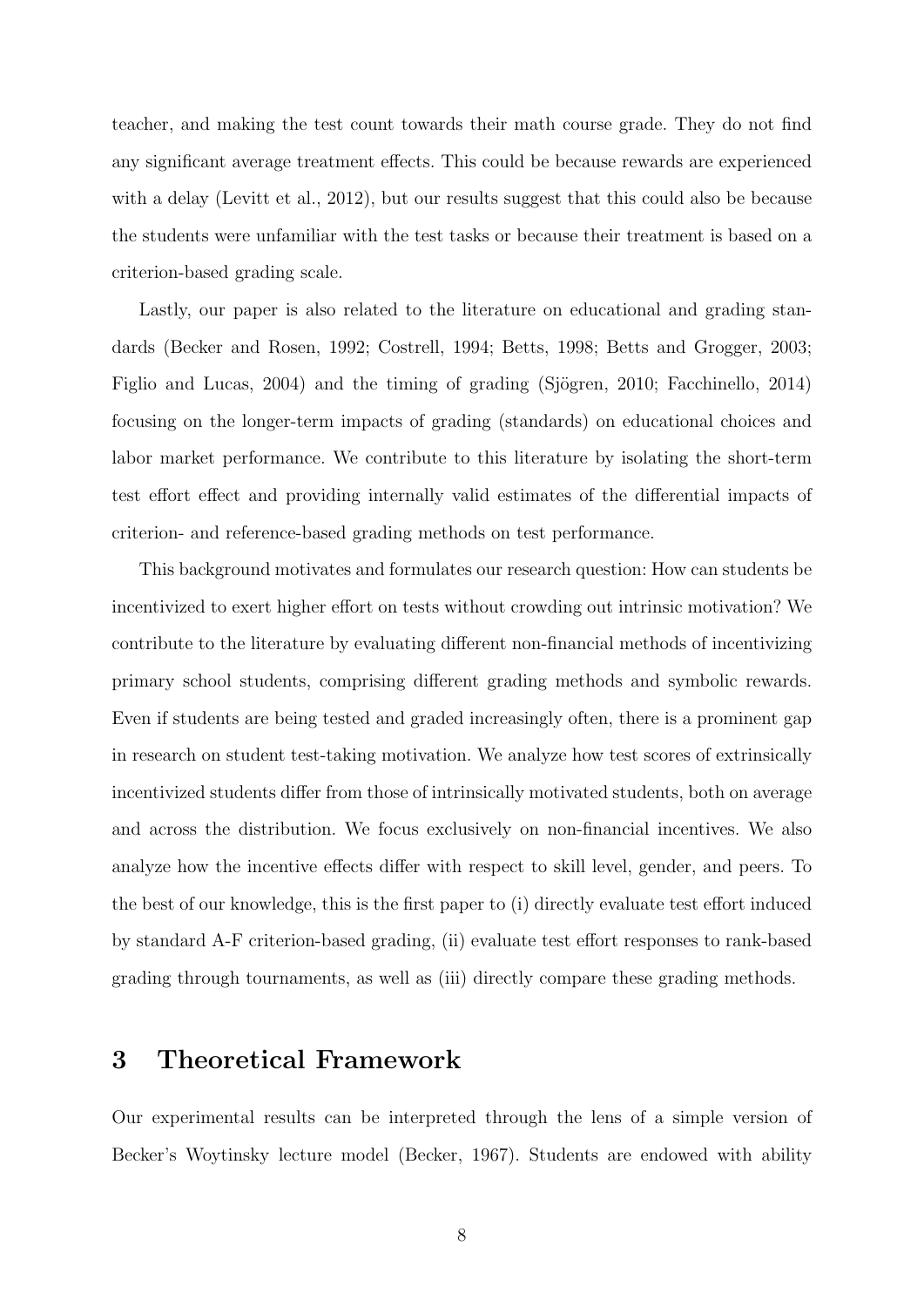teacher, and making the test count towards their math course grade. They do not find any significant average treatment effects. This could be because rewards are experienced with a delay (Levitt et al., 2012), but our results suggest that this could also be because the students were unfamiliar with the test tasks or because their treatment is based on a criterion-based grading scale.

Lastly, our paper is also related to the literature on educational and grading standards (Becker and Rosen, 1992; Costrell, 1994; Betts, 1998; Betts and Grogger, 2003; Figlio and Lucas, 2004) and the timing of grading (Sjögren, 2010; Facchinello, 2014) focusing on the longer-term impacts of grading (standards) on educational choices and labor market performance. We contribute to this literature by isolating the short-term test effort effect and providing internally valid estimates of the differential impacts of criterion- and reference-based grading methods on test performance.

This background motivates and formulates our research question: How can students be incentivized to exert higher effort on tests without crowding out intrinsic motivation? We contribute to the literature by evaluating different non-financial methods of incentivizing primary school students, comprising different grading methods and symbolic rewards. Even if students are being tested and graded increasingly often, there is a prominent gap in research on student test-taking motivation. We analyze how test scores of extrinsically incentivized students differ from those of intrinsically motivated students, both on average and across the distribution. We focus exclusively on non-financial incentives. We also analyze how the incentive effects differ with respect to skill level, gender, and peers. To the best of our knowledge, this is the first paper to (i) directly evaluate test effort induced by standard A-F criterion-based grading, (ii) evaluate test effort responses to rank-based grading through tournaments, as well as (iii) directly compare these grading methods.

## 3 Theoretical Framework

Our experimental results can be interpreted through the lens of a simple version of Becker's Woytinsky lecture model (Becker, 1967). Students are endowed with ability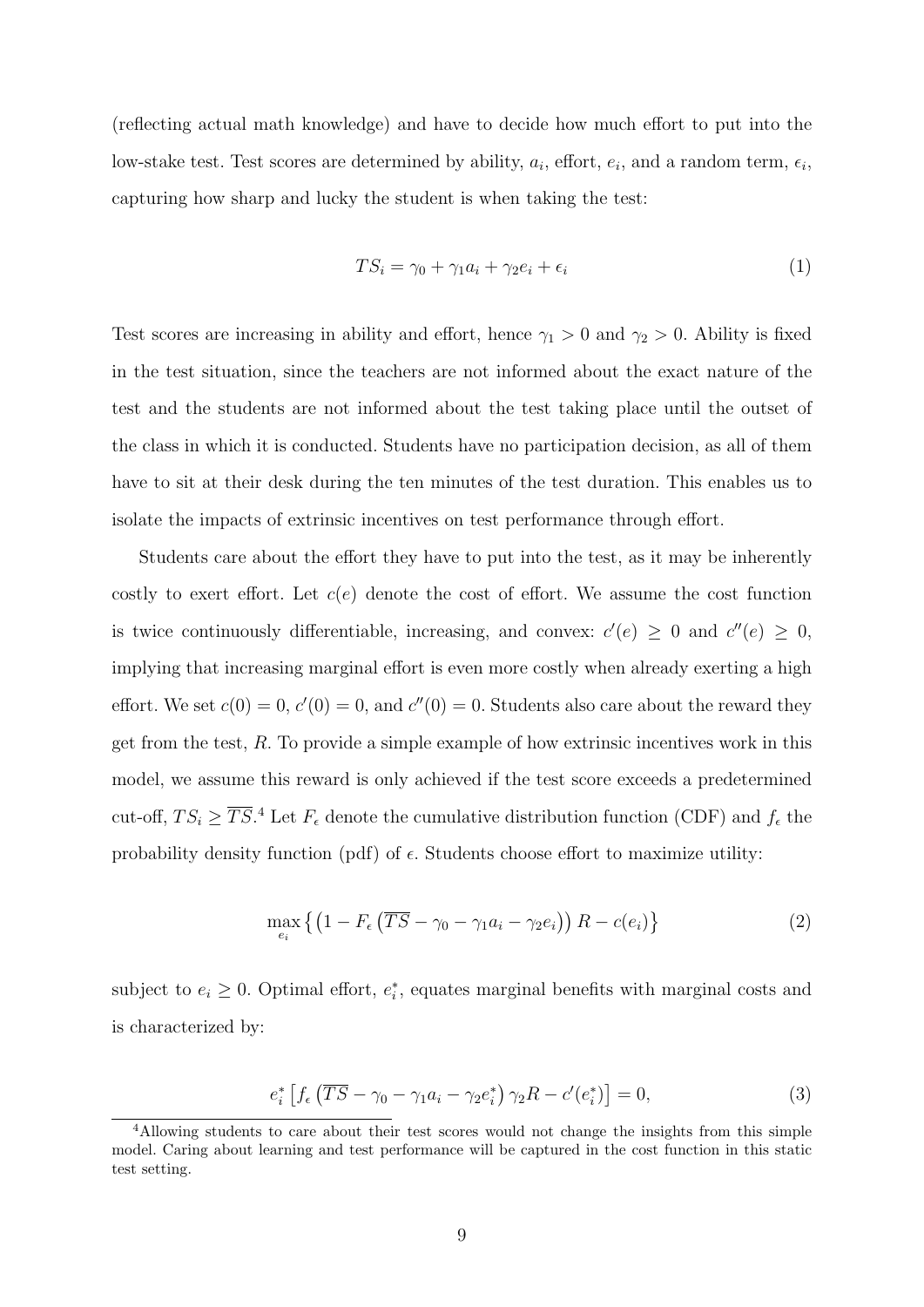(reflecting actual math knowledge) and have to decide how much effort to put into the low-stake test. Test scores are determined by ability, $a_i$, effort, $e_i$, and a random term, $\epsilon_i$, capturing how sharp and lucky the student is when taking the test:

$$TS_i = \gamma_0 + \gamma_1 a_i + \gamma_2 e_i + \epsilon_i \tag{1}$$

Test scores are increasing in ability and effort, hence $\gamma_1 > 0$ and $\gamma_2 > 0$. Ability is fixed in the test situation, since the teachers are not informed about the exact nature of the test and the students are not informed about the test taking place until the outset of the class in which it is conducted. Students have no participation decision, as all of them have to sit at their desk during the ten minutes of the test duration. This enables us to isolate the impacts of extrinsic incentives on test performance through effort.

Students care about the effort they have to put into the test, as it may be inherently costly to exert effort. Let $c(e)$ denote the cost of effort. We assume the cost function is twice continuously differentiable, increasing, and convex: $c'(e) \geq 0$ and $c''(e) \geq 0$, implying that increasing marginal effort is even more costly when already exerting a high effort. We set $c(0) = 0$, $c'(0) = 0$, and $c''(0) = 0$. Students also care about the reward they get from the test, $R$. To provide a simple example of how extrinsic incentives work in this model, we assume this reward is only achieved if the test score exceeds a predetermined cut-off, $TS_i \geq \overline{TS}$.[4] Let $F_\epsilon$ denote the cumulative distribution function (CDF) and $f_\epsilon$ the probability density function (pdf) of $\epsilon$. Students choose effort to maximize utility:

$$\max_{e_i} \left\{ \left(1 - F_\epsilon\left(\overline{TS} - \gamma_0 - \gamma_1 a_i - \gamma_2 e_i\right)\right) R - c(e_i) \right\} \tag{2}$$

subject to $e_i \geq 0$. Optimal effort, $e_i^*$, equates marginal benefits with marginal costs and is characterized by:

$$e_i^* \left[ f_\epsilon\left(\overline{TS} - \gamma_0 - \gamma_1 a_i - \gamma_2 e_i^*\right) \gamma_2 R - c'(e_i^*) \right] = 0, \tag{3}$$

[4] Allowing students to care about their test scores would not change the insights from this simple model. Caring about learning and test performance will be captured in the cost function in this static test setting.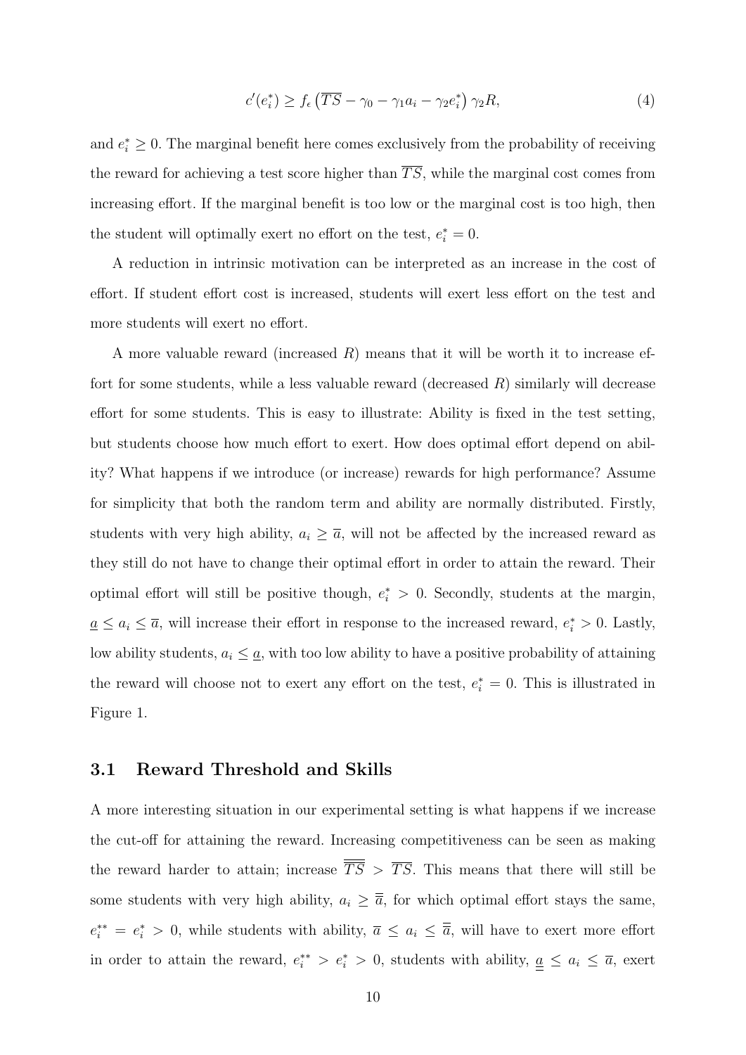$$c'(e_i^*) \geq f_\epsilon\left(\overline{TS} - \gamma_0 - \gamma_1 a_i - \gamma_2 e_i^*\right)\gamma_2 R, \tag{4}$$

and $e_i^* \geq 0$. The marginal benefit here comes exclusively from the probability of receiving the reward for achieving a test score higher than $\overline{TS}$, while the marginal cost comes from increasing effort. If the marginal benefit is too low or the marginal cost is too high, then the student will optimally exert no effort on the test, $e_i^* = 0$.

A reduction in intrinsic motivation can be interpreted as an increase in the cost of effort. If student effort cost is increased, students will exert less effort on the test and more students will exert no effort.

A more valuable reward (increased $R$) means that it will be worth it to increase effort for some students, while a less valuable reward (decreased $R$) similarly will decrease effort for some students. This is easy to illustrate: Ability is fixed in the test setting, but students choose how much effort to exert. How does optimal effort depend on ability? What happens if we introduce (or increase) rewards for high performance? Assume for simplicity that both the random term and ability are normally distributed. Firstly, students with very high ability, $a_i \geq \overline{a}$, will not be affected by the increased reward as they still do not have to change their optimal effort in order to attain the reward. Their optimal effort will still be positive though, $e_i^* > 0$. Secondly, students at the margin, $\underline{a} \leq a_i \leq \overline{a}$, will increase their effort in response to the increased reward, $e_i^* > 0$. Lastly, low ability students, $a_i \leq \underline{a}$, with too low ability to have a positive probability of attaining the reward will choose not to exert any effort on the test, $e_i^* = 0$. This is illustrated in Figure 1.

## 3.1 Reward Threshold and Skills

A more interesting situation in our experimental setting is what happens if we increase the cut-off for attaining the reward. Increasing competitiveness can be seen as making the reward harder to attain; increase $\overline{\overline{TS}} > \overline{TS}$. This means that there will still be some students with very high ability, $a_i \geq \overline{\overline{a}}$, for which optimal effort stays the same, $e_i^{**} = e_i^* > 0$, while students with ability, $\overline{a} \leq a_i \leq \overline{\overline{a}}$, will have to exert more effort in order to attain the reward, $e_i^{**} > e_i^* > 0$, students with ability, $\underline{\underline{a}} \leq a_i \leq \overline{a}$, exert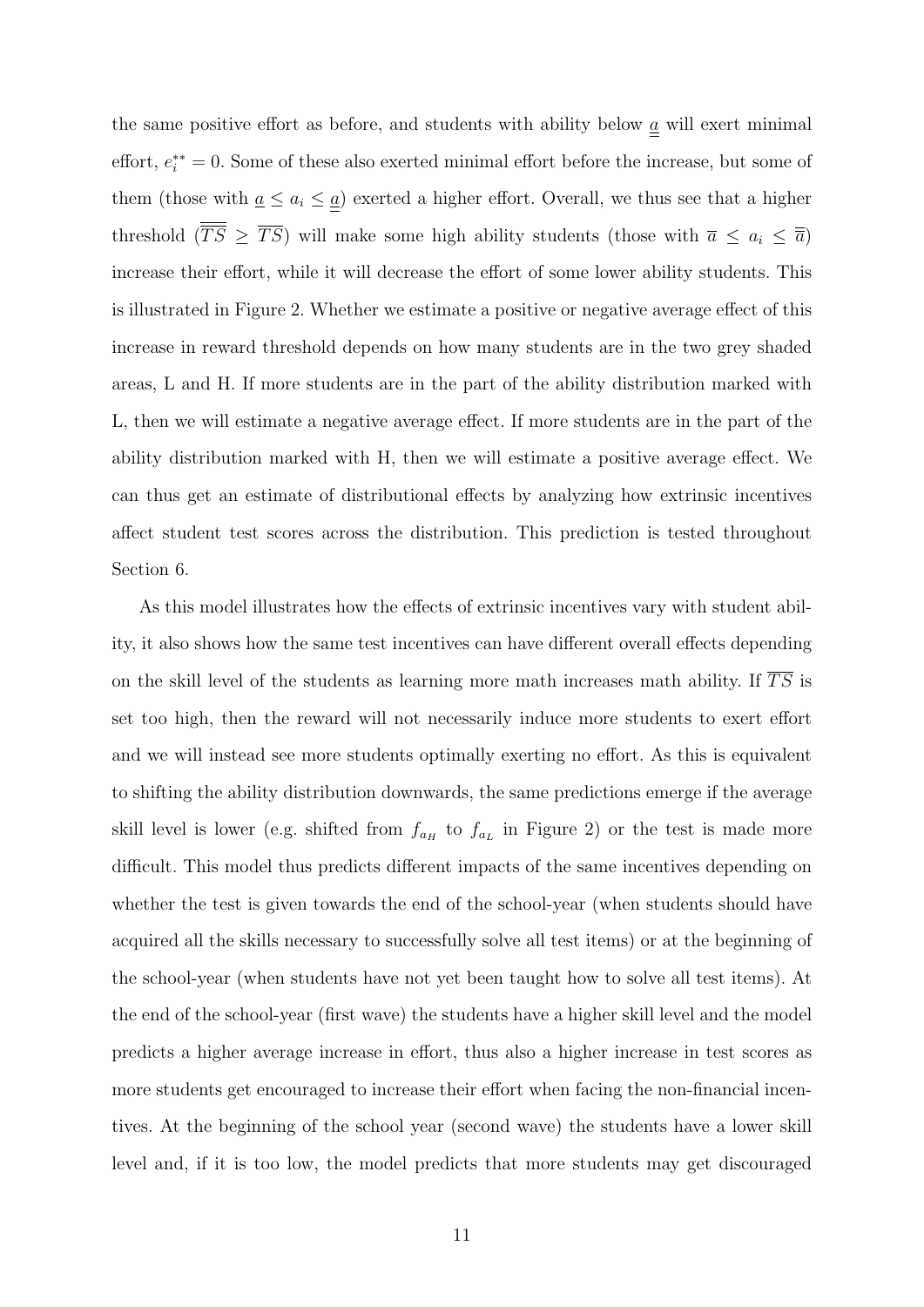the same positive effort as before, and students with ability below $\underline{\underline{a}}$ will exert minimal effort, $e_i^{**} = 0$. Some of these also exerted minimal effort before the increase, but some of them (those with $\underline{a} \leq a_i \leq \underline{\underline{a}}$) exerted a higher effort. Overall, we thus see that a higher threshold ($\overline{\overline{TS}} \geq \overline{TS}$) will make some high ability students (those with $\overline{a} \leq a_i \leq \overline{\overline{a}}$) increase their effort, while it will decrease the effort of some lower ability students. This is illustrated in Figure 2. Whether we estimate a positive or negative average effect of this increase in reward threshold depends on how many students are in the two grey shaded areas, L and H. If more students are in the part of the ability distribution marked with L, then we will estimate a negative average effect. If more students are in the part of the ability distribution marked with H, then we will estimate a positive average effect. We can thus get an estimate of distributional effects by analyzing how extrinsic incentives affect student test scores across the distribution. This prediction is tested throughout Section 6.

As this model illustrates how the effects of extrinsic incentives vary with student ability, it also shows how the same test incentives can have different overall effects depending on the skill level of the students as learning more math increases math ability. If $\overline{TS}$ is set too high, then the reward will not necessarily induce more students to exert effort and we will instead see more students optimally exerting no effort. As this is equivalent to shifting the ability distribution downwards, the same predictions emerge if the average skill level is lower (e.g. shifted from $f_{a_H}$ to $f_{a_L}$ in Figure 2) or the test is made more difficult. This model thus predicts different impacts of the same incentives depending on whether the test is given towards the end of the school-year (when students should have acquired all the skills necessary to successfully solve all test items) or at the beginning of the school-year (when students have not yet been taught how to solve all test items). At the end of the school-year (first wave) the students have a higher skill level and the model predicts a higher average increase in effort, thus also a higher increase in test scores as more students get encouraged to increase their effort when facing the non-financial incentives. At the beginning of the school year (second wave) the students have a lower skill level and, if it is too low, the model predicts that more students may get discouraged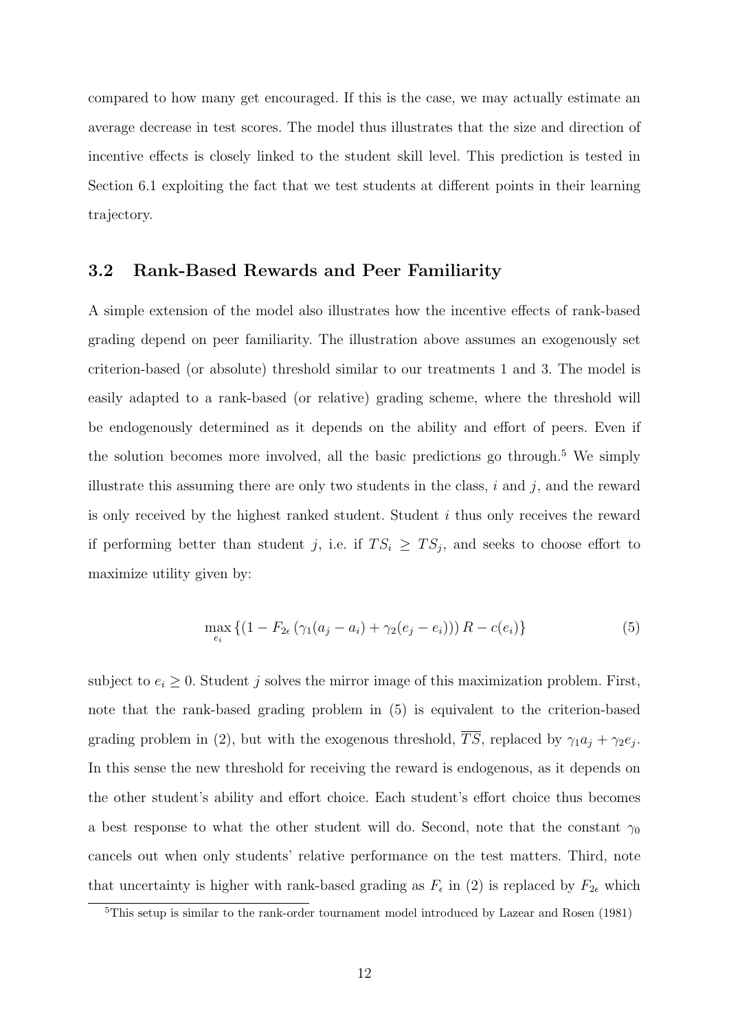compared to how many get encouraged. If this is the case, we may actually estimate an average decrease in test scores. The model thus illustrates that the size and direction of incentive effects is closely linked to the student skill level. This prediction is tested in Section 6.1 exploiting the fact that we test students at different points in their learning trajectory.

### 3.2 Rank-Based Rewards and Peer Familiarity

A simple extension of the model also illustrates how the incentive effects of rank-based grading depend on peer familiarity. The illustration above assumes an exogenously set criterion-based (or absolute) threshold similar to our treatments 1 and 3. The model is easily adapted to a rank-based (or relative) grading scheme, where the threshold will be endogenously determined as it depends on the ability and effort of peers. Even if the solution becomes more involved, all the basic predictions go through.[5] We simply illustrate this assuming there are only two students in the class, $i$ and $j$, and the reward is only received by the highest ranked student. Student $i$ thus only receives the reward if performing better than student $j$, i.e. if $TS_i \geq TS_j$, and seeks to choose effort to maximize utility given by:

$$\max_{e_i} \left\{ \left(1 - F_{2\epsilon}\left(\gamma_1(a_j - a_i) + \gamma_2(e_j - e_i)\right)\right) R - c(e_i) \right\} \tag{5}$$

subject to $e_i \geq 0$. Student $j$ solves the mirror image of this maximization problem. First, note that the rank-based grading problem in (5) is equivalent to the criterion-based grading problem in (2), but with the exogenous threshold, $\overline{TS}$, replaced by $\gamma_1 a_j + \gamma_2 e_j$. In this sense the new threshold for receiving the reward is endogenous, as it depends on the other student's ability and effort choice. Each student's effort choice thus becomes a best response to what the other student will do. Second, note that the constant $\gamma_0$ cancels out when only students' relative performance on the test matters. Third, note that uncertainty is higher with rank-based grading as $F_\epsilon$ in (2) is replaced by $F_{2\epsilon}$ which

[5] This setup is similar to the rank-order tournament model introduced by Lazear and Rosen (1981)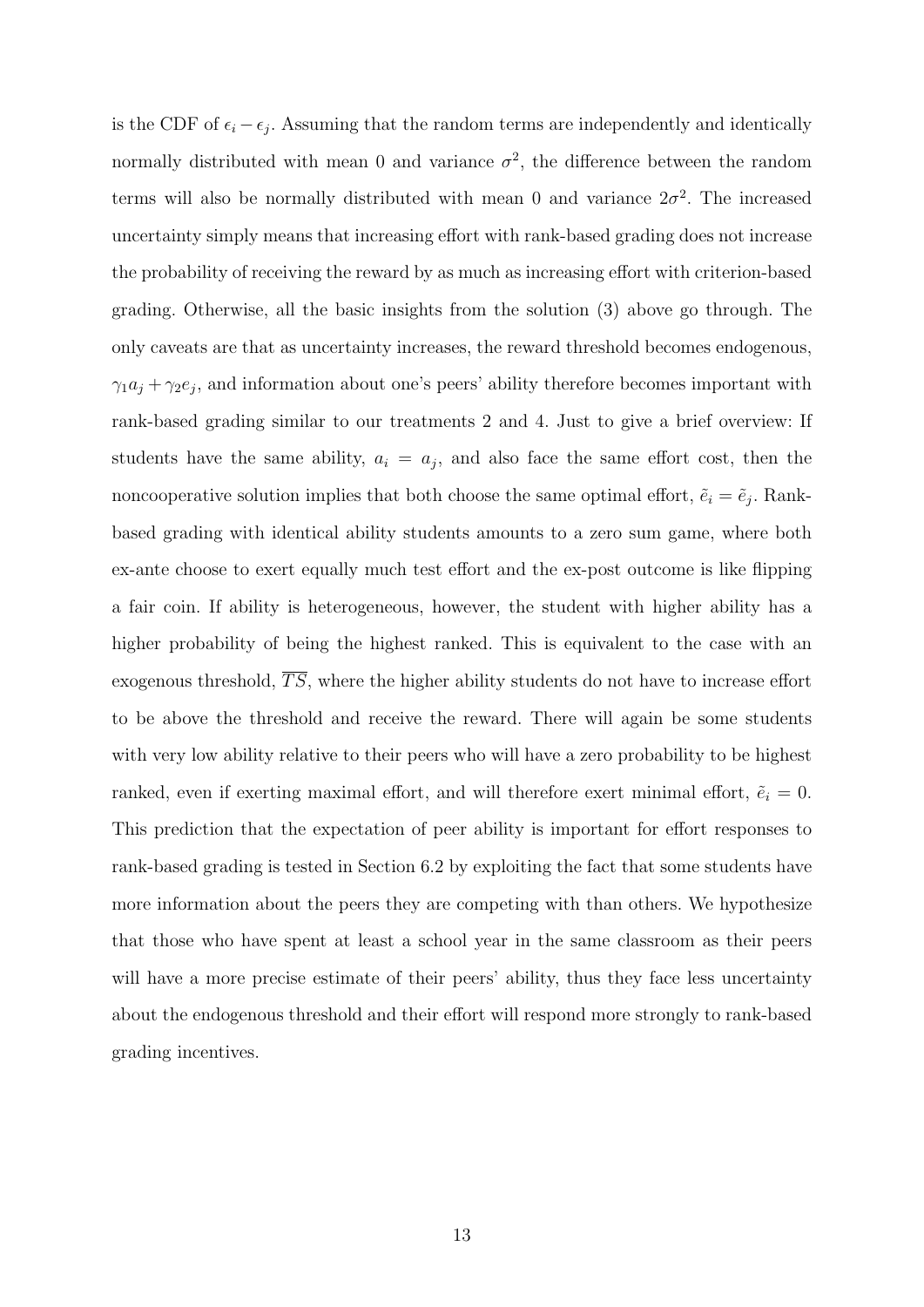is the CDF of $\epsilon_i - \epsilon_j$. Assuming that the random terms are independently and identically normally distributed with mean 0 and variance $\sigma^2$, the difference between the random terms will also be normally distributed with mean 0 and variance $2\sigma^2$. The increased uncertainty simply means that increasing effort with rank-based grading does not increase the probability of receiving the reward by as much as increasing effort with criterion-based grading. Otherwise, all the basic insights from the solution (3) above go through. The only caveats are that as uncertainty increases, the reward threshold becomes endogenous, $\gamma_1 a_j + \gamma_2 e_j$, and information about one's peers' ability therefore becomes important with rank-based grading similar to our treatments 2 and 4. Just to give a brief overview: If students have the same ability, $a_i = a_j$, and also face the same effort cost, then the noncooperative solution implies that both choose the same optimal effort, $\tilde{e}_i = \tilde{e}_j$. Rank-based grading with identical ability students amounts to a zero sum game, where both ex-ante choose to exert equally much test effort and the ex-post outcome is like flipping a fair coin. If ability is heterogeneous, however, the student with higher ability has a higher probability of being the highest ranked. This is equivalent to the case with an exogenous threshold, $\overline{TS}$, where the higher ability students do not have to increase effort to be above the threshold and receive the reward. There will again be some students with very low ability relative to their peers who will have a zero probability to be highest ranked, even if exerting maximal effort, and will therefore exert minimal effort, $\tilde{e}_i = 0$. This prediction that the expectation of peer ability is important for effort responses to rank-based grading is tested in Section 6.2 by exploiting the fact that some students have more information about the peers they are competing with than others. We hypothesize that those who have spent at least a school year in the same classroom as their peers will have a more precise estimate of their peers' ability, thus they face less uncertainty about the endogenous threshold and their effort will respond more strongly to rank-based grading incentives.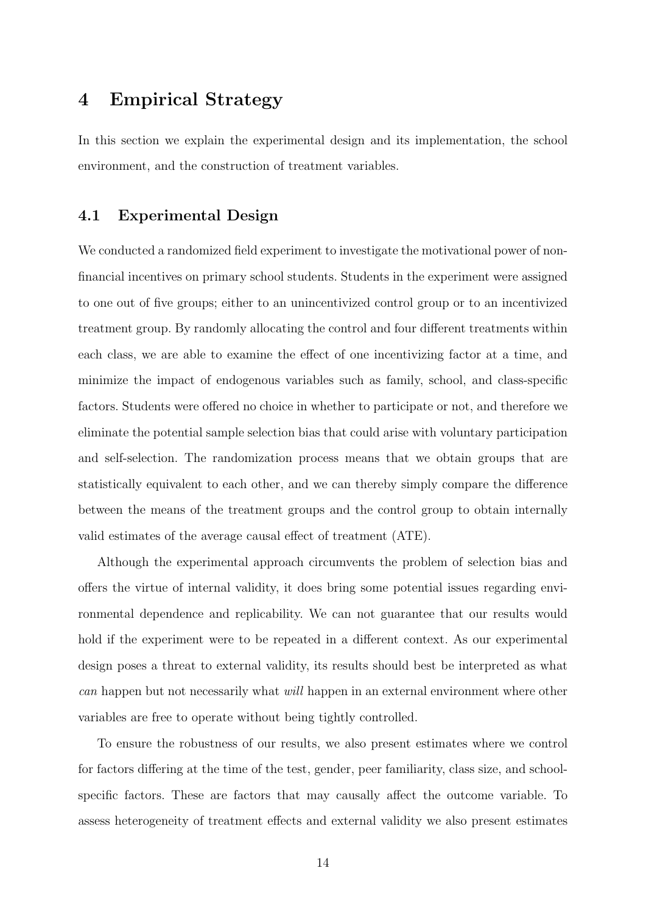# 4 Empirical Strategy

In this section we explain the experimental design and its implementation, the school environment, and the construction of treatment variables.

## 4.1 Experimental Design

We conducted a randomized field experiment to investigate the motivational power of non-financial incentives on primary school students. Students in the experiment were assigned to one out of five groups; either to an unincentivized control group or to an incentivized treatment group. By randomly allocating the control and four different treatments within each class, we are able to examine the effect of one incentivizing factor at a time, and minimize the impact of endogenous variables such as family, school, and class-specific factors. Students were offered no choice in whether to participate or not, and therefore we eliminate the potential sample selection bias that could arise with voluntary participation and self-selection. The randomization process means that we obtain groups that are statistically equivalent to each other, and we can thereby simply compare the difference between the means of the treatment groups and the control group to obtain internally valid estimates of the average causal effect of treatment (ATE).

Although the experimental approach circumvents the problem of selection bias and offers the virtue of internal validity, it does bring some potential issues regarding environmental dependence and replicability. We can not guarantee that our results would hold if the experiment were to be repeated in a different context. As our experimental design poses a threat to external validity, its results should best be interpreted as what *can* happen but not necessarily what *will* happen in an external environment where other variables are free to operate without being tightly controlled.

To ensure the robustness of our results, we also present estimates where we control for factors differing at the time of the test, gender, peer familiarity, class size, and school-specific factors. These are factors that may causally affect the outcome variable. To assess heterogeneity of treatment effects and external validity we also present estimates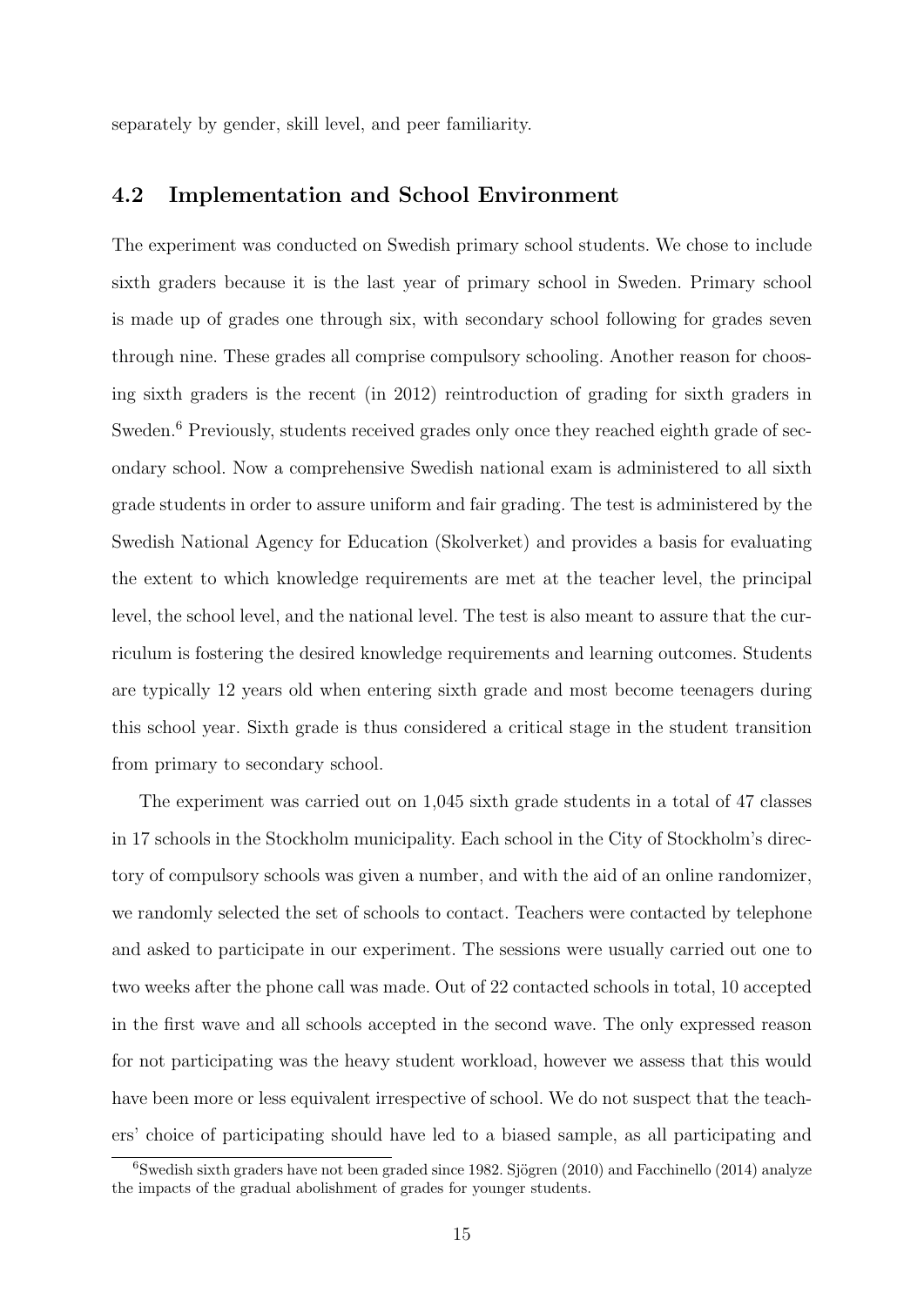separately by gender, skill level, and peer familiarity.

## 4.2 Implementation and School Environment

The experiment was conducted on Swedish primary school students. We chose to include sixth graders because it is the last year of primary school in Sweden. Primary school is made up of grades one through six, with secondary school following for grades seven through nine. These grades all comprise compulsory schooling. Another reason for choosing sixth graders is the recent (in 2012) reintroduction of grading for sixth graders in Sweden.[6] Previously, students received grades only once they reached eighth grade of secondary school. Now a comprehensive Swedish national exam is administered to all sixth grade students in order to assure uniform and fair grading. The test is administered by the Swedish National Agency for Education (Skolverket) and provides a basis for evaluating the extent to which knowledge requirements are met at the teacher level, the principal level, the school level, and the national level. The test is also meant to assure that the curriculum is fostering the desired knowledge requirements and learning outcomes. Students are typically 12 years old when entering sixth grade and most become teenagers during this school year. Sixth grade is thus considered a critical stage in the student transition from primary to secondary school.

The experiment was carried out on 1,045 sixth grade students in a total of 47 classes in 17 schools in the Stockholm municipality. Each school in the City of Stockholm's directory of compulsory schools was given a number, and with the aid of an online randomizer, we randomly selected the set of schools to contact. Teachers were contacted by telephone and asked to participate in our experiment. The sessions were usually carried out one to two weeks after the phone call was made. Out of 22 contacted schools in total, 10 accepted in the first wave and all schools accepted in the second wave. The only expressed reason for not participating was the heavy student workload, however we assess that this would have been more or less equivalent irrespective of school. We do not suspect that the teachers' choice of participating should have led to a biased sample, as all participating and

[6] Swedish sixth graders have not been graded since 1982. Sjögren (2010) and Facchinello (2014) analyze the impacts of the gradual abolishment of grades for younger students.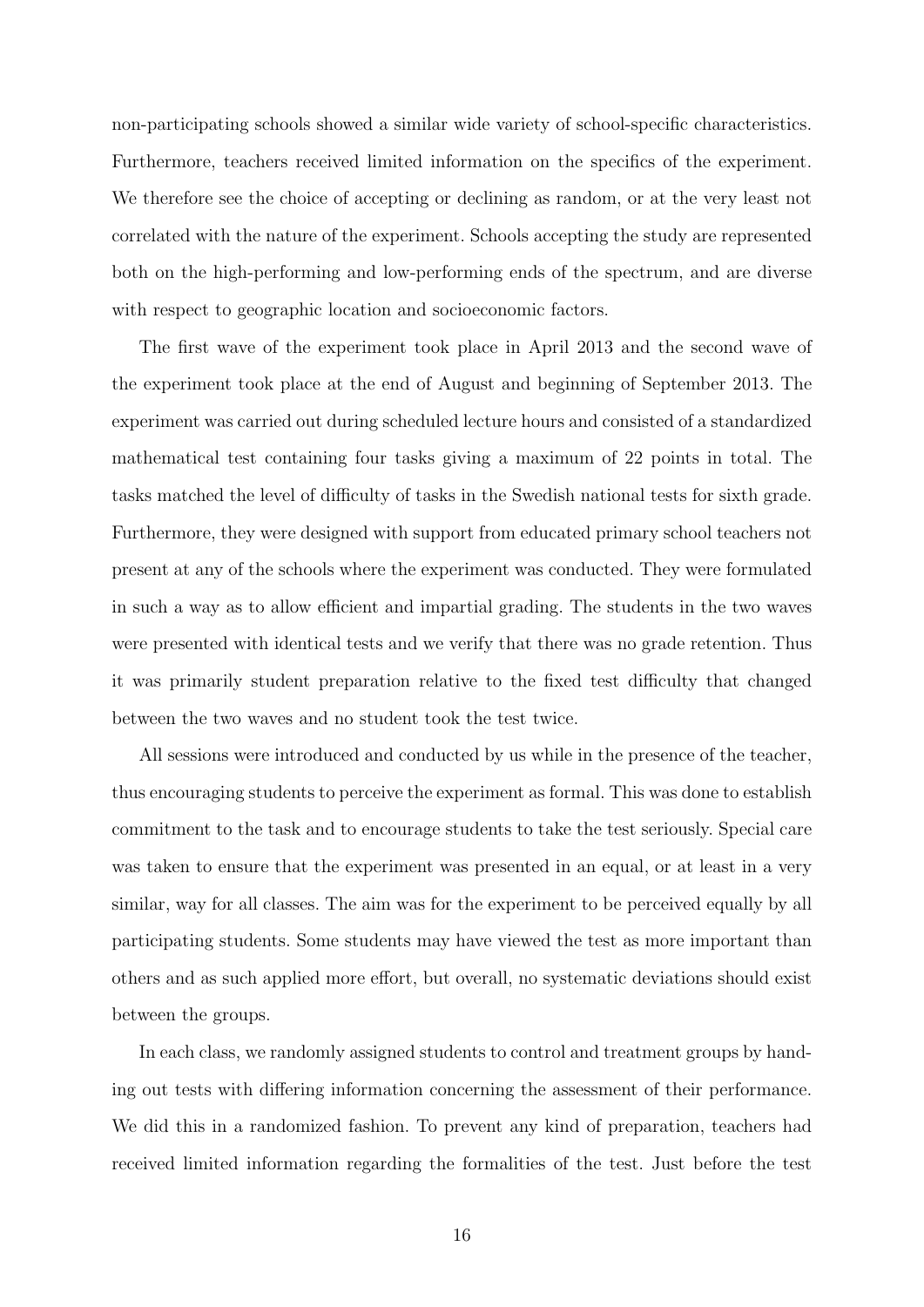non-participating schools showed a similar wide variety of school-specific characteristics. Furthermore, teachers received limited information on the specifics of the experiment. We therefore see the choice of accepting or declining as random, or at the very least not correlated with the nature of the experiment. Schools accepting the study are represented both on the high-performing and low-performing ends of the spectrum, and are diverse with respect to geographic location and socioeconomic factors.

The first wave of the experiment took place in April 2013 and the second wave of the experiment took place at the end of August and beginning of September 2013. The experiment was carried out during scheduled lecture hours and consisted of a standardized mathematical test containing four tasks giving a maximum of 22 points in total. The tasks matched the level of difficulty of tasks in the Swedish national tests for sixth grade. Furthermore, they were designed with support from educated primary school teachers not present at any of the schools where the experiment was conducted. They were formulated in such a way as to allow efficient and impartial grading. The students in the two waves were presented with identical tests and we verify that there was no grade retention. Thus it was primarily student preparation relative to the fixed test difficulty that changed between the two waves and no student took the test twice.

All sessions were introduced and conducted by us while in the presence of the teacher, thus encouraging students to perceive the experiment as formal. This was done to establish commitment to the task and to encourage students to take the test seriously. Special care was taken to ensure that the experiment was presented in an equal, or at least in a very similar, way for all classes. The aim was for the experiment to be perceived equally by all participating students. Some students may have viewed the test as more important than others and as such applied more effort, but overall, no systematic deviations should exist between the groups.

In each class, we randomly assigned students to control and treatment groups by handing out tests with differing information concerning the assessment of their performance. We did this in a randomized fashion. To prevent any kind of preparation, teachers had received limited information regarding the formalities of the test. Just before the test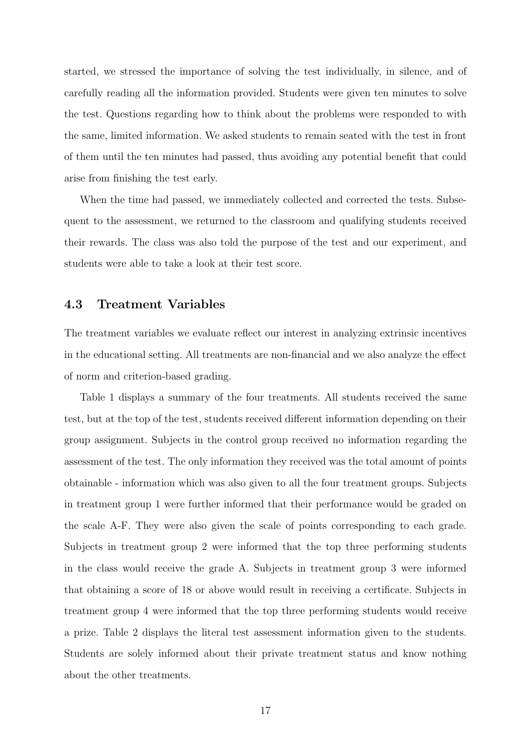started, we stressed the importance of solving the test individually, in silence, and of carefully reading all the information provided. Students were given ten minutes to solve the test. Questions regarding how to think about the problems were responded to with the same, limited information. We asked students to remain seated with the test in front of them until the ten minutes had passed, thus avoiding any potential benefit that could arise from finishing the test early.

When the time had passed, we immediately collected and corrected the tests. Subsequent to the assessment, we returned to the classroom and qualifying students received their rewards. The class was also told the purpose of the test and our experiment, and students were able to take a look at their test score.

### 4.3 Treatment Variables

The treatment variables we evaluate reflect our interest in analyzing extrinsic incentives in the educational setting. All treatments are non-financial and we also analyze the effect of norm and criterion-based grading.

Table 1 displays a summary of the four treatments. All students received the same test, but at the top of the test, students received different information depending on their group assignment. Subjects in the control group received no information regarding the assessment of the test. The only information they received was the total amount of points obtainable - information which was also given to all the four treatment groups. Subjects in treatment group 1 were further informed that their performance would be graded on the scale A-F. They were also given the scale of points corresponding to each grade. Subjects in treatment group 2 were informed that the top three performing students in the class would receive the grade A. Subjects in treatment group 3 were informed that obtaining a score of 18 or above would result in receiving a certificate. Subjects in treatment group 4 were informed that the top three performing students would receive a prize. Table 2 displays the literal test assessment information given to the students. Students are solely informed about their private treatment status and know nothing about the other treatments.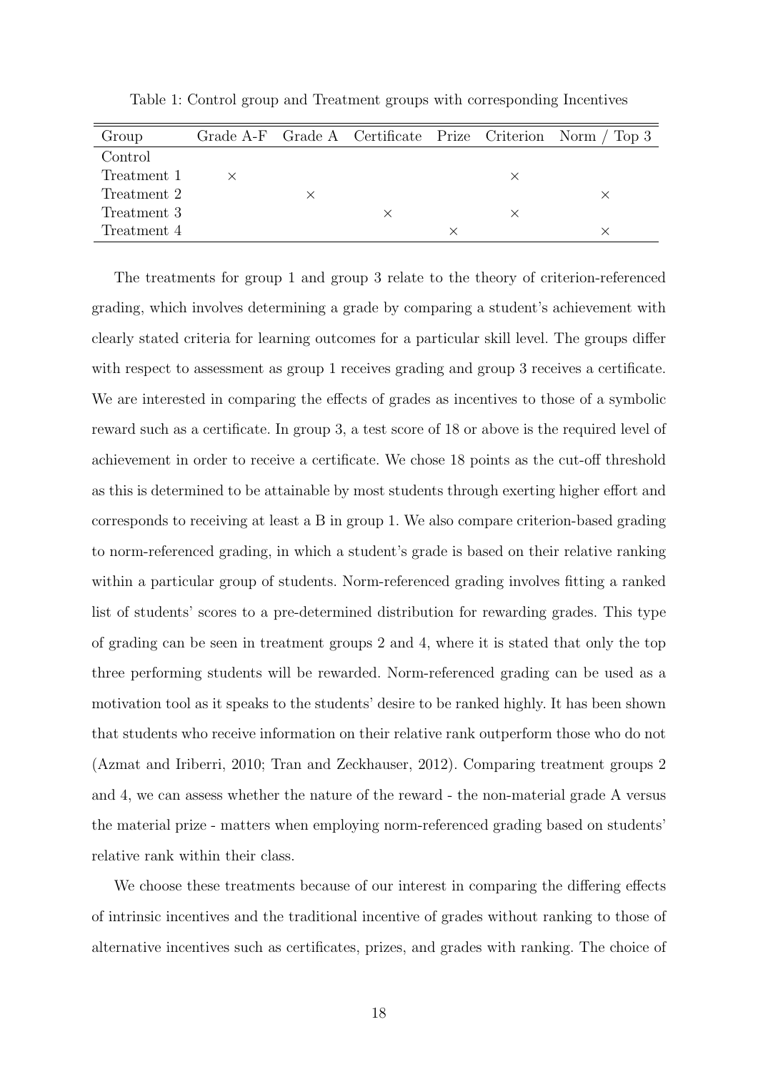Table 1: Control group and Treatment groups with corresponding Incentives

| Group | Grade A-F | Grade A | Certificate | Prize | Criterion | Norm / Top 3 |
|---|---|---|---|---|---|---|
| Control | | | | | | |
| Treatment 1 | × | | | | × | |
| Treatment 2 | | × | | | | × |
| Treatment 3 | | | × | | × | |
| Treatment 4 | | | | × | | × |

The treatments for group 1 and group 3 relate to the theory of criterion-referenced grading, which involves determining a grade by comparing a student's achievement with clearly stated criteria for learning outcomes for a particular skill level. The groups differ with respect to assessment as group 1 receives grading and group 3 receives a certificate. We are interested in comparing the effects of grades as incentives to those of a symbolic reward such as a certificate. In group 3, a test score of 18 or above is the required level of achievement in order to receive a certificate. We chose 18 points as the cut-off threshold as this is determined to be attainable by most students through exerting higher effort and corresponds to receiving at least a B in group 1. We also compare criterion-based grading to norm-referenced grading, in which a student's grade is based on their relative ranking within a particular group of students. Norm-referenced grading involves fitting a ranked list of students' scores to a pre-determined distribution for rewarding grades. This type of grading can be seen in treatment groups 2 and 4, where it is stated that only the top three performing students will be rewarded. Norm-referenced grading can be used as a motivation tool as it speaks to the students' desire to be ranked highly. It has been shown that students who receive information on their relative rank outperform those who do not (Azmat and Iriberri, 2010; Tran and Zeckhauser, 2012). Comparing treatment groups 2 and 4, we can assess whether the nature of the reward - the non-material grade A versus the material prize - matters when employing norm-referenced grading based on students' relative rank within their class.

We choose these treatments because of our interest in comparing the differing effects of intrinsic incentives and the traditional incentive of grades without ranking to those of alternative incentives such as certificates, prizes, and grades with ranking. The choice of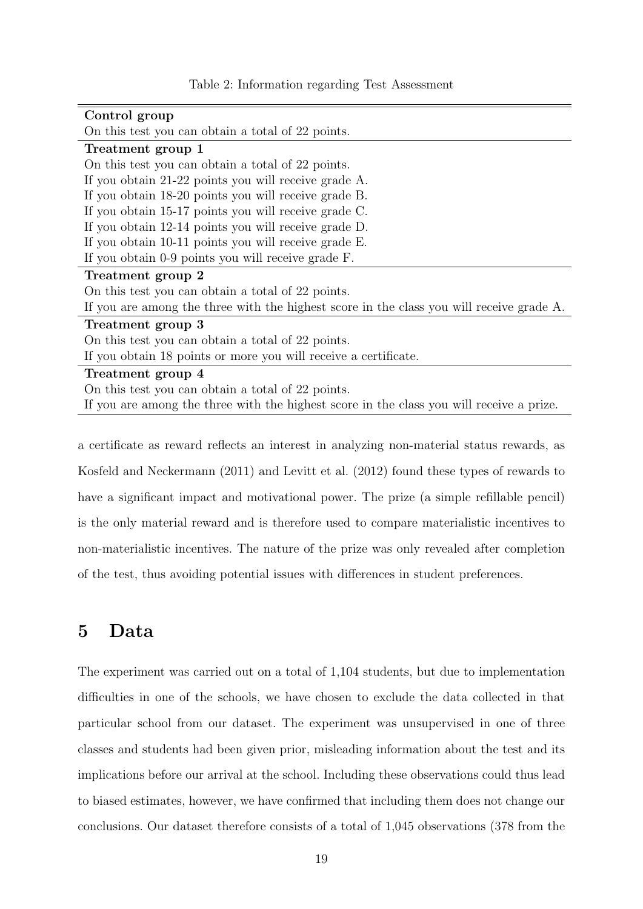Table 2: Information regarding Test Assessment

| |
|---|
| **Control group** |
| On this test you can obtain a total of 22 points. |
| **Treatment group 1** |
| On this test you can obtain a total of 22 points. |
| If you obtain 21-22 points you will receive grade A. |
| If you obtain 18-20 points you will receive grade B. |
| If you obtain 15-17 points you will receive grade C. |
| If you obtain 12-14 points you will receive grade D. |
| If you obtain 10-11 points you will receive grade E. |
| If you obtain 0-9 points you will receive grade F. |
| **Treatment group 2** |
| On this test you can obtain a total of 22 points. |
| If you are among the three with the highest score in the class you will receive grade A. |
| **Treatment group 3** |
| On this test you can obtain a total of 22 points. |
| If you obtain 18 points or more you will receive a certificate. |
| **Treatment group 4** |
| On this test you can obtain a total of 22 points. |
| If you are among the three with the highest score in the class you will receive a prize. |

a certificate as reward reflects an interest in analyzing non-material status rewards, as Kosfeld and Neckermann (2011) and Levitt et al. (2012) found these types of rewards to have a significant impact and motivational power. The prize (a simple refillable pencil) is the only material reward and is therefore used to compare materialistic incentives to non-materialistic incentives. The nature of the prize was only revealed after completion of the test, thus avoiding potential issues with differences in student preferences.

## 5 Data

The experiment was carried out on a total of 1,104 students, but due to implementation difficulties in one of the schools, we have chosen to exclude the data collected in that particular school from our dataset. The experiment was unsupervised in one of three classes and students had been given prior, misleading information about the test and its implications before our arrival at the school. Including these observations could thus lead to biased estimates, however, we have confirmed that including them does not change our conclusions. Our dataset therefore consists of a total of 1,045 observations (378 from the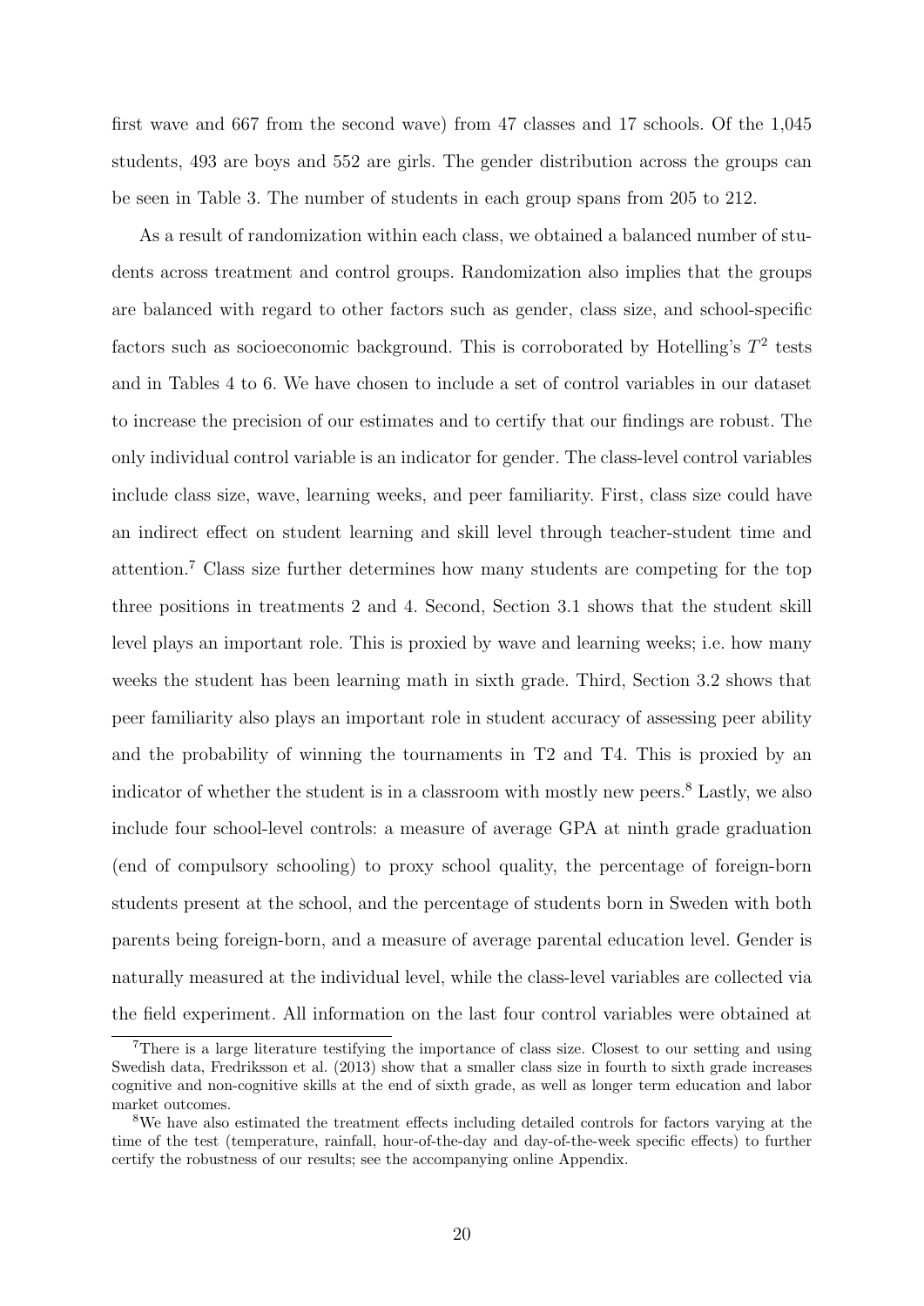first wave and 667 from the second wave) from 47 classes and 17 schools. Of the 1,045 students, 493 are boys and 552 are girls. The gender distribution across the groups can be seen in Table 3. The number of students in each group spans from 205 to 212.

As a result of randomization within each class, we obtained a balanced number of students across treatment and control groups. Randomization also implies that the groups are balanced with regard to other factors such as gender, class size, and school-specific factors such as socioeconomic background. This is corroborated by Hotelling's $T^2$ tests and in Tables 4 to 6. We have chosen to include a set of control variables in our dataset to increase the precision of our estimates and to certify that our findings are robust. The only individual control variable is an indicator for gender. The class-level control variables include class size, wave, learning weeks, and peer familiarity. First, class size could have an indirect effect on student learning and skill level through teacher-student time and attention.[7] Class size further determines how many students are competing for the top three positions in treatments 2 and 4. Second, Section 3.1 shows that the student skill level plays an important role. This is proxied by wave and learning weeks; i.e. how many weeks the student has been learning math in sixth grade. Third, Section 3.2 shows that peer familiarity also plays an important role in student accuracy of assessing peer ability and the probability of winning the tournaments in T2 and T4. This is proxied by an indicator of whether the student is in a classroom with mostly new peers.[8] Lastly, we also include four school-level controls: a measure of average GPA at ninth grade graduation (end of compulsory schooling) to proxy school quality, the percentage of foreign-born students present at the school, and the percentage of students born in Sweden with both parents being foreign-born, and a measure of average parental education level. Gender is naturally measured at the individual level, while the class-level variables are collected via the field experiment. All information on the last four control variables were obtained at

---

[7] There is a large literature testifying the importance of class size. Closest to our setting and using Swedish data, Fredriksson et al. (2013) show that a smaller class size in fourth to sixth grade increases cognitive and non-cognitive skills at the end of sixth grade, as well as longer term education and labor market outcomes.

[8] We have also estimated the treatment effects including detailed controls for factors varying at the time of the test (temperature, rainfall, hour-of-the-day and day-of-the-week specific effects) to further certify the robustness of our results; see the accompanying online Appendix.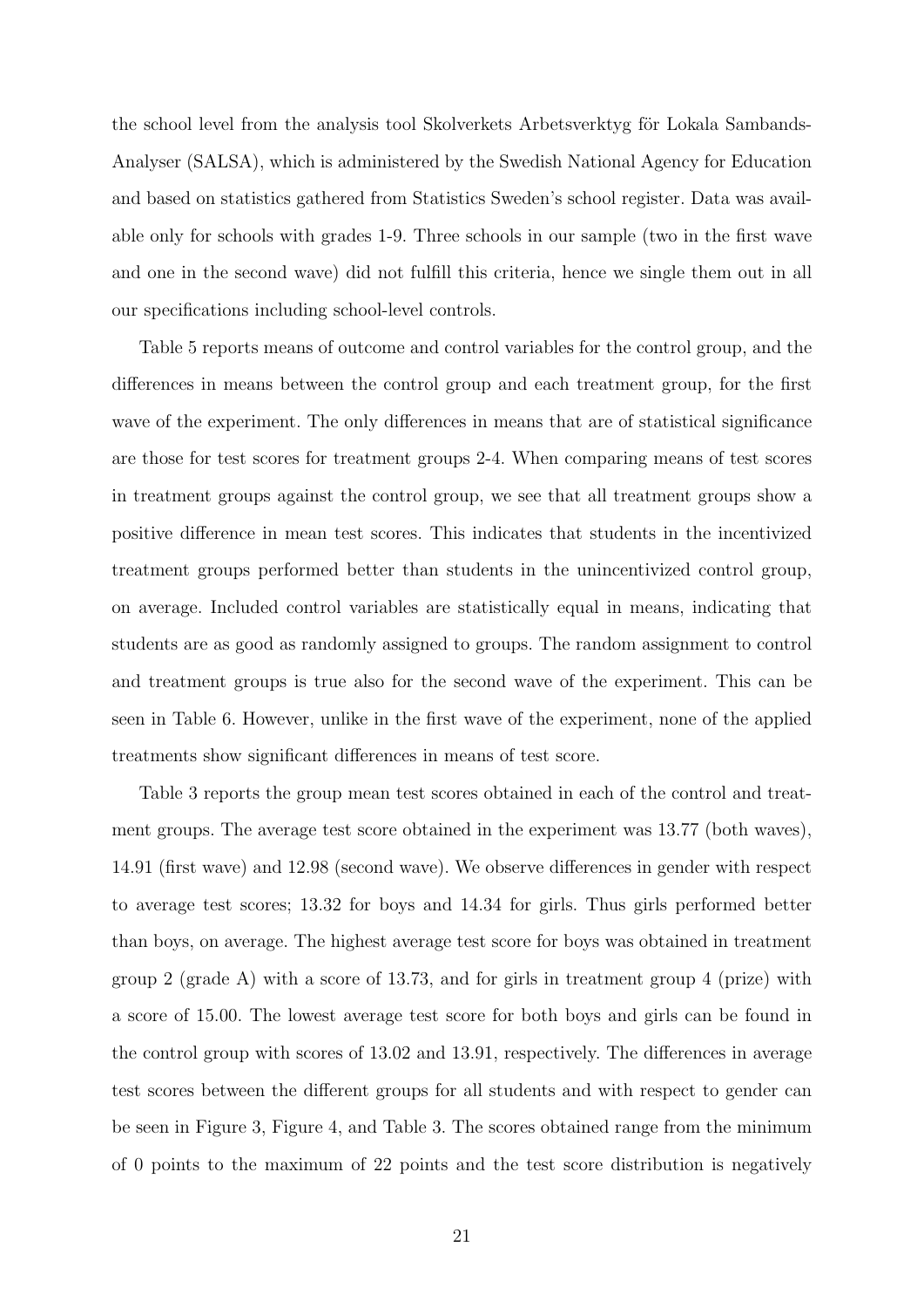the school level from the analysis tool Skolverkets Arbetsverktyg för Lokala Sambands-Analyser (SALSA), which is administered by the Swedish National Agency for Education and based on statistics gathered from Statistics Sweden's school register. Data was available only for schools with grades 1-9. Three schools in our sample (two in the first wave and one in the second wave) did not fulfill this criteria, hence we single them out in all our specifications including school-level controls.

Table 5 reports means of outcome and control variables for the control group, and the differences in means between the control group and each treatment group, for the first wave of the experiment. The only differences in means that are of statistical significance are those for test scores for treatment groups 2-4. When comparing means of test scores in treatment groups against the control group, we see that all treatment groups show a positive difference in mean test scores. This indicates that students in the incentivized treatment groups performed better than students in the unincentivized control group, on average. Included control variables are statistically equal in means, indicating that students are as good as randomly assigned to groups. The random assignment to control and treatment groups is true also for the second wave of the experiment. This can be seen in Table 6. However, unlike in the first wave of the experiment, none of the applied treatments show significant differences in means of test score.

Table 3 reports the group mean test scores obtained in each of the control and treatment groups. The average test score obtained in the experiment was 13.77 (both waves), 14.91 (first wave) and 12.98 (second wave). We observe differences in gender with respect to average test scores; 13.32 for boys and 14.34 for girls. Thus girls performed better than boys, on average. The highest average test score for boys was obtained in treatment group 2 (grade A) with a score of 13.73, and for girls in treatment group 4 (prize) with a score of 15.00. The lowest average test score for both boys and girls can be found in the control group with scores of 13.02 and 13.91, respectively. The differences in average test scores between the different groups for all students and with respect to gender can be seen in Figure 3, Figure 4, and Table 3. The scores obtained range from the minimum of 0 points to the maximum of 22 points and the test score distribution is negatively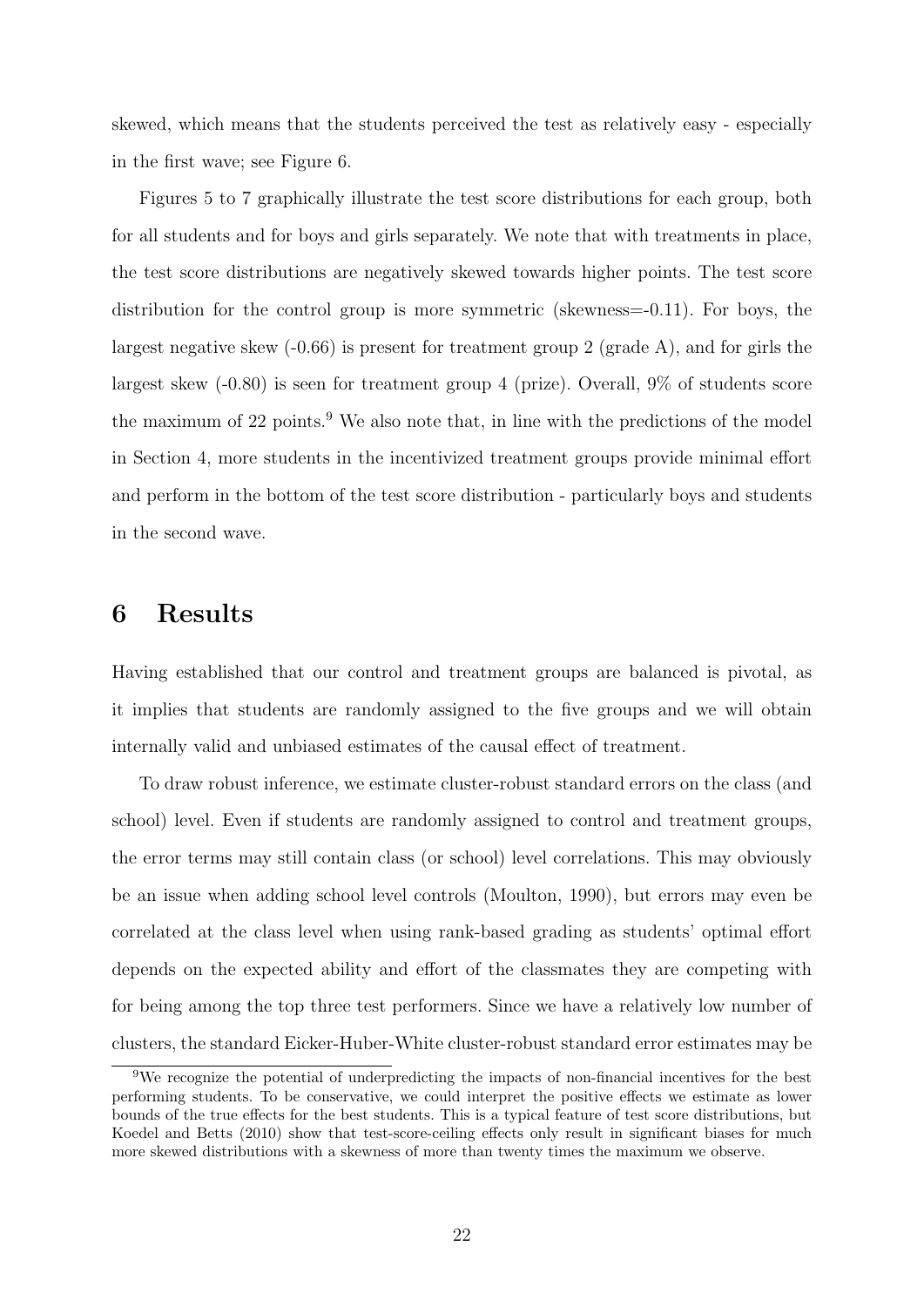skewed, which means that the students perceived the test as relatively easy - especially in the first wave; see Figure 6.

Figures 5 to 7 graphically illustrate the test score distributions for each group, both for all students and for boys and girls separately. We note that with treatments in place, the test score distributions are negatively skewed towards higher points. The test score distribution for the control group is more symmetric (skewness=-0.11). For boys, the largest negative skew (-0.66) is present for treatment group 2 (grade A), and for girls the largest skew (-0.80) is seen for treatment group 4 (prize). Overall, 9% of students score the maximum of 22 points.[9] We also note that, in line with the predictions of the model in Section 4, more students in the incentivized treatment groups provide minimal effort and perform in the bottom of the test score distribution - particularly boys and students in the second wave.

# 6 Results

Having established that our control and treatment groups are balanced is pivotal, as it implies that students are randomly assigned to the five groups and we will obtain internally valid and unbiased estimates of the causal effect of treatment.

To draw robust inference, we estimate cluster-robust standard errors on the class (and school) level. Even if students are randomly assigned to control and treatment groups, the error terms may still contain class (or school) level correlations. This may obviously be an issue when adding school level controls (Moulton, 1990), but errors may even be correlated at the class level when using rank-based grading as students' optimal effort depends on the expected ability and effort of the classmates they are competing with for being among the top three test performers. Since we have a relatively low number of clusters, the standard Eicker-Huber-White cluster-robust standard error estimates may be

[9] We recognize the potential of underpredicting the impacts of non-financial incentives for the best performing students. To be conservative, we could interpret the positive effects we estimate as lower bounds of the true effects for the best students. This is a typical feature of test score distributions, but Koedel and Betts (2010) show that test-score-ceiling effects only result in significant biases for much more skewed distributions with a skewness of more than twenty times the maximum we observe.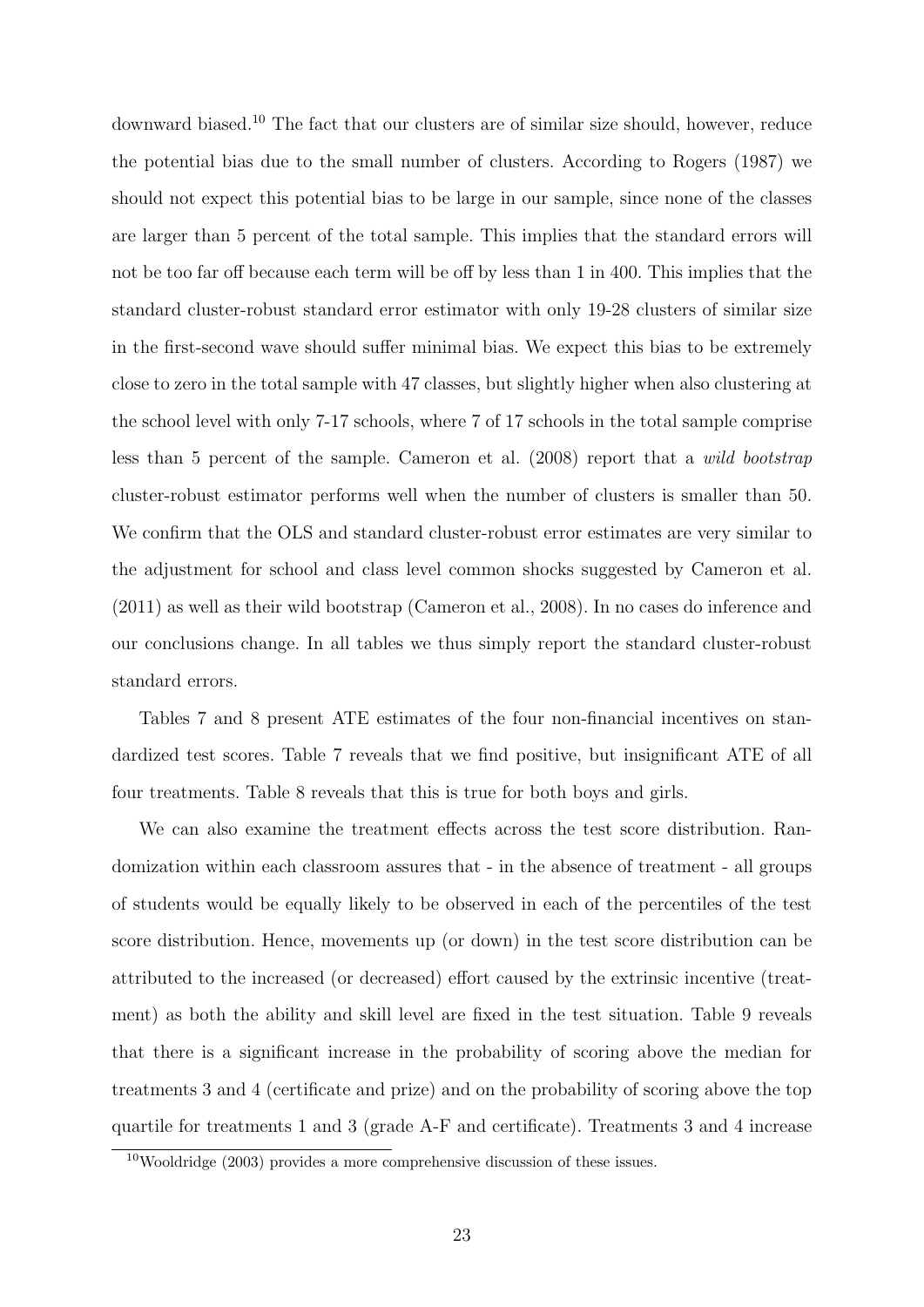downward biased.[10] The fact that our clusters are of similar size should, however, reduce the potential bias due to the small number of clusters. According to Rogers (1987) we should not expect this potential bias to be large in our sample, since none of the classes are larger than 5 percent of the total sample. This implies that the standard errors will not be too far off because each term will be off by less than 1 in 400. This implies that the standard cluster-robust standard error estimator with only 19-28 clusters of similar size in the first-second wave should suffer minimal bias. We expect this bias to be extremely close to zero in the total sample with 47 classes, but slightly higher when also clustering at the school level with only 7-17 schools, where 7 of 17 schools in the total sample comprise less than 5 percent of the sample. Cameron et al. (2008) report that a *wild bootstrap* cluster-robust estimator performs well when the number of clusters is smaller than 50. We confirm that the OLS and standard cluster-robust error estimates are very similar to the adjustment for school and class level common shocks suggested by Cameron et al. (2011) as well as their wild bootstrap (Cameron et al., 2008). In no cases do inference and our conclusions change. In all tables we thus simply report the standard cluster-robust standard errors.

Tables 7 and 8 present ATE estimates of the four non-financial incentives on standardized test scores. Table 7 reveals that we find positive, but insignificant ATE of all four treatments. Table 8 reveals that this is true for both boys and girls.

We can also examine the treatment effects across the test score distribution. Randomization within each classroom assures that - in the absence of treatment - all groups of students would be equally likely to be observed in each of the percentiles of the test score distribution. Hence, movements up (or down) in the test score distribution can be attributed to the increased (or decreased) effort caused by the extrinsic incentive (treatment) as both the ability and skill level are fixed in the test situation. Table 9 reveals that there is a significant increase in the probability of scoring above the median for treatments 3 and 4 (certificate and prize) and on the probability of scoring above the top quartile for treatments 1 and 3 (grade A-F and certificate). Treatments 3 and 4 increase

[10] Wooldridge (2003) provides a more comprehensive discussion of these issues.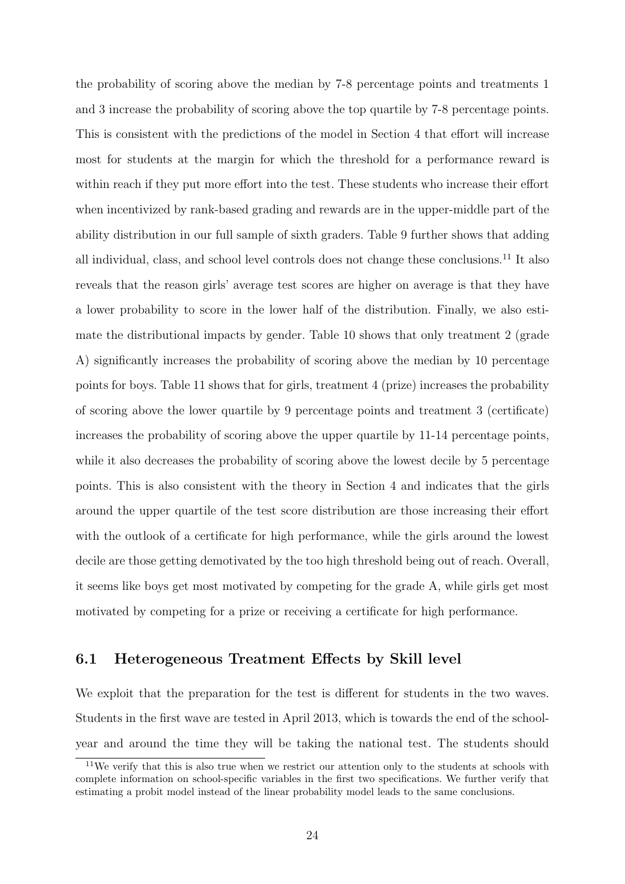the probability of scoring above the median by 7-8 percentage points and treatments 1 and 3 increase the probability of scoring above the top quartile by 7-8 percentage points. This is consistent with the predictions of the model in Section 4 that effort will increase most for students at the margin for which the threshold for a performance reward is within reach if they put more effort into the test. These students who increase their effort when incentivized by rank-based grading and rewards are in the upper-middle part of the ability distribution in our full sample of sixth graders. Table 9 further shows that adding all individual, class, and school level controls does not change these conclusions.[11] It also reveals that the reason girls' average test scores are higher on average is that they have a lower probability to score in the lower half of the distribution. Finally, we also estimate the distributional impacts by gender. Table 10 shows that only treatment 2 (grade A) significantly increases the probability of scoring above the median by 10 percentage points for boys. Table 11 shows that for girls, treatment 4 (prize) increases the probability of scoring above the lower quartile by 9 percentage points and treatment 3 (certificate) increases the probability of scoring above the upper quartile by 11-14 percentage points, while it also decreases the probability of scoring above the lowest decile by 5 percentage points. This is also consistent with the theory in Section 4 and indicates that the girls around the upper quartile of the test score distribution are those increasing their effort with the outlook of a certificate for high performance, while the girls around the lowest decile are those getting demotivated by the too high threshold being out of reach. Overall, it seems like boys get most motivated by competing for the grade A, while girls get most motivated by competing for a prize or receiving a certificate for high performance.

## 6.1 Heterogeneous Treatment Effects by Skill level

We exploit that the preparation for the test is different for students in the two waves. Students in the first wave are tested in April 2013, which is towards the end of the school-year and around the time they will be taking the national test. The students should

[11] We verify that this is also true when we restrict our attention only to the students at schools with complete information on school-specific variables in the first two specifications. We further verify that estimating a probit model instead of the linear probability model leads to the same conclusions.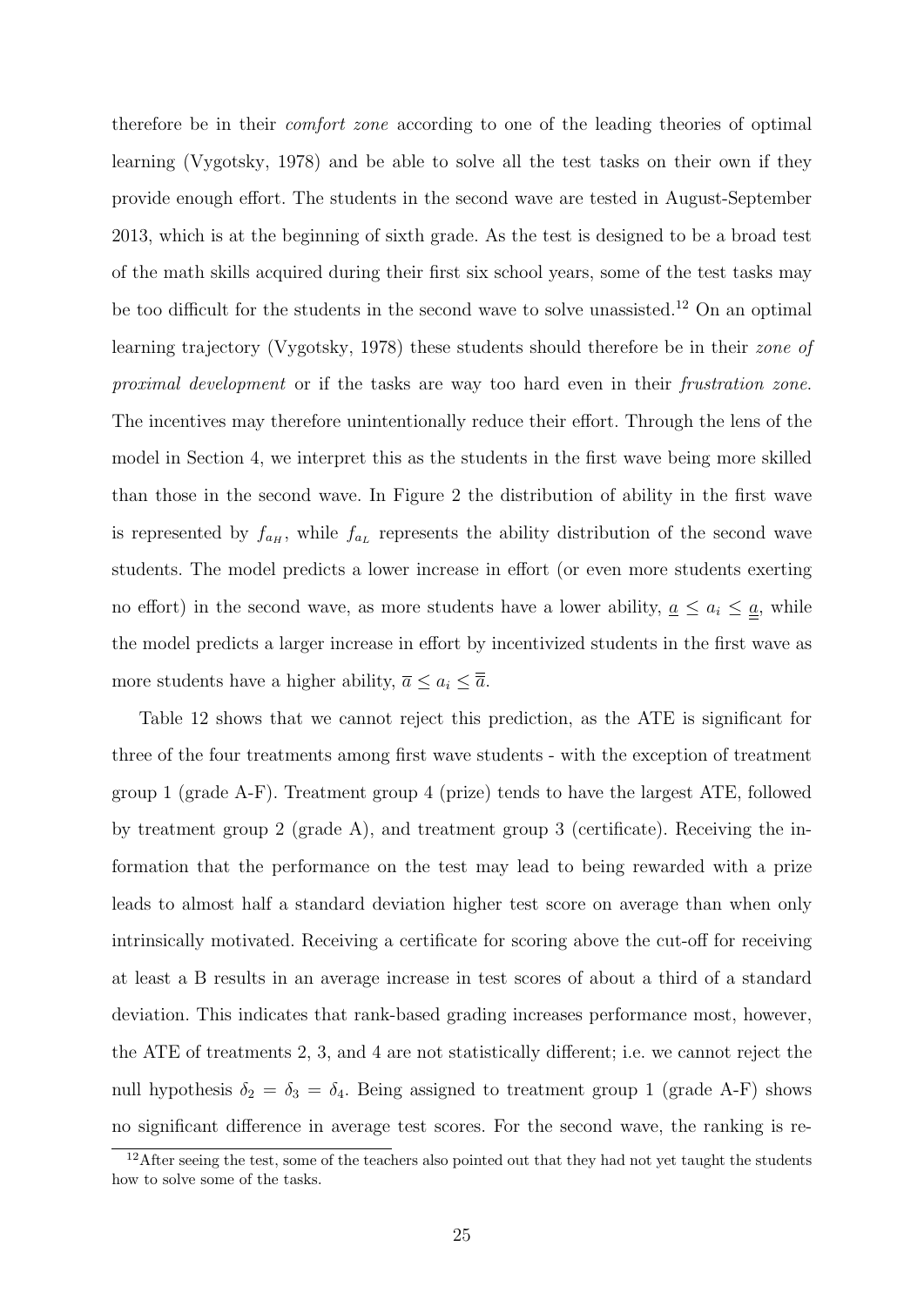therefore be in their *comfort zone* according to one of the leading theories of optimal learning (Vygotsky, 1978) and be able to solve all the test tasks on their own if they provide enough effort. The students in the second wave are tested in August-September 2013, which is at the beginning of sixth grade. As the test is designed to be a broad test of the math skills acquired during their first six school years, some of the test tasks may be too difficult for the students in the second wave to solve unassisted.[12] On an optimal learning trajectory (Vygotsky, 1978) these students should therefore be in their *zone of proximal development* or if the tasks are way too hard even in their *frustration zone*. The incentives may therefore unintentionally reduce their effort. Through the lens of the model in Section 4, we interpret this as the students in the first wave being more skilled than those in the second wave. In Figure 2 the distribution of ability in the first wave is represented by $f_{a_H}$, while $f_{a_L}$ represents the ability distribution of the second wave students. The model predicts a lower increase in effort (or even more students exerting no effort) in the second wave, as more students have a lower ability, $\underline{a} \leq a_i \leq \underline{\underline{a}}$, while the model predicts a larger increase in effort by incentivized students in the first wave as more students have a higher ability, $\overline{a} \leq a_i \leq \overline{\overline{a}}$.

Table 12 shows that we cannot reject this prediction, as the ATE is significant for three of the four treatments among first wave students - with the exception of treatment group 1 (grade A-F). Treatment group 4 (prize) tends to have the largest ATE, followed by treatment group 2 (grade A), and treatment group 3 (certificate). Receiving the information that the performance on the test may lead to being rewarded with a prize leads to almost half a standard deviation higher test score on average than when only intrinsically motivated. Receiving a certificate for scoring above the cut-off for receiving at least a B results in an average increase in test scores of about a third of a standard deviation. This indicates that rank-based grading increases performance most, however, the ATE of treatments 2, 3, and 4 are not statistically different; i.e. we cannot reject the null hypothesis $\delta_2 = \delta_3 = \delta_4$. Being assigned to treatment group 1 (grade A-F) shows no significant difference in average test scores. For the second wave, the ranking is re-

[12] After seeing the test, some of the teachers also pointed out that they had not yet taught the students how to solve some of the tasks.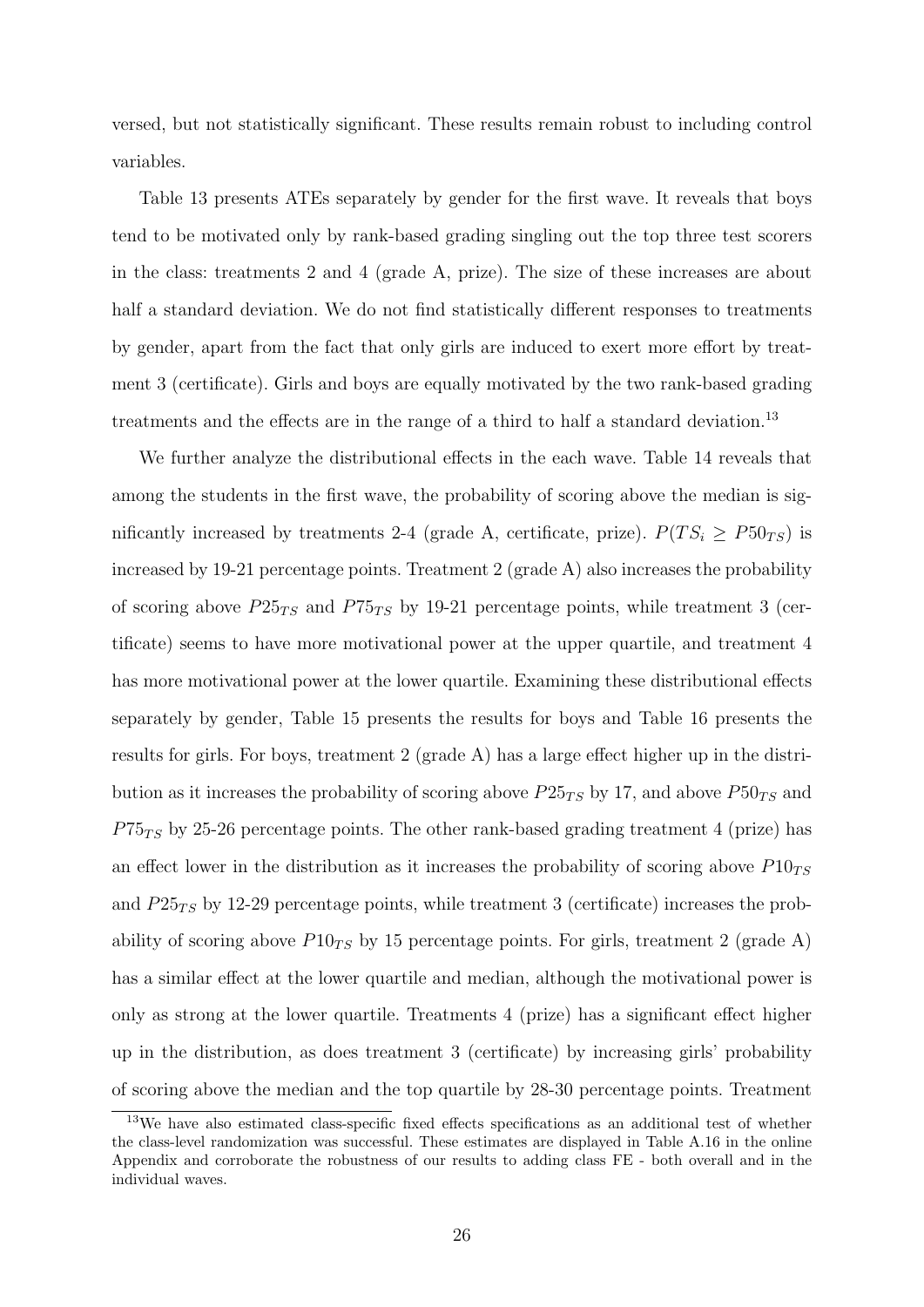versed, but not statistically significant. These results remain robust to including control variables.

Table 13 presents ATEs separately by gender for the first wave. It reveals that boys tend to be motivated only by rank-based grading singling out the top three test scorers in the class: treatments 2 and 4 (grade A, prize). The size of these increases are about half a standard deviation. We do not find statistically different responses to treatments by gender, apart from the fact that only girls are induced to exert more effort by treatment 3 (certificate). Girls and boys are equally motivated by the two rank-based grading treatments and the effects are in the range of a third to half a standard deviation.[13]

We further analyze the distributional effects in the each wave. Table 14 reveals that among the students in the first wave, the probability of scoring above the median is significantly increased by treatments 2-4 (grade A, certificate, prize). $P(TS_i \geq P50_{TS})$ is increased by 19-21 percentage points. Treatment 2 (grade A) also increases the probability of scoring above $P25_{TS}$ and $P75_{TS}$ by 19-21 percentage points, while treatment 3 (certificate) seems to have more motivational power at the upper quartile, and treatment 4 has more motivational power at the lower quartile. Examining these distributional effects separately by gender, Table 15 presents the results for boys and Table 16 presents the results for girls. For boys, treatment 2 (grade A) has a large effect higher up in the distribution as it increases the probability of scoring above $P25_{TS}$ by 17, and above $P50_{TS}$ and $P75_{TS}$ by 25-26 percentage points. The other rank-based grading treatment 4 (prize) has an effect lower in the distribution as it increases the probability of scoring above $P10_{TS}$ and $P25_{TS}$ by 12-29 percentage points, while treatment 3 (certificate) increases the probability of scoring above $P10_{TS}$ by 15 percentage points. For girls, treatment 2 (grade A) has a similar effect at the lower quartile and median, although the motivational power is only as strong at the lower quartile. Treatments 4 (prize) has a significant effect higher up in the distribution, as does treatment 3 (certificate) by increasing girls' probability of scoring above the median and the top quartile by 28-30 percentage points. Treatment

[13] We have also estimated class-specific fixed effects specifications as an additional test of whether the class-level randomization was successful. These estimates are displayed in Table A.16 in the online Appendix and corroborate the robustness of our results to adding class FE - both overall and in the individual waves.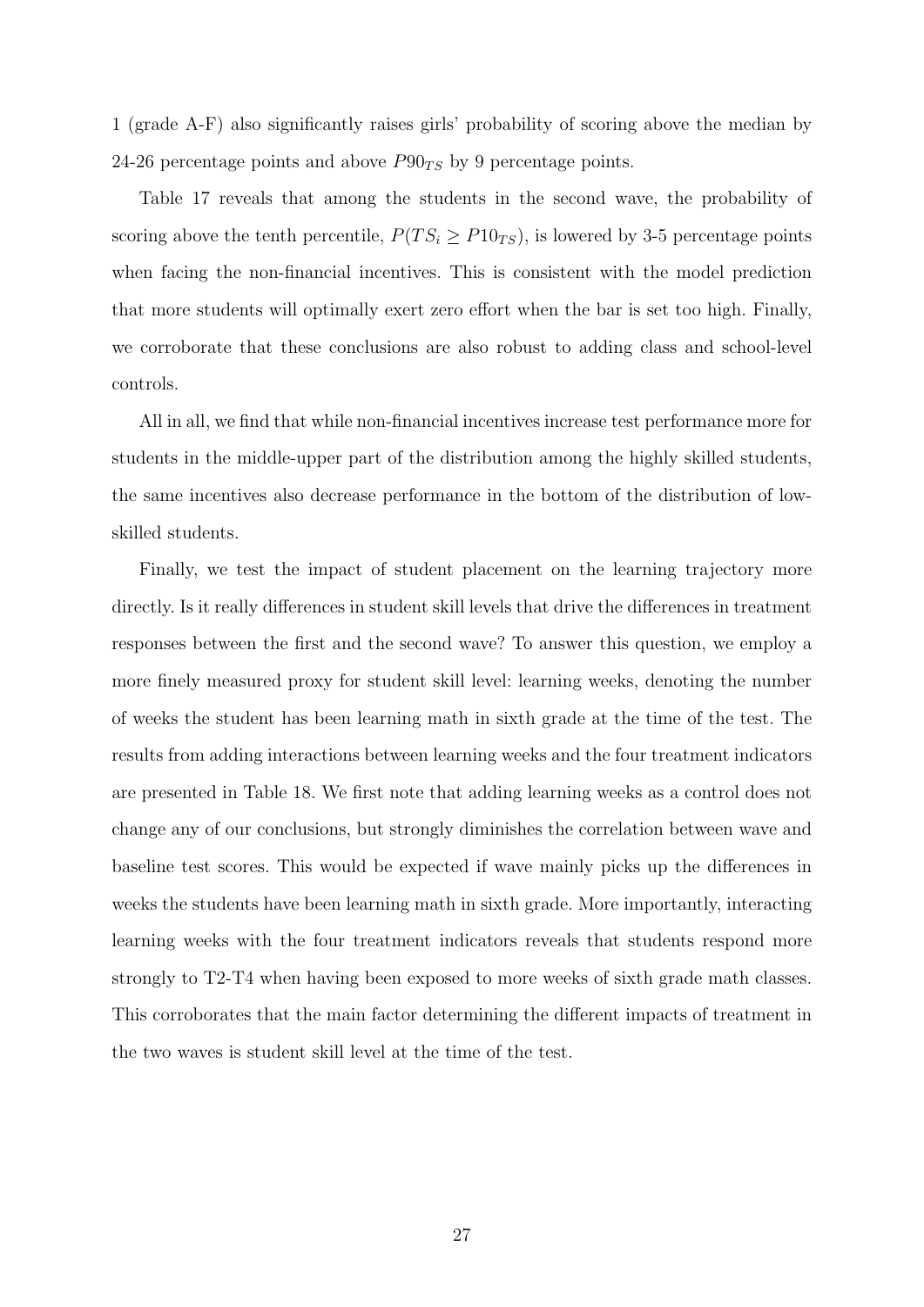1 (grade A-F) also significantly raises girls' probability of scoring above the median by 24-26 percentage points and above $P90_{TS}$ by 9 percentage points.

Table 17 reveals that among the students in the second wave, the probability of scoring above the tenth percentile, $P(TS_i \geq P10_{TS})$, is lowered by 3-5 percentage points when facing the non-financial incentives. This is consistent with the model prediction that more students will optimally exert zero effort when the bar is set too high. Finally, we corroborate that these conclusions are also robust to adding class and school-level controls.

All in all, we find that while non-financial incentives increase test performance more for students in the middle-upper part of the distribution among the highly skilled students, the same incentives also decrease performance in the bottom of the distribution of low-skilled students.

Finally, we test the impact of student placement on the learning trajectory more directly. Is it really differences in student skill levels that drive the differences in treatment responses between the first and the second wave? To answer this question, we employ a more finely measured proxy for student skill level: learning weeks, denoting the number of weeks the student has been learning math in sixth grade at the time of the test. The results from adding interactions between learning weeks and the four treatment indicators are presented in Table 18. We first note that adding learning weeks as a control does not change any of our conclusions, but strongly diminishes the correlation between wave and baseline test scores. This would be expected if wave mainly picks up the differences in weeks the students have been learning math in sixth grade. More importantly, interacting learning weeks with the four treatment indicators reveals that students respond more strongly to T2-T4 when having been exposed to more weeks of sixth grade math classes. This corroborates that the main factor determining the different impacts of treatment in the two waves is student skill level at the time of the test.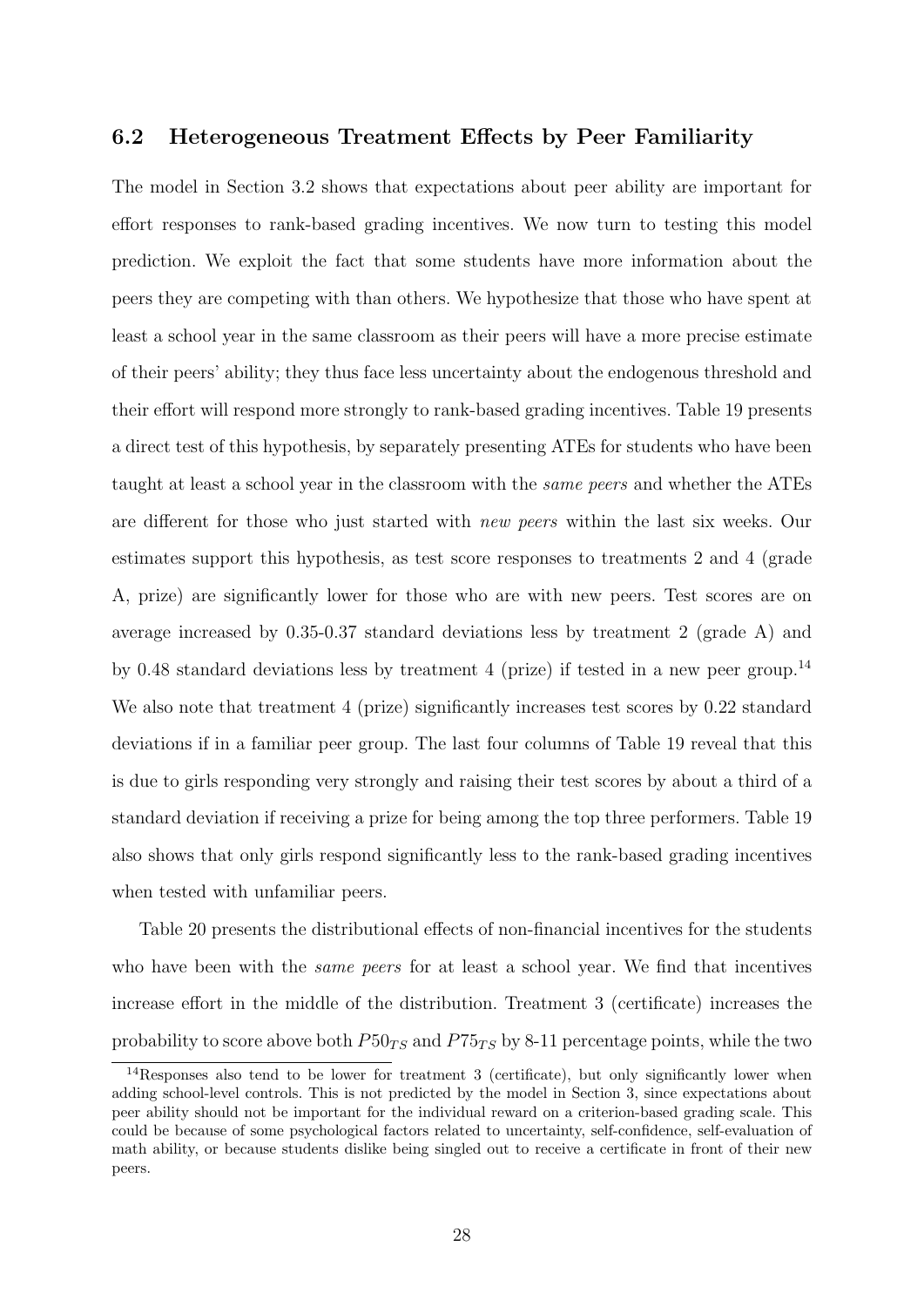### 6.2 Heterogeneous Treatment Effects by Peer Familiarity

The model in Section 3.2 shows that expectations about peer ability are important for effort responses to rank-based grading incentives. We now turn to testing this model prediction. We exploit the fact that some students have more information about the peers they are competing with than others. We hypothesize that those who have spent at least a school year in the same classroom as their peers will have a more precise estimate of their peers' ability; they thus face less uncertainty about the endogenous threshold and their effort will respond more strongly to rank-based grading incentives. Table 19 presents a direct test of this hypothesis, by separately presenting ATEs for students who have been taught at least a school year in the classroom with the *same peers* and whether the ATEs are different for those who just started with *new peers* within the last six weeks. Our estimates support this hypothesis, as test score responses to treatments 2 and 4 (grade A, prize) are significantly lower for those who are with new peers. Test scores are on average increased by 0.35-0.37 standard deviations less by treatment 2 (grade A) and by 0.48 standard deviations less by treatment 4 (prize) if tested in a new peer group.[14] We also note that treatment 4 (prize) significantly increases test scores by 0.22 standard deviations if in a familiar peer group. The last four columns of Table 19 reveal that this is due to girls responding very strongly and raising their test scores by about a third of a standard deviation if receiving a prize for being among the top three performers. Table 19 also shows that only girls respond significantly less to the rank-based grading incentives when tested with unfamiliar peers.

Table 20 presents the distributional effects of non-financial incentives for the students who have been with the *same peers* for at least a school year. We find that incentives increase effort in the middle of the distribution. Treatment 3 (certificate) increases the probability to score above both $P50_{TS}$ and $P75_{TS}$ by 8-11 percentage points, while the two

[14] Responses also tend to be lower for treatment 3 (certificate), but only significantly lower when adding school-level controls. This is not predicted by the model in Section 3, since expectations about peer ability should not be important for the individual reward on a criterion-based grading scale. This could be because of some psychological factors related to uncertainty, self-confidence, self-evaluation of math ability, or because students dislike being singled out to receive a certificate in front of their new peers.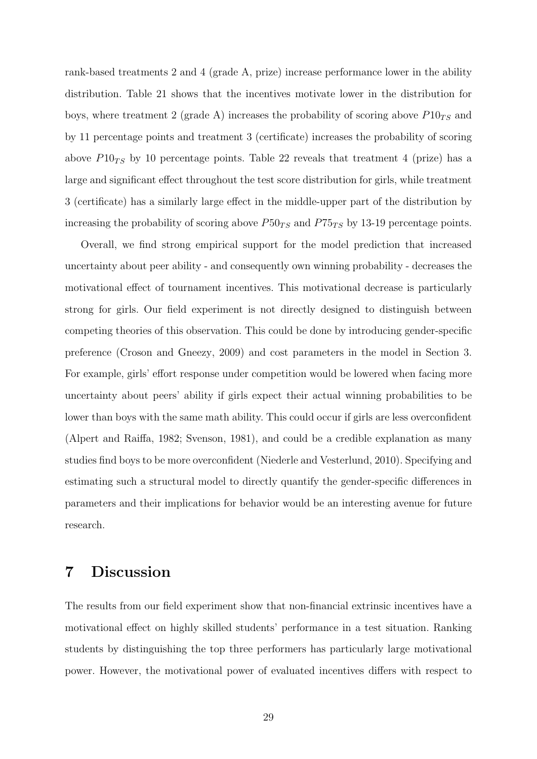rank-based treatments 2 and 4 (grade A, prize) increase performance lower in the ability distribution. Table 21 shows that the incentives motivate lower in the distribution for boys, where treatment 2 (grade A) increases the probability of scoring above $P10_{TS}$ and by 11 percentage points and treatment 3 (certificate) increases the probability of scoring above $P10_{TS}$ by 10 percentage points. Table 22 reveals that treatment 4 (prize) has a large and significant effect throughout the test score distribution for girls, while treatment 3 (certificate) has a similarly large effect in the middle-upper part of the distribution by increasing the probability of scoring above $P50_{TS}$ and $P75_{TS}$ by 13-19 percentage points.

Overall, we find strong empirical support for the model prediction that increased uncertainty about peer ability - and consequently own winning probability - decreases the motivational effect of tournament incentives. This motivational decrease is particularly strong for girls. Our field experiment is not directly designed to distinguish between competing theories of this observation. This could be done by introducing gender-specific preference (Croson and Gneezy, 2009) and cost parameters in the model in Section 3. For example, girls' effort response under competition would be lowered when facing more uncertainty about peers' ability if girls expect their actual winning probabilities to be lower than boys with the same math ability. This could occur if girls are less overconfident (Alpert and Raiffa, 1982; Svenson, 1981), and could be a credible explanation as many studies find boys to be more overconfident (Niederle and Vesterlund, 2010). Specifying and estimating such a structural model to directly quantify the gender-specific differences in parameters and their implications for behavior would be an interesting avenue for future research.

# 7 Discussion

The results from our field experiment show that non-financial extrinsic incentives have a motivational effect on highly skilled students' performance in a test situation. Ranking students by distinguishing the top three performers has particularly large motivational power. However, the motivational power of evaluated incentives differs with respect to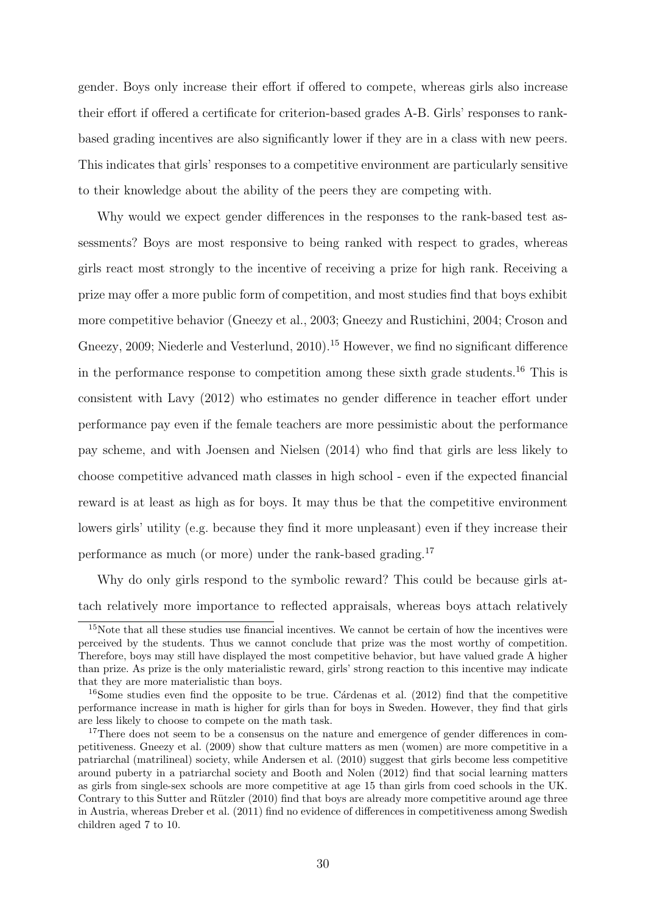gender. Boys only increase their effort if offered to compete, whereas girls also increase their effort if offered a certificate for criterion-based grades A-B. Girls' responses to rank-based grading incentives are also significantly lower if they are in a class with new peers. This indicates that girls' responses to a competitive environment are particularly sensitive to their knowledge about the ability of the peers they are competing with.

Why would we expect gender differences in the responses to the rank-based test assessments? Boys are most responsive to being ranked with respect to grades, whereas girls react most strongly to the incentive of receiving a prize for high rank. Receiving a prize may offer a more public form of competition, and most studies find that boys exhibit more competitive behavior (Gneezy et al., 2003; Gneezy and Rustichini, 2004; Croson and Gneezy, 2009; Niederle and Vesterlund, 2010).[15] However, we find no significant difference in the performance response to competition among these sixth grade students.[16] This is consistent with Lavy (2012) who estimates no gender difference in teacher effort under performance pay even if the female teachers are more pessimistic about the performance pay scheme, and with Joensen and Nielsen (2014) who find that girls are less likely to choose competitive advanced math classes in high school - even if the expected financial reward is at least as high as for boys. It may thus be that the competitive environment lowers girls' utility (e.g. because they find it more unpleasant) even if they increase their performance as much (or more) under the rank-based grading.[17]

Why do only girls respond to the symbolic reward? This could be because girls attach relatively more importance to reflected appraisals, whereas boys attach relatively

[15] Note that all these studies use financial incentives. We cannot be certain of how the incentives were perceived by the students. Thus we cannot conclude that prize was the most worthy of competition. Therefore, boys may still have displayed the most competitive behavior, but have valued grade A higher than prize. As prize is the only materialistic reward, girls' strong reaction to this incentive may indicate that they are more materialistic than boys.

[16] Some studies even find the opposite to be true. Cárdenas et al. (2012) find that the competitive performance increase in math is higher for girls than for boys in Sweden. However, they find that girls are less likely to choose to compete on the math task.

[17] There does not seem to be a consensus on the nature and emergence of gender differences in competitiveness. Gneezy et al. (2009) show that culture matters as men (women) are more competitive in a patriarchal (matrilineal) society, while Andersen et al. (2010) suggest that girls become less competitive around puberty in a patriarchal society and Booth and Nolen (2012) find that social learning matters as girls from single-sex schools are more competitive at age 15 than girls from coed schools in the UK. Contrary to this Sutter and Rützler (2010) find that boys are already more competitive around age three in Austria, whereas Dreber et al. (2011) find no evidence of differences in competitiveness among Swedish children aged 7 to 10.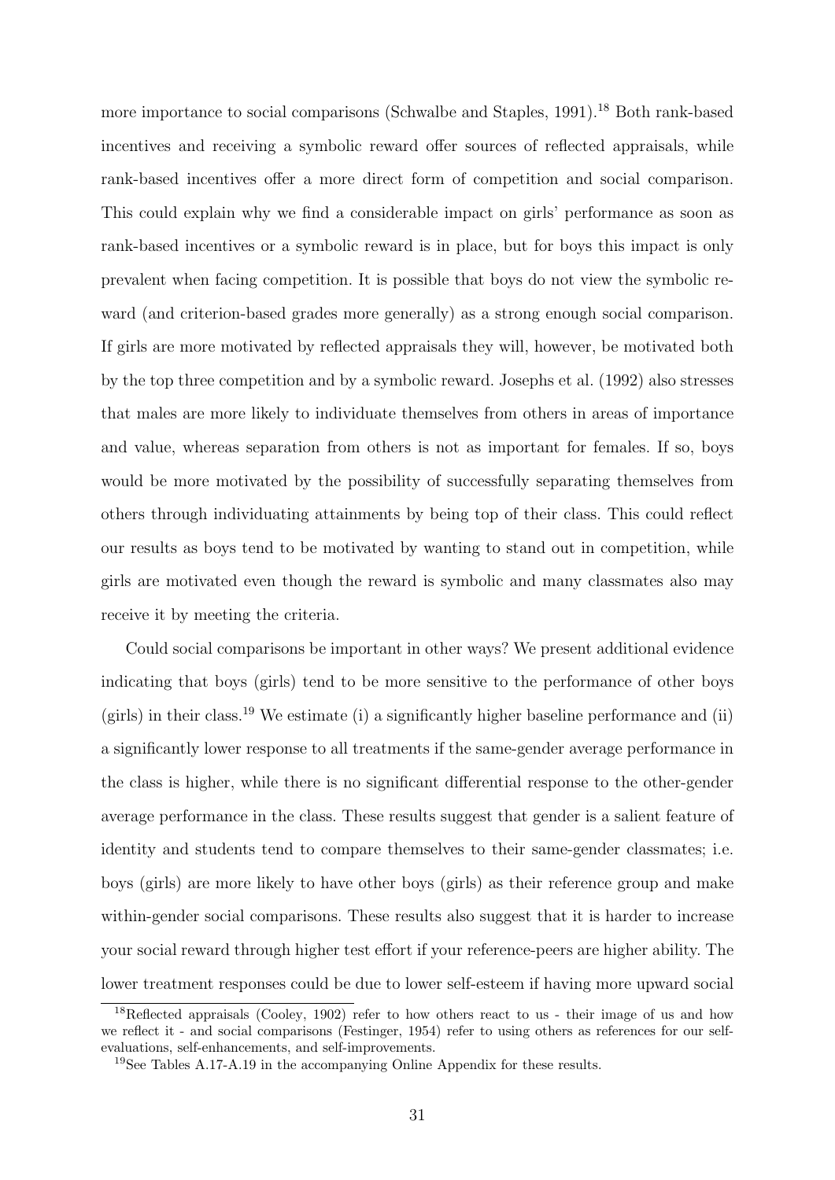more importance to social comparisons (Schwalbe and Staples, 1991).[18] Both rank-based incentives and receiving a symbolic reward offer sources of reflected appraisals, while rank-based incentives offer a more direct form of competition and social comparison. This could explain why we find a considerable impact on girls' performance as soon as rank-based incentives or a symbolic reward is in place, but for boys this impact is only prevalent when facing competition. It is possible that boys do not view the symbolic reward (and criterion-based grades more generally) as a strong enough social comparison. If girls are more motivated by reflected appraisals they will, however, be motivated both by the top three competition and by a symbolic reward. Josephs et al. (1992) also stresses that males are more likely to individuate themselves from others in areas of importance and value, whereas separation from others is not as important for females. If so, boys would be more motivated by the possibility of successfully separating themselves from others through individuating attainments by being top of their class. This could reflect our results as boys tend to be motivated by wanting to stand out in competition, while girls are motivated even though the reward is symbolic and many classmates also may receive it by meeting the criteria.

Could social comparisons be important in other ways? We present additional evidence indicating that boys (girls) tend to be more sensitive to the performance of other boys (girls) in their class.[19] We estimate (i) a significantly higher baseline performance and (ii) a significantly lower response to all treatments if the same-gender average performance in the class is higher, while there is no significant differential response to the other-gender average performance in the class. These results suggest that gender is a salient feature of identity and students tend to compare themselves to their same-gender classmates; i.e. boys (girls) are more likely to have other boys (girls) as their reference group and make within-gender social comparisons. These results also suggest that it is harder to increase your social reward through higher test effort if your reference-peers are higher ability. The lower treatment responses could be due to lower self-esteem if having more upward social

[18] Reflected appraisals (Cooley, 1902) refer to how others react to us - their image of us and how we reflect it - and social comparisons (Festinger, 1954) refer to using others as references for our self-evaluations, self-enhancements, and self-improvements.

[19] See Tables A.17-A.19 in the accompanying Online Appendix for these results.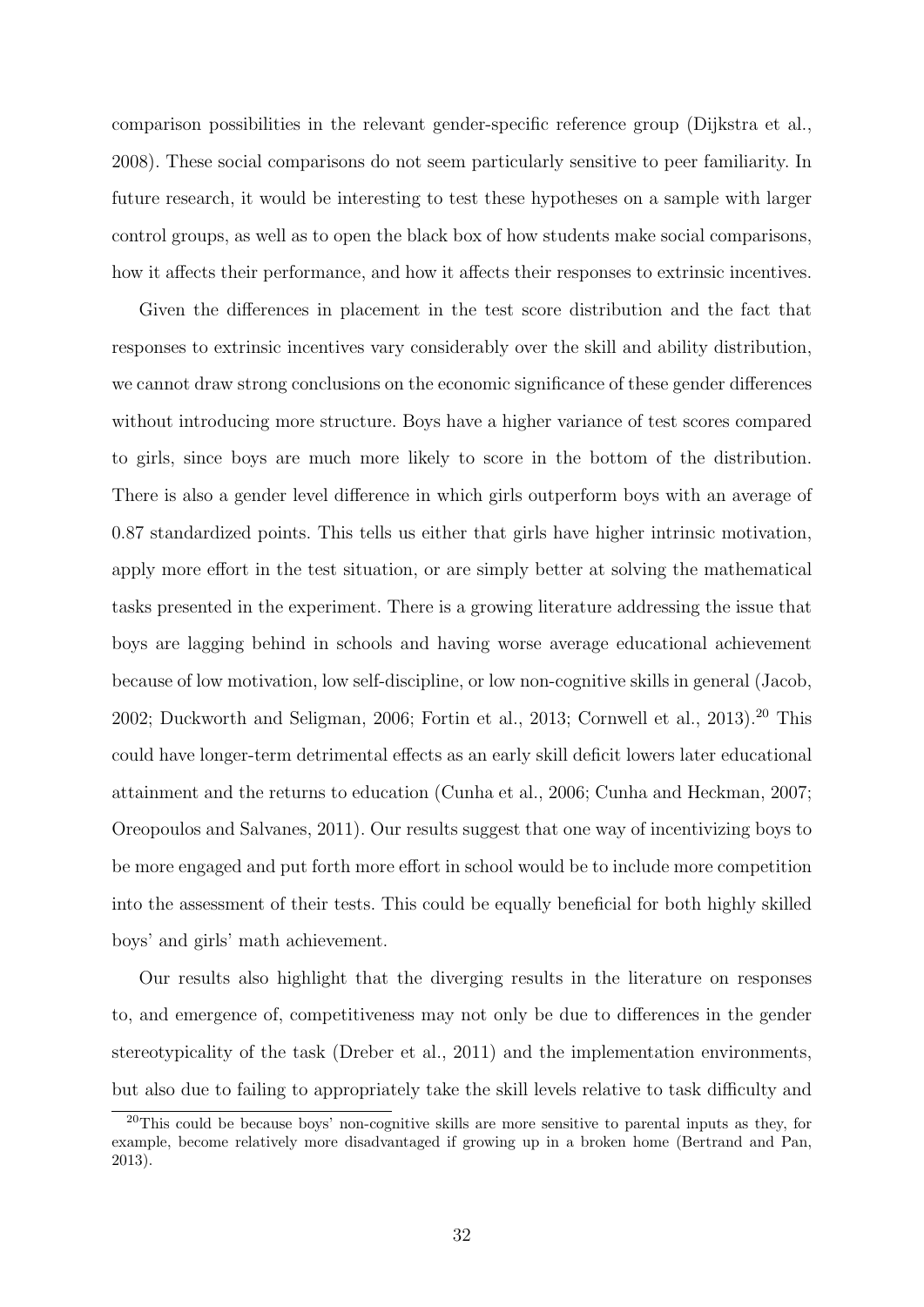comparison possibilities in the relevant gender-specific reference group (Dijkstra et al., 2008). These social comparisons do not seem particularly sensitive to peer familiarity. In future research, it would be interesting to test these hypotheses on a sample with larger control groups, as well as to open the black box of how students make social comparisons, how it affects their performance, and how it affects their responses to extrinsic incentives.

Given the differences in placement in the test score distribution and the fact that responses to extrinsic incentives vary considerably over the skill and ability distribution, we cannot draw strong conclusions on the economic significance of these gender differences without introducing more structure. Boys have a higher variance of test scores compared to girls, since boys are much more likely to score in the bottom of the distribution. There is also a gender level difference in which girls outperform boys with an average of 0.87 standardized points. This tells us either that girls have higher intrinsic motivation, apply more effort in the test situation, or are simply better at solving the mathematical tasks presented in the experiment. There is a growing literature addressing the issue that boys are lagging behind in schools and having worse average educational achievement because of low motivation, low self-discipline, or low non-cognitive skills in general (Jacob, 2002; Duckworth and Seligman, 2006; Fortin et al., 2013; Cornwell et al., 2013).[20] This could have longer-term detrimental effects as an early skill deficit lowers later educational attainment and the returns to education (Cunha et al., 2006; Cunha and Heckman, 2007; Oreopoulos and Salvanes, 2011). Our results suggest that one way of incentivizing boys to be more engaged and put forth more effort in school would be to include more competition into the assessment of their tests. This could be equally beneficial for both highly skilled boys' and girls' math achievement.

Our results also highlight that the diverging results in the literature on responses to, and emergence of, competitiveness may not only be due to differences in the gender stereotypicality of the task (Dreber et al., 2011) and the implementation environments, but also due to failing to appropriately take the skill levels relative to task difficulty and

[20] This could be because boys' non-cognitive skills are more sensitive to parental inputs as they, for example, become relatively more disadvantaged if growing up in a broken home (Bertrand and Pan, 2013).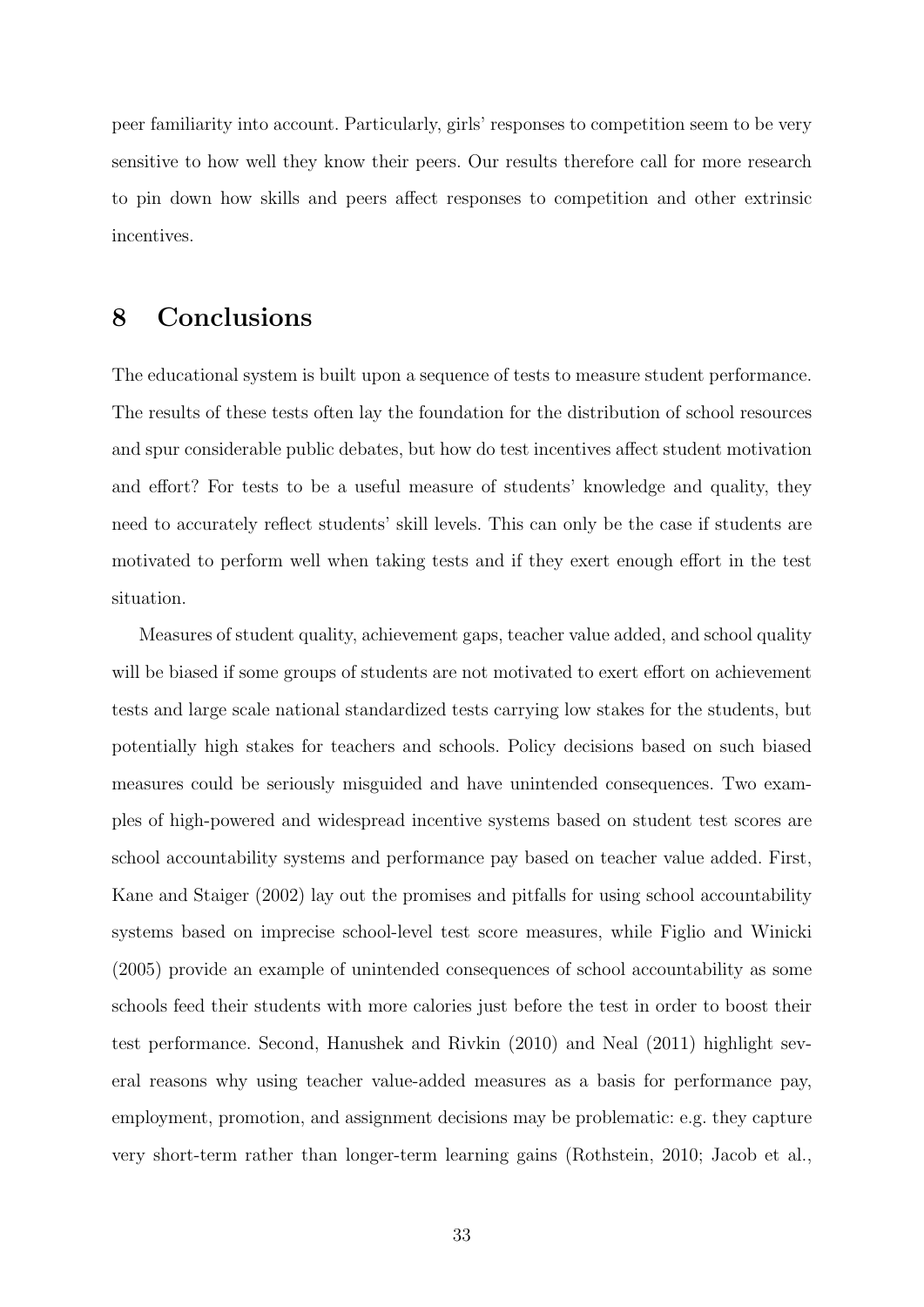peer familiarity into account. Particularly, girls' responses to competition seem to be very sensitive to how well they know their peers. Our results therefore call for more research to pin down how skills and peers affect responses to competition and other extrinsic incentives.

## 8 Conclusions

The educational system is built upon a sequence of tests to measure student performance. The results of these tests often lay the foundation for the distribution of school resources and spur considerable public debates, but how do test incentives affect student motivation and effort? For tests to be a useful measure of students' knowledge and quality, they need to accurately reflect students' skill levels. This can only be the case if students are motivated to perform well when taking tests and if they exert enough effort in the test situation.

Measures of student quality, achievement gaps, teacher value added, and school quality will be biased if some groups of students are not motivated to exert effort on achievement tests and large scale national standardized tests carrying low stakes for the students, but potentially high stakes for teachers and schools. Policy decisions based on such biased measures could be seriously misguided and have unintended consequences. Two examples of high-powered and widespread incentive systems based on student test scores are school accountability systems and performance pay based on teacher value added. First, Kane and Staiger (2002) lay out the promises and pitfalls for using school accountability systems based on imprecise school-level test score measures, while Figlio and Winicki (2005) provide an example of unintended consequences of school accountability as some schools feed their students with more calories just before the test in order to boost their test performance. Second, Hanushek and Rivkin (2010) and Neal (2011) highlight several reasons why using teacher value-added measures as a basis for performance pay, employment, promotion, and assignment decisions may be problematic: e.g. they capture very short-term rather than longer-term learning gains (Rothstein, 2010; Jacob et al.,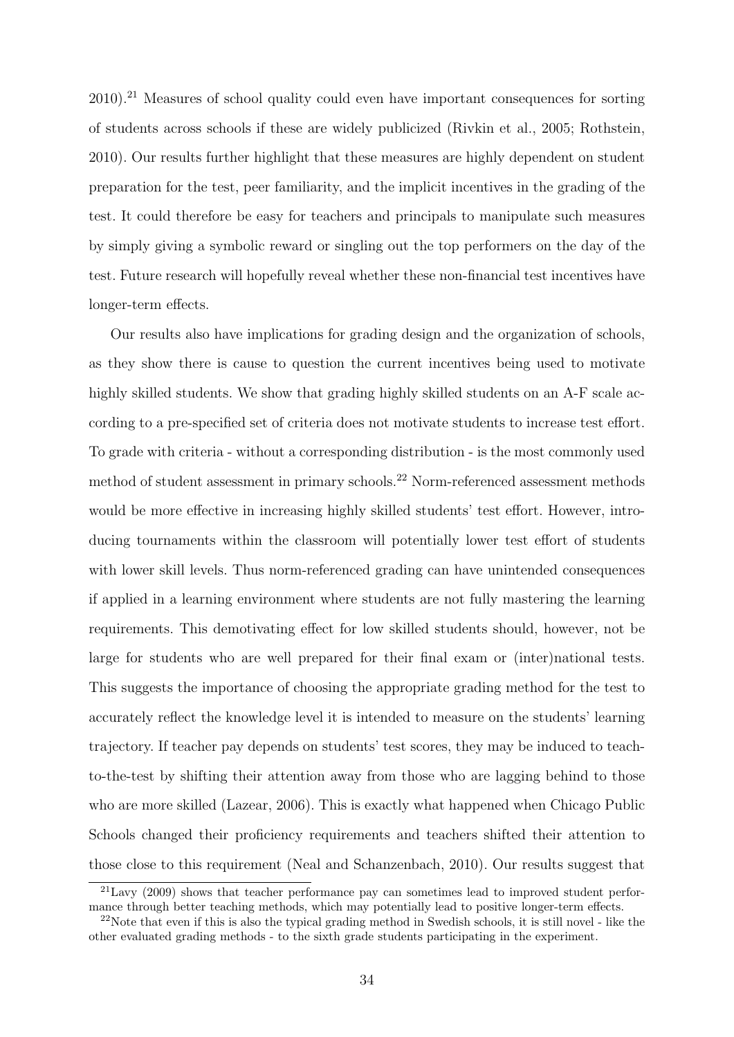2010).[21] Measures of school quality could even have important consequences for sorting of students across schools if these are widely publicized (Rivkin et al., 2005; Rothstein, 2010). Our results further highlight that these measures are highly dependent on student preparation for the test, peer familiarity, and the implicit incentives in the grading of the test. It could therefore be easy for teachers and principals to manipulate such measures by simply giving a symbolic reward or singling out the top performers on the day of the test. Future research will hopefully reveal whether these non-financial test incentives have longer-term effects.

Our results also have implications for grading design and the organization of schools, as they show there is cause to question the current incentives being used to motivate highly skilled students. We show that grading highly skilled students on an A-F scale according to a pre-specified set of criteria does not motivate students to increase test effort. To grade with criteria - without a corresponding distribution - is the most commonly used method of student assessment in primary schools.[22] Norm-referenced assessment methods would be more effective in increasing highly skilled students' test effort. However, introducing tournaments within the classroom will potentially lower test effort of students with lower skill levels. Thus norm-referenced grading can have unintended consequences if applied in a learning environment where students are not fully mastering the learning requirements. This demotivating effect for low skilled students should, however, not be large for students who are well prepared for their final exam or (inter)national tests. This suggests the importance of choosing the appropriate grading method for the test to accurately reflect the knowledge level it is intended to measure on the students' learning trajectory. If teacher pay depends on students' test scores, they may be induced to teach-to-the-test by shifting their attention away from those who are lagging behind to those who are more skilled (Lazear, 2006). This is exactly what happened when Chicago Public Schools changed their proficiency requirements and teachers shifted their attention to those close to this requirement (Neal and Schanzenbach, 2010). Our results suggest that

[21] Lavy (2009) shows that teacher performance pay can sometimes lead to improved student performance through better teaching methods, which may potentially lead to positive longer-term effects.

[22] Note that even if this is also the typical grading method in Swedish schools, it is still novel - like the other evaluated grading methods - to the sixth grade students participating in the experiment.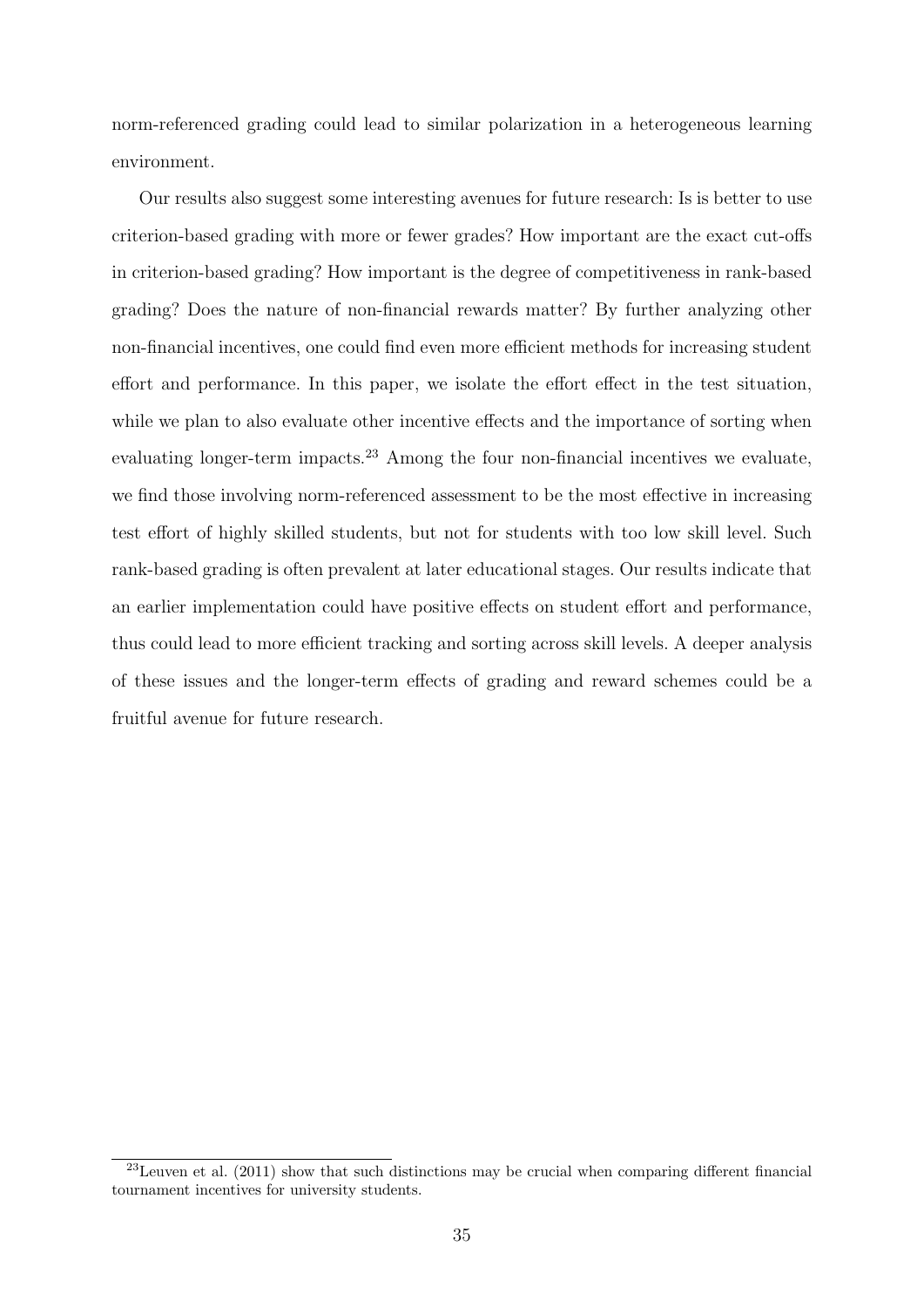norm-referenced grading could lead to similar polarization in a heterogeneous learning environment.

Our results also suggest some interesting avenues for future research: Is is better to use criterion-based grading with more or fewer grades? How important are the exact cut-offs in criterion-based grading? How important is the degree of competitiveness in rank-based grading? Does the nature of non-financial rewards matter? By further analyzing other non-financial incentives, one could find even more efficient methods for increasing student effort and performance. In this paper, we isolate the effort effect in the test situation, while we plan to also evaluate other incentive effects and the importance of sorting when evaluating longer-term impacts.[23] Among the four non-financial incentives we evaluate, we find those involving norm-referenced assessment to be the most effective in increasing test effort of highly skilled students, but not for students with too low skill level. Such rank-based grading is often prevalent at later educational stages. Our results indicate that an earlier implementation could have positive effects on student effort and performance, thus could lead to more efficient tracking and sorting across skill levels. A deeper analysis of these issues and the longer-term effects of grading and reward schemes could be a fruitful avenue for future research.

[23] Leuven et al. (2011) show that such distinctions may be crucial when comparing different financial tournament incentives for university students.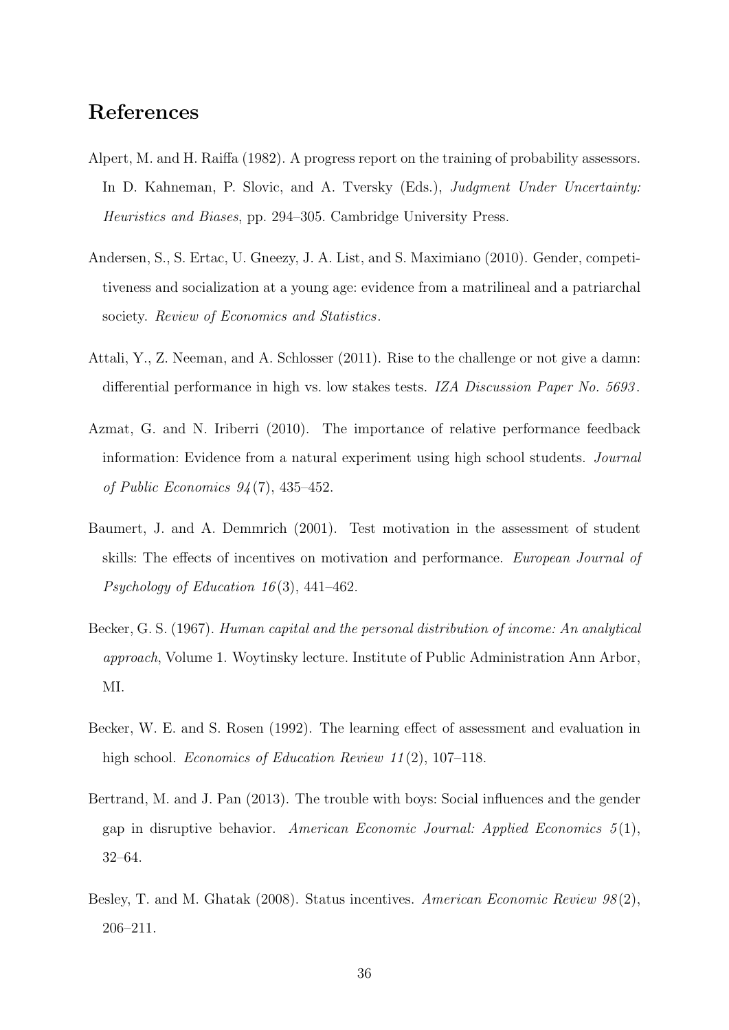## References

Alpert, M. and H. Raiffa (1982). A progress report on the training of probability assessors. In D. Kahneman, P. Slovic, and A. Tversky (Eds.), *Judgment Under Uncertainty: Heuristics and Biases*, pp. 294–305. Cambridge University Press.

Andersen, S., S. Ertac, U. Gneezy, J. A. List, and S. Maximiano (2010). Gender, competitiveness and socialization at a young age: evidence from a matrilineal and a patriarchal society. *Review of Economics and Statistics*.

Attali, Y., Z. Neeman, and A. Schlosser (2011). Rise to the challenge or not give a damn: differential performance in high vs. low stakes tests. *IZA Discussion Paper No. 5693*.

Azmat, G. and N. Iriberri (2010). The importance of relative performance feedback information: Evidence from a natural experiment using high school students. *Journal of Public Economics 94*(7), 435–452.

Baumert, J. and A. Demmrich (2001). Test motivation in the assessment of student skills: The effects of incentives on motivation and performance. *European Journal of Psychology of Education 16*(3), 441–462.

Becker, G. S. (1967). *Human capital and the personal distribution of income: An analytical approach*, Volume 1. Woytinsky lecture. Institute of Public Administration Ann Arbor, MI.

Becker, W. E. and S. Rosen (1992). The learning effect of assessment and evaluation in high school. *Economics of Education Review 11*(2), 107–118.

Bertrand, M. and J. Pan (2013). The trouble with boys: Social influences and the gender gap in disruptive behavior. *American Economic Journal: Applied Economics 5*(1), 32–64.

Besley, T. and M. Ghatak (2008). Status incentives. *American Economic Review 98*(2), 206–211.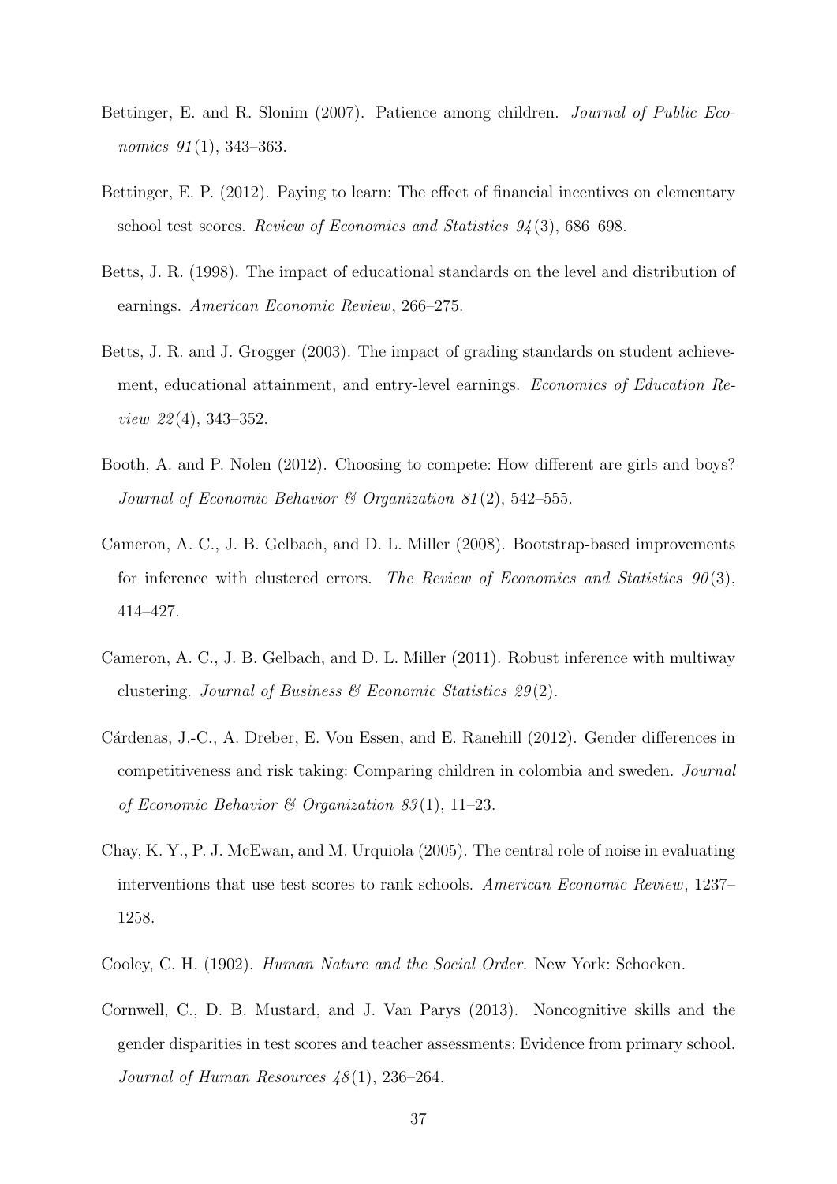Bettinger, E. and R. Slonim (2007). Patience among children. *Journal of Public Economics 91*(1), 343–363.

Bettinger, E. P. (2012). Paying to learn: The effect of financial incentives on elementary school test scores. *Review of Economics and Statistics 94*(3), 686–698.

Betts, J. R. (1998). The impact of educational standards on the level and distribution of earnings. *American Economic Review*, 266–275.

Betts, J. R. and J. Grogger (2003). The impact of grading standards on student achievement, educational attainment, and entry-level earnings. *Economics of Education Review 22*(4), 343–352.

Booth, A. and P. Nolen (2012). Choosing to compete: How different are girls and boys? *Journal of Economic Behavior & Organization 81*(2), 542–555.

Cameron, A. C., J. B. Gelbach, and D. L. Miller (2008). Bootstrap-based improvements for inference with clustered errors. *The Review of Economics and Statistics 90*(3), 414–427.

Cameron, A. C., J. B. Gelbach, and D. L. Miller (2011). Robust inference with multiway clustering. *Journal of Business & Economic Statistics 29*(2).

Cárdenas, J.-C., A. Dreber, E. Von Essen, and E. Ranehill (2012). Gender differences in competitiveness and risk taking: Comparing children in colombia and sweden. *Journal of Economic Behavior & Organization 83*(1), 11–23.

Chay, K. Y., P. J. McEwan, and M. Urquiola (2005). The central role of noise in evaluating interventions that use test scores to rank schools. *American Economic Review*, 1237–1258.

Cooley, C. H. (1902). *Human Nature and the Social Order.* New York: Schocken.

Cornwell, C., D. B. Mustard, and J. Van Parys (2013). Noncognitive skills and the gender disparities in test scores and teacher assessments: Evidence from primary school. *Journal of Human Resources 48*(1), 236–264.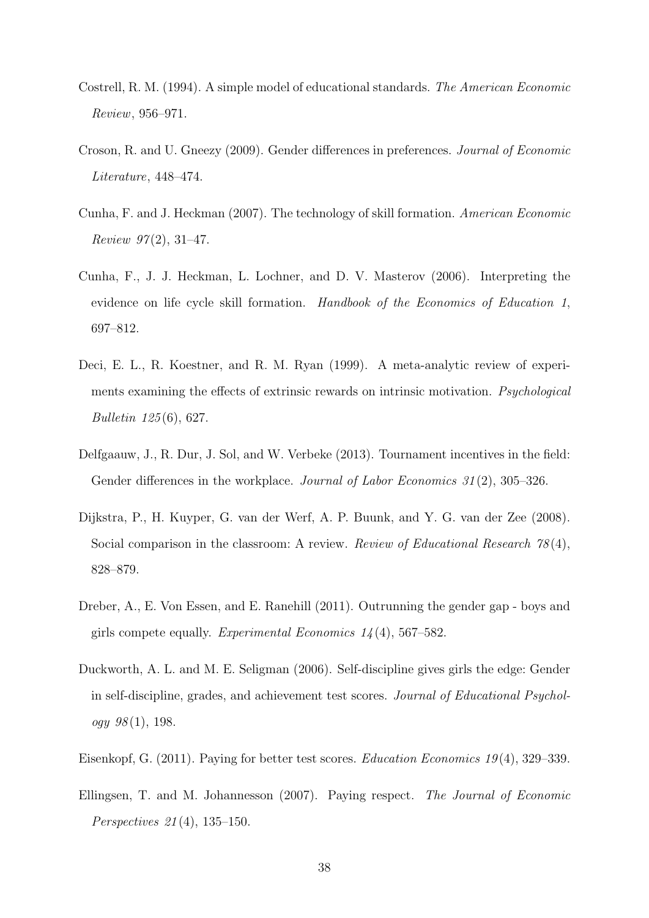Costrell, R. M. (1994). A simple model of educational standards. *The American Economic Review*, 956–971.

Croson, R. and U. Gneezy (2009). Gender differences in preferences. *Journal of Economic Literature*, 448–474.

Cunha, F. and J. Heckman (2007). The technology of skill formation. *American Economic Review 97*(2), 31–47.

Cunha, F., J. J. Heckman, L. Lochner, and D. V. Masterov (2006). Interpreting the evidence on life cycle skill formation. *Handbook of the Economics of Education 1*, 697–812.

Deci, E. L., R. Koestner, and R. M. Ryan (1999). A meta-analytic review of experiments examining the effects of extrinsic rewards on intrinsic motivation. *Psychological Bulletin 125*(6), 627.

Delfgaauw, J., R. Dur, J. Sol, and W. Verbeke (2013). Tournament incentives in the field: Gender differences in the workplace. *Journal of Labor Economics 31*(2), 305–326.

Dijkstra, P., H. Kuyper, G. van der Werf, A. P. Buunk, and Y. G. van der Zee (2008). Social comparison in the classroom: A review. *Review of Educational Research 78*(4), 828–879.

Dreber, A., E. Von Essen, and E. Ranehill (2011). Outrunning the gender gap - boys and girls compete equally. *Experimental Economics 14*(4), 567–582.

Duckworth, A. L. and M. E. Seligman (2006). Self-discipline gives girls the edge: Gender in self-discipline, grades, and achievement test scores. *Journal of Educational Psychology 98*(1), 198.

Eisenkopf, G. (2011). Paying for better test scores. *Education Economics 19*(4), 329–339.

Ellingsen, T. and M. Johannesson (2007). Paying respect. *The Journal of Economic Perspectives 21*(4), 135–150.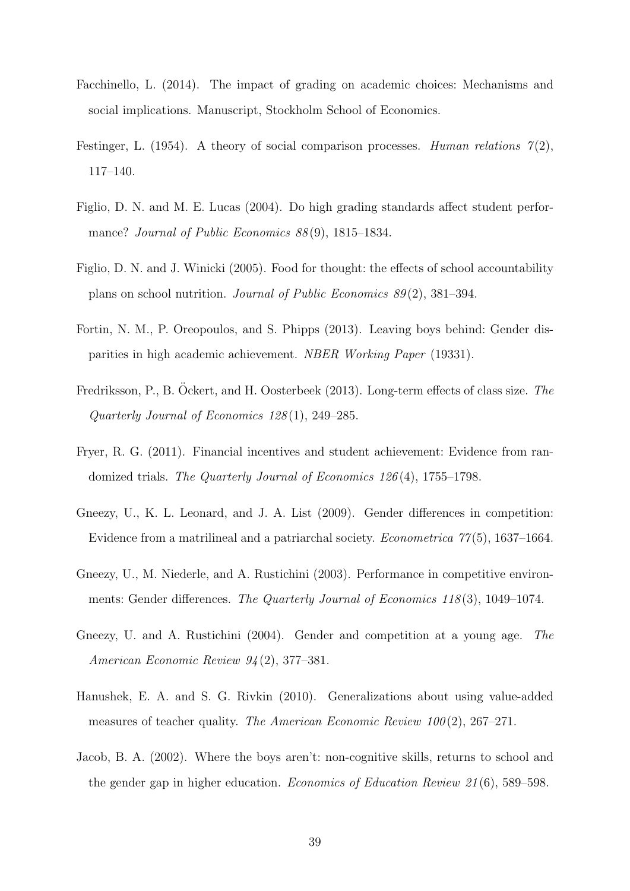Facchinello, L. (2014). The impact of grading on academic choices: Mechanisms and social implications. Manuscript, Stockholm School of Economics.

Festinger, L. (1954). A theory of social comparison processes. *Human relations 7*(2), 117–140.

Figlio, D. N. and M. E. Lucas (2004). Do high grading standards affect student performance? *Journal of Public Economics 88*(9), 1815–1834.

Figlio, D. N. and J. Winicki (2005). Food for thought: the effects of school accountability plans on school nutrition. *Journal of Public Economics 89*(2), 381–394.

Fortin, N. M., P. Oreopoulos, and S. Phipps (2013). Leaving boys behind: Gender disparities in high academic achievement. *NBER Working Paper* (19331).

Fredriksson, P., B. Öckert, and H. Oosterbeek (2013). Long-term effects of class size. *The Quarterly Journal of Economics 128*(1), 249–285.

Fryer, R. G. (2011). Financial incentives and student achievement: Evidence from randomized trials. *The Quarterly Journal of Economics 126*(4), 1755–1798.

Gneezy, U., K. L. Leonard, and J. A. List (2009). Gender differences in competition: Evidence from a matrilineal and a patriarchal society. *Econometrica 77*(5), 1637–1664.

Gneezy, U., M. Niederle, and A. Rustichini (2003). Performance in competitive environments: Gender differences. *The Quarterly Journal of Economics 118*(3), 1049–1074.

Gneezy, U. and A. Rustichini (2004). Gender and competition at a young age. *The American Economic Review 94*(2), 377–381.

Hanushek, E. A. and S. G. Rivkin (2010). Generalizations about using value-added measures of teacher quality. *The American Economic Review 100*(2), 267–271.

Jacob, B. A. (2002). Where the boys aren't: non-cognitive skills, returns to school and the gender gap in higher education. *Economics of Education Review 21*(6), 589–598.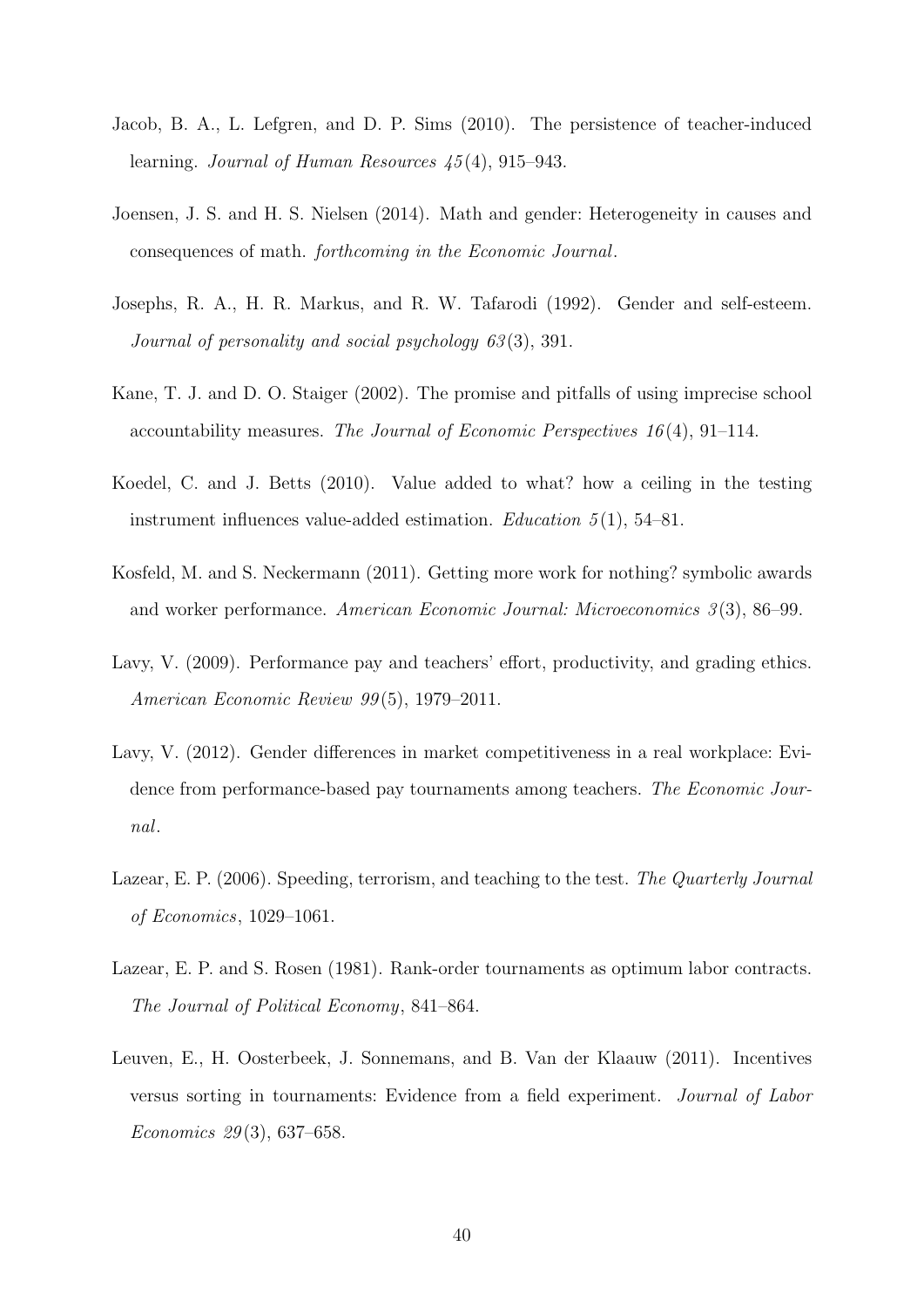Jacob, B. A., L. Lefgren, and D. P. Sims (2010). The persistence of teacher-induced learning. *Journal of Human Resources 45*(4), 915–943.

Joensen, J. S. and H. S. Nielsen (2014). Math and gender: Heterogeneity in causes and consequences of math. *forthcoming in the Economic Journal*.

Josephs, R. A., H. R. Markus, and R. W. Tafarodi (1992). Gender and self-esteem. *Journal of personality and social psychology 63*(3), 391.

Kane, T. J. and D. O. Staiger (2002). The promise and pitfalls of using imprecise school accountability measures. *The Journal of Economic Perspectives 16*(4), 91–114.

Koedel, C. and J. Betts (2010). Value added to what? how a ceiling in the testing instrument influences value-added estimation. *Education 5*(1), 54–81.

Kosfeld, M. and S. Neckermann (2011). Getting more work for nothing? symbolic awards and worker performance. *American Economic Journal: Microeconomics 3*(3), 86–99.

Lavy, V. (2009). Performance pay and teachers' effort, productivity, and grading ethics. *American Economic Review 99*(5), 1979–2011.

Lavy, V. (2012). Gender differences in market competitiveness in a real workplace: Evidence from performance-based pay tournaments among teachers. *The Economic Journal*.

Lazear, E. P. (2006). Speeding, terrorism, and teaching to the test. *The Quarterly Journal of Economics*, 1029–1061.

Lazear, E. P. and S. Rosen (1981). Rank-order tournaments as optimum labor contracts. *The Journal of Political Economy*, 841–864.

Leuven, E., H. Oosterbeek, J. Sonnemans, and B. Van der Klaauw (2011). Incentives versus sorting in tournaments: Evidence from a field experiment. *Journal of Labor Economics 29*(3), 637–658.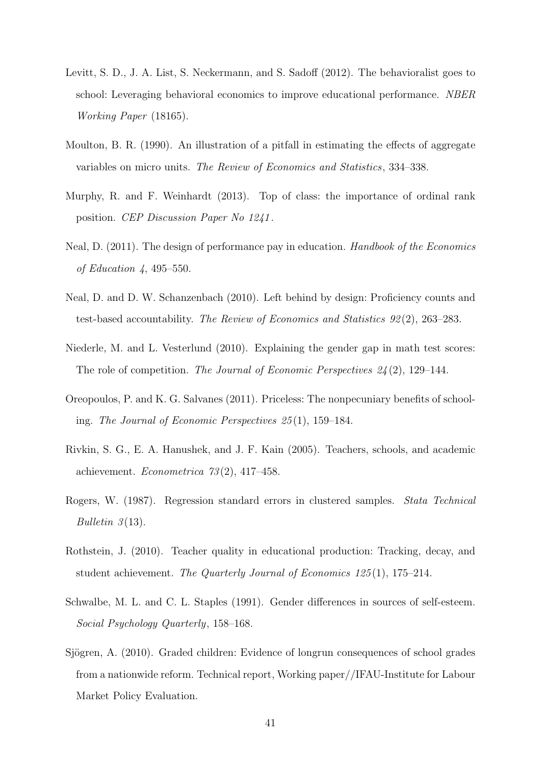Levitt, S. D., J. A. List, S. Neckermann, and S. Sadoff (2012). The behavioralist goes to school: Leveraging behavioral economics to improve educational performance. *NBER Working Paper* (18165).

Moulton, B. R. (1990). An illustration of a pitfall in estimating the effects of aggregate variables on micro units. *The Review of Economics and Statistics*, 334–338.

Murphy, R. and F. Weinhardt (2013). Top of class: the importance of ordinal rank position. *CEP Discussion Paper No 1241*.

Neal, D. (2011). The design of performance pay in education. *Handbook of the Economics of Education 4*, 495–550.

Neal, D. and D. W. Schanzenbach (2010). Left behind by design: Proficiency counts and test-based accountability. *The Review of Economics and Statistics 92*(2), 263–283.

Niederle, M. and L. Vesterlund (2010). Explaining the gender gap in math test scores: The role of competition. *The Journal of Economic Perspectives 24*(2), 129–144.

Oreopoulos, P. and K. G. Salvanes (2011). Priceless: The nonpecuniary benefits of schooling. *The Journal of Economic Perspectives 25*(1), 159–184.

Rivkin, S. G., E. A. Hanushek, and J. F. Kain (2005). Teachers, schools, and academic achievement. *Econometrica 73*(2), 417–458.

Rogers, W. (1987). Regression standard errors in clustered samples. *Stata Technical Bulletin 3*(13).

Rothstein, J. (2010). Teacher quality in educational production: Tracking, decay, and student achievement. *The Quarterly Journal of Economics 125*(1), 175–214.

Schwalbe, M. L. and C. L. Staples (1991). Gender differences in sources of self-esteem. *Social Psychology Quarterly*, 158–168.

Sjögren, A. (2010). Graded children: Evidence of longrun consequences of school grades from a nationwide reform. Technical report, Working paper//IFAU-Institute for Labour Market Policy Evaluation.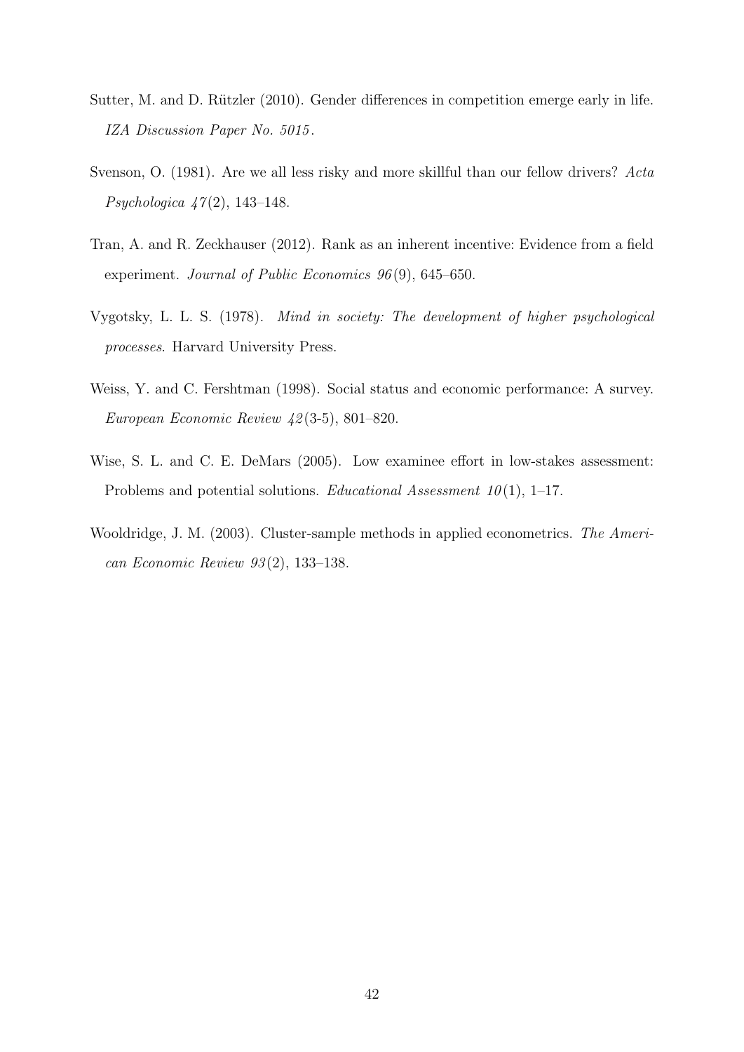Sutter, M. and D. Rützler (2010). Gender differences in competition emerge early in life. *IZA Discussion Paper No. 5015*.

Svenson, O. (1981). Are we all less risky and more skillful than our fellow drivers? *Acta Psychologica 47*(2), 143–148.

Tran, A. and R. Zeckhauser (2012). Rank as an inherent incentive: Evidence from a field experiment. *Journal of Public Economics 96*(9), 645–650.

Vygotsky, L. L. S. (1978). *Mind in society: The development of higher psychological processes*. Harvard University Press.

Weiss, Y. and C. Fershtman (1998). Social status and economic performance: A survey. *European Economic Review 42*(3-5), 801–820.

Wise, S. L. and C. E. DeMars (2005). Low examinee effort in low-stakes assessment: Problems and potential solutions. *Educational Assessment 10*(1), 1–17.

Wooldridge, J. M. (2003). Cluster-sample methods in applied econometrics. *The American Economic Review 93*(2), 133–138.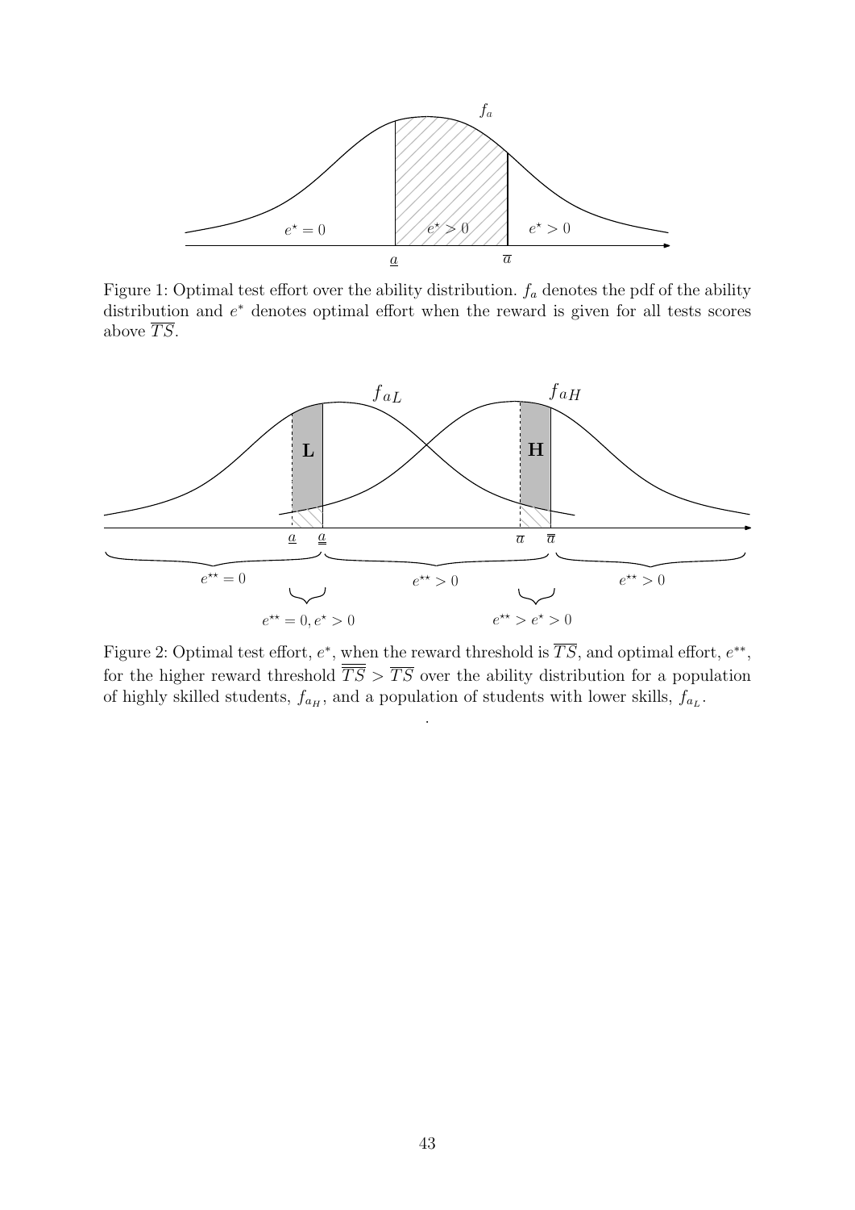Figure 1: Optimal test effort over the ability distribution. $f_a$ denotes the pdf of the ability distribution and $e^*$ denotes optimal effort when the reward is given for all tests scores above $\overline{TS}$.

Figure 2: Optimal test effort, $e^*$, when the reward threshold is $\overline{TS}$, and optimal effort, $e^{**}$, for the higher reward threshold $\overline{\overline{TS}} > \overline{TS}$ over the ability distribution for a population of highly skilled students, $f_{a_H}$, and a population of students with lower skills, $f_{a_L}$.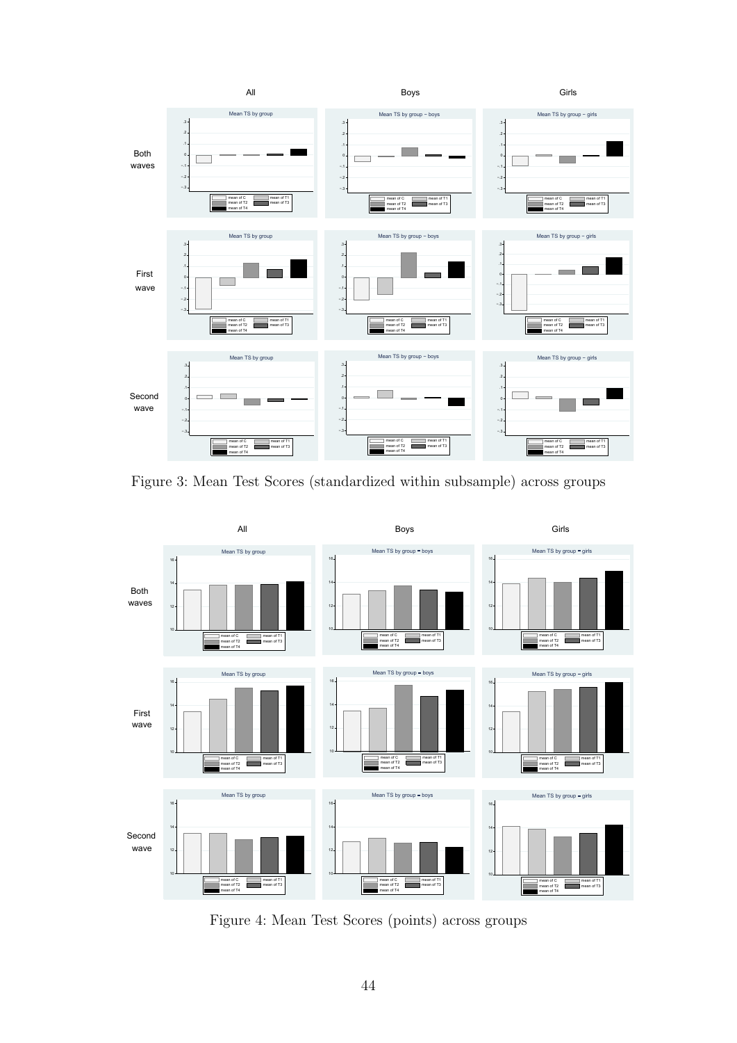Figure 3: Mean Test Scores (standardized within subsample) across groups

Figure 4: Mean Test Scores (points) across groups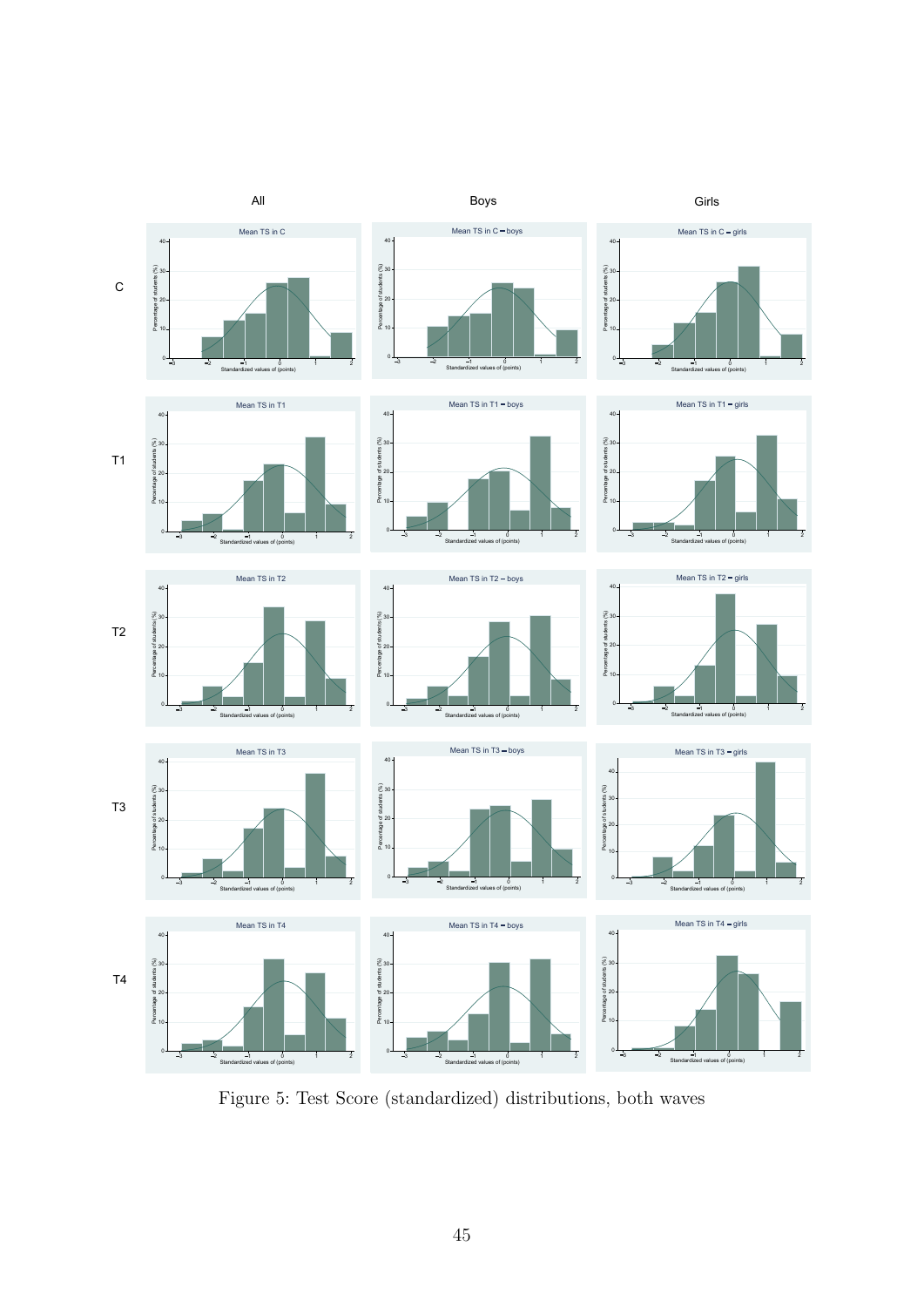Figure 5: Test Score (standardized) distributions, both waves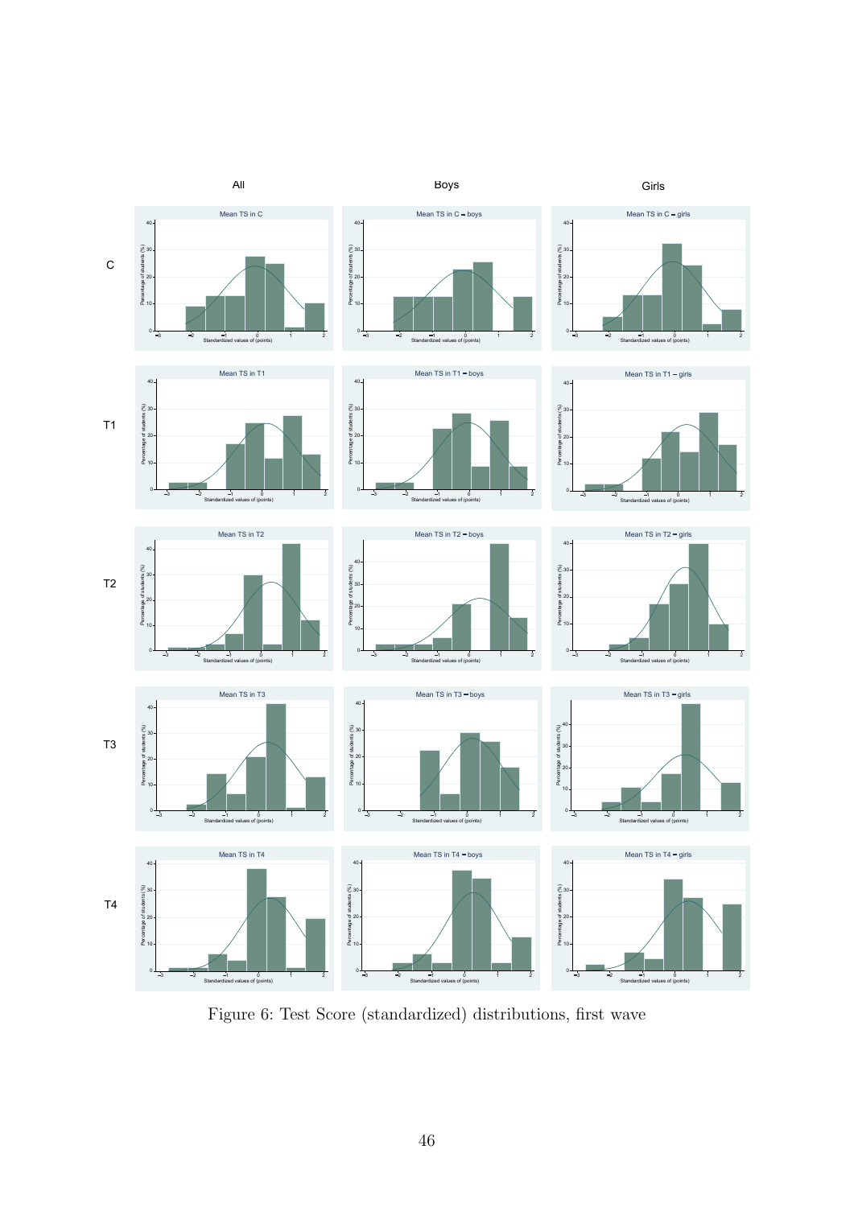Figure 6: Test Score (standardized) distributions, first wave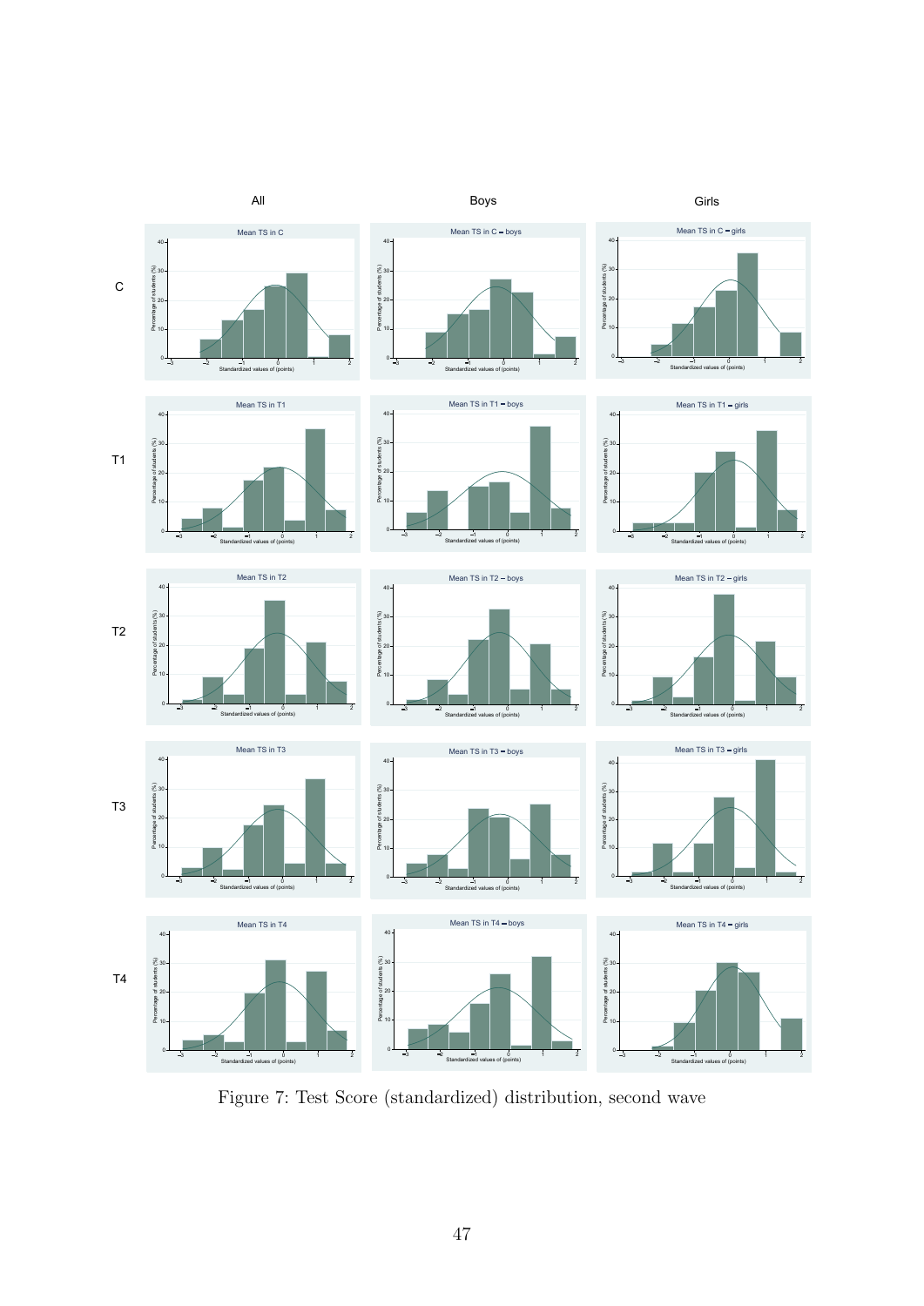Figure 7: Test Score (standardized) distribution, second wave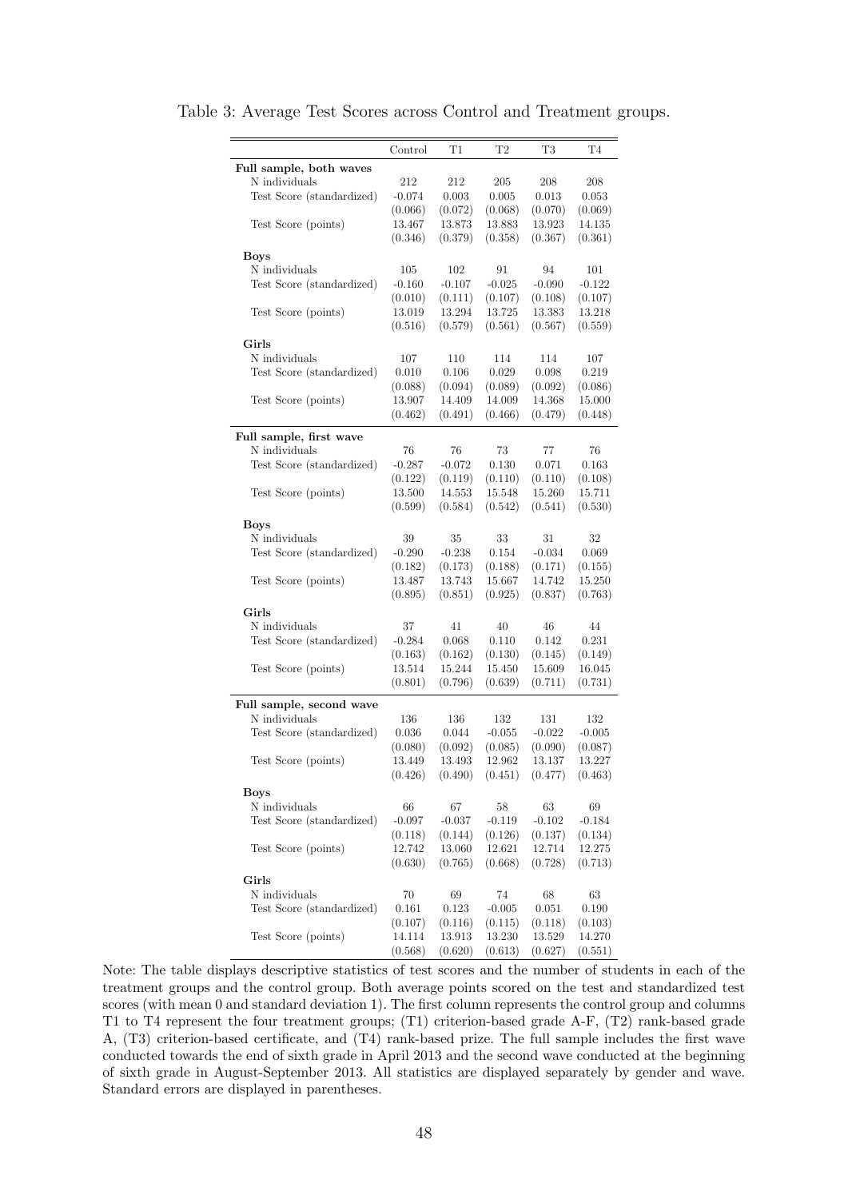Table 3: Average Test Scores across Control and Treatment groups.

| | Control | T1 | T2 | T3 | T4 |
|---|---|---|---|---|---|
| **Full sample, both waves** | | | | | |
| N individuals | 212 | 212 | 205 | 208 | 208 |
| Test Score (standardized) | -0.074 | 0.003 | 0.005 | 0.013 | 0.053 |
| | (0.066) | (0.072) | (0.068) | (0.070) | (0.069) |
| Test Score (points) | 13.467 | 13.873 | 13.883 | 13.923 | 14.135 |
| | (0.346) | (0.379) | (0.358) | (0.367) | (0.361) |
| **Boys** | | | | | |
| N individuals | 105 | 102 | 91 | 94 | 101 |
| Test Score (standardized) | -0.160 | -0.107 | -0.025 | -0.090 | -0.122 |
| | (0.010) | (0.111) | (0.107) | (0.108) | (0.107) |
| Test Score (points) | 13.019 | 13.294 | 13.725 | 13.383 | 13.218 |
| | (0.516) | (0.579) | (0.561) | (0.567) | (0.559) |
| **Girls** | | | | | |
| N individuals | 107 | 110 | 114 | 114 | 107 |
| Test Score (standardized) | 0.010 | 0.106 | 0.029 | 0.098 | 0.219 |
| | (0.088) | (0.094) | (0.089) | (0.092) | (0.086) |
| Test Score (points) | 13.907 | 14.409 | 14.009 | 14.368 | 15.000 |
| | (0.462) | (0.491) | (0.466) | (0.479) | (0.448) |
| **Full sample, first wave** | | | | | |
| N individuals | 76 | 76 | 73 | 77 | 76 |
| Test Score (standardized) | -0.287 | -0.072 | 0.130 | 0.071 | 0.163 |
| | (0.122) | (0.119) | (0.110) | (0.110) | (0.108) |
| Test Score (points) | 13.500 | 14.553 | 15.548 | 15.260 | 15.711 |
| | (0.599) | (0.584) | (0.542) | (0.541) | (0.530) |
| **Boys** | | | | | |
| N individuals | 39 | 35 | 33 | 31 | 32 |
| Test Score (standardized) | -0.290 | -0.238 | 0.154 | -0.034 | 0.069 |
| | (0.182) | (0.173) | (0.188) | (0.171) | (0.155) |
| Test Score (points) | 13.487 | 13.743 | 15.667 | 14.742 | 15.250 |
| | (0.895) | (0.851) | (0.925) | (0.837) | (0.763) |
| **Girls** | | | | | |
| N individuals | 37 | 41 | 40 | 46 | 44 |
| Test Score (standardized) | -0.284 | 0.068 | 0.110 | 0.142 | 0.231 |
| | (0.163) | (0.162) | (0.130) | (0.145) | (0.149) |
| Test Score (points) | 13.514 | 15.244 | 15.450 | 15.609 | 16.045 |
| | (0.801) | (0.796) | (0.639) | (0.711) | (0.731) |
| **Full sample, second wave** | | | | | |
| N individuals | 136 | 136 | 132 | 131 | 132 |
| Test Score (standardized) | 0.036 | 0.044 | -0.055 | -0.022 | -0.005 |
| | (0.080) | (0.092) | (0.085) | (0.090) | (0.087) |
| Test Score (points) | 13.449 | 13.493 | 12.962 | 13.137 | 13.227 |
| | (0.426) | (0.490) | (0.451) | (0.477) | (0.463) |
| **Boys** | | | | | |
| N individuals | 66 | 67 | 58 | 63 | 69 |
| Test Score (standardized) | -0.097 | -0.037 | -0.119 | -0.102 | -0.184 |
| | (0.118) | (0.144) | (0.126) | (0.137) | (0.134) |
| Test Score (points) | 12.742 | 13.060 | 12.621 | 12.714 | 12.275 |
| | (0.630) | (0.765) | (0.668) | (0.728) | (0.713) |
| **Girls** | | | | | |
| N individuals | 70 | 69 | 74 | 68 | 63 |
| Test Score (standardized) | 0.161 | 0.123 | -0.005 | 0.051 | 0.190 |
| | (0.107) | (0.116) | (0.115) | (0.118) | (0.103) |
| Test Score (points) | 14.114 | 13.913 | 13.230 | 13.529 | 14.270 |
| | (0.568) | (0.620) | (0.613) | (0.627) | (0.551) |

Note: The table displays descriptive statistics of test scores and the number of students in each of the treatment groups and the control group. Both average points scored on the test and standardized test scores (with mean 0 and standard deviation 1). The first column represents the control group and columns T1 to T4 represent the four treatment groups; (T1) criterion-based grade A-F, (T2) rank-based grade A, (T3) criterion-based certificate, and (T4) rank-based prize. The full sample includes the first wave conducted towards the end of sixth grade in April 2013 and the second wave conducted at the beginning of sixth grade in August-September 2013. All statistics are displayed separately by gender and wave. Standard errors are displayed in parentheses.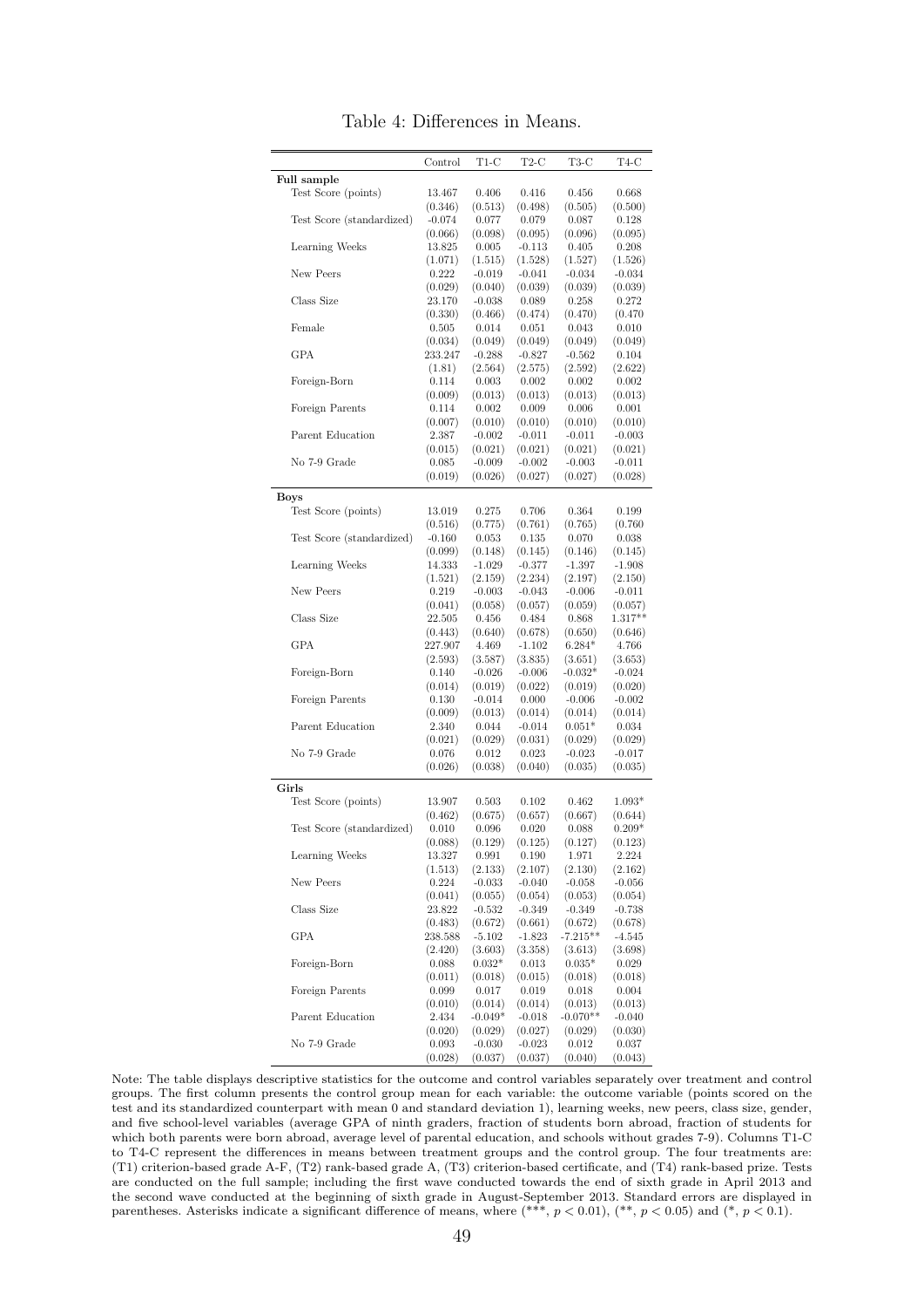Table 4: Differences in Means.

| | Control | T1-C | T2-C | T3-C | T4-C |
|---|---|---|---|---|---|
| **Full sample** | | | | | |
| Test Score (points) | 13.467 | 0.406 | 0.416 | 0.456 | 0.668 |
| | (0.346) | (0.513) | (0.498) | (0.505) | (0.500) |
| Test Score (standardized) | -0.074 | 0.077 | 0.079 | 0.087 | 0.128 |
| | (0.066) | (0.098) | (0.095) | (0.096) | (0.095) |
| Learning Weeks | 13.825 | 0.005 | -0.113 | 0.405 | 0.208 |
| | (1.071) | (1.515) | (1.528) | (1.527) | (1.526) |
| New Peers | 0.222 | -0.019 | -0.041 | -0.034 | -0.034 |
| | (0.029) | (0.040) | (0.039) | (0.039) | (0.039) |
| Class Size | 23.170 | -0.038 | 0.089 | 0.258 | 0.272 |
| | (0.330) | (0.466) | (0.474) | (0.470) | (0.470 |
| Female | 0.505 | 0.014 | 0.051 | 0.043 | 0.010 |
| | (0.034) | (0.049) | (0.049) | (0.049) | (0.049) |
| GPA | 233.247 | -0.288 | -0.827 | -0.562 | 0.104 |
| | (1.81) | (2.564) | (2.575) | (2.592) | (2.622) |
| Foreign-Born | 0.114 | 0.003 | 0.002 | 0.002 | 0.002 |
| | (0.009) | (0.013) | (0.013) | (0.013) | (0.013) |
| Foreign Parents | 0.114 | 0.002 | 0.009 | 0.006 | 0.001 |
| | (0.007) | (0.010) | (0.010) | (0.010) | (0.010) |
| Parent Education | 2.387 | -0.002 | -0.011 | -0.011 | -0.003 |
| | (0.015) | (0.021) | (0.021) | (0.021) | (0.021) |
| No 7-9 Grade | 0.085 | -0.009 | -0.002 | -0.003 | -0.011 |
| | (0.019) | (0.026) | (0.027) | (0.027) | (0.028) |
| **Boys** | | | | | |
| Test Score (points) | 13.019 | 0.275 | 0.706 | 0.364 | 0.199 |
| | (0.516) | (0.775) | (0.761) | (0.765) | (0.760 |
| Test Score (standardized) | -0.160 | 0.053 | 0.135 | 0.070 | 0.038 |
| | (0.099) | (0.148) | (0.145) | (0.146) | (0.145) |
| Learning Weeks | 14.333 | -1.029 | -0.377 | -1.397 | -1.908 |
| | (1.521) | (2.159) | (2.234) | (2.197) | (2.150) |
| New Peers | 0.219 | -0.003 | -0.043 | -0.006 | -0.011 |
| | (0.041) | (0.058) | (0.057) | (0.059) | (0.057) |
| Class Size | 22.505 | 0.456 | 0.484 | 0.868 | 1.317** |
| | (0.443) | (0.640) | (0.678) | (0.650) | (0.646) |
| GPA | 227.907 | 4.469 | -1.102 | 6.284* | 4.766 |
| | (2.593) | (3.587) | (3.835) | (3.651) | (3.653) |
| Foreign-Born | 0.140 | -0.026 | -0.006 | -0.032* | -0.024 |
| | (0.014) | (0.019) | (0.022) | (0.019) | (0.020) |
| Foreign Parents | 0.130 | -0.014 | 0.000 | -0.006 | -0.002 |
| | (0.009) | (0.013) | (0.014) | (0.014) | (0.014) |
| Parent Education | 2.340 | 0.044 | -0.014 | 0.051* | 0.034 |
| | (0.021) | (0.029) | (0.031) | (0.029) | (0.029) |
| No 7-9 Grade | 0.076 | 0.012 | 0.023 | -0.023 | -0.017 |
| | (0.026) | (0.038) | (0.040) | (0.035) | (0.035) |
| **Girls** | | | | | |
| Test Score (points) | 13.907 | 0.503 | 0.102 | 0.462 | 1.093* |
| | (0.462) | (0.675) | (0.657) | (0.667) | (0.644) |
| Test Score (standardized) | 0.010 | 0.096 | 0.020 | 0.088 | 0.209* |
| | (0.088) | (0.129) | (0.125) | (0.127) | (0.123) |
| Learning Weeks | 13.327 | 0.991 | 0.190 | 1.971 | 2.224 |
| | (1.513) | (2.133) | (2.107) | (2.130) | (2.162) |
| New Peers | 0.224 | -0.033 | -0.040 | -0.058 | -0.056 |
| | (0.041) | (0.055) | (0.054) | (0.053) | (0.054) |
| Class Size | 23.822 | -0.532 | -0.349 | -0.349 | -0.738 |
| | (0.483) | (0.672) | (0.661) | (0.672) | (0.678) |
| GPA | 238.588 | -5.102 | -1.823 | -7.215** | -4.545 |
| | (2.420) | (3.603) | (3.358) | (3.613) | (3.698) |
| Foreign-Born | 0.088 | 0.032* | 0.013 | 0.035* | 0.029 |
| | (0.011) | (0.018) | (0.015) | (0.018) | (0.018) |
| Foreign Parents | 0.099 | 0.017 | 0.019 | 0.018 | 0.004 |
| | (0.010) | (0.014) | (0.014) | (0.013) | (0.013) |
| Parent Education | 2.434 | -0.049* | -0.018 | -0.070** | -0.040 |
| | (0.020) | (0.029) | (0.027) | (0.029) | (0.030) |
| No 7-9 Grade | 0.093 | -0.030 | -0.023 | 0.012 | 0.037 |
| | (0.028) | (0.037) | (0.037) | (0.040) | (0.043) |

Note: The table displays descriptive statistics for the outcome and control variables separately over treatment and control groups. The first column presents the control group mean for each variable: the outcome variable (points scored on the test and its standardized counterpart with mean 0 and standard deviation 1), learning weeks, new peers, class size, gender, and five school-level variables (average GPA of ninth graders, fraction of students born abroad, fraction of students for which both parents were born abroad, average level of parental education, and schools without grades 7-9). Columns T1-C to T4-C represent the differences in means between treatment groups and the control group. The four treatments are: (T1) criterion-based grade A-F, (T2) rank-based grade A, (T3) criterion-based certificate, and (T4) rank-based prize. Tests are conducted on the full sample; including the first wave conducted towards the end of sixth grade in April 2013 and the second wave conducted at the beginning of sixth grade in August-September 2013. Standard errors are displayed in parentheses. Asterisks indicate a significant difference of means, where (***, $p < 0.01$), (**, $p < 0.05$) and (*, $p < 0.1$).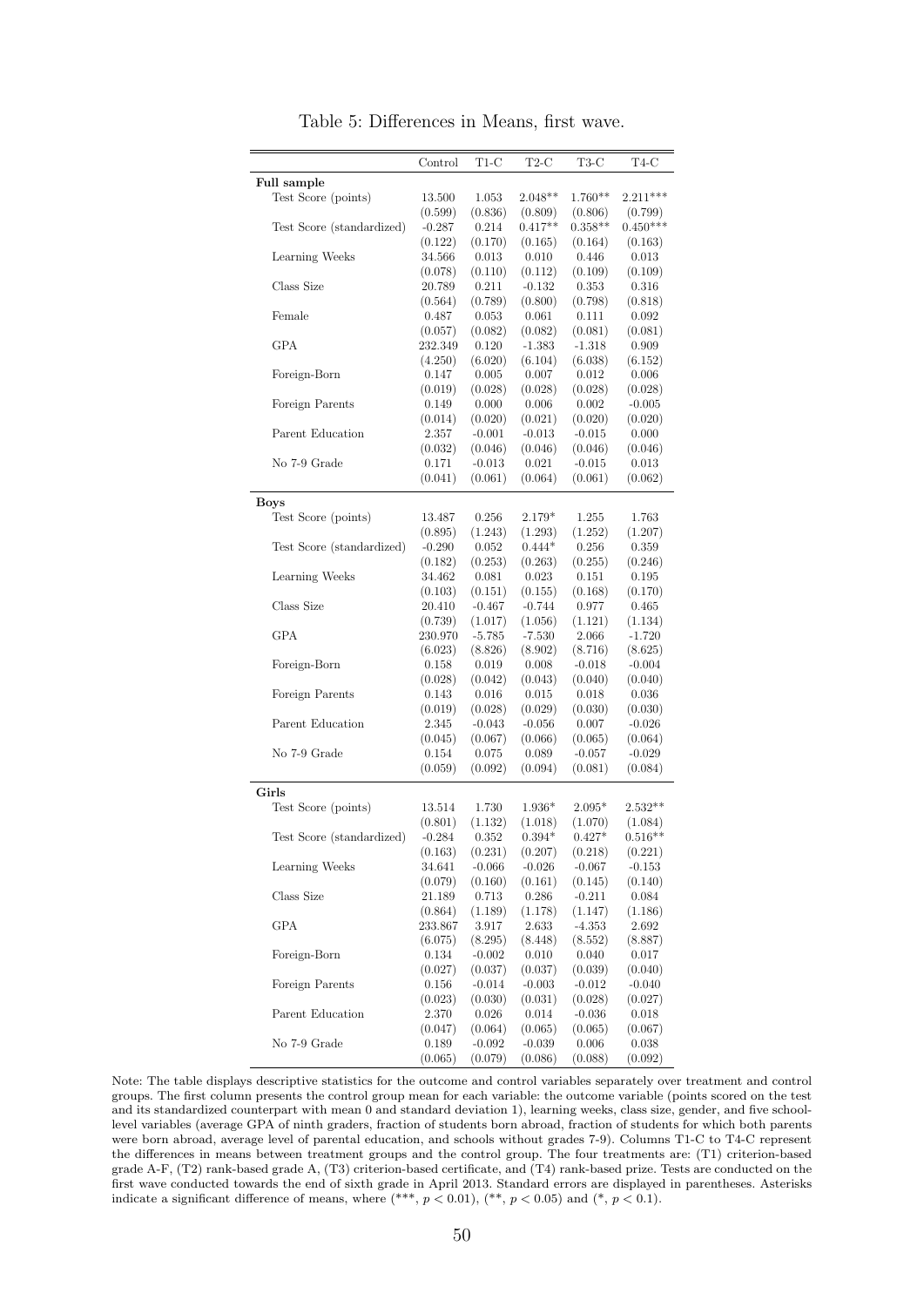Table 5: Differences in Means, first wave.

| | Control | T1-C | T2-C | T3-C | T4-C |
|---|---|---|---|---|---|
| **Full sample** | | | | | |
| Test Score (points) | 13.500 | 1.053 | 2.048** | 1.760** | 2.211*** |
| | (0.599) | (0.836) | (0.809) | (0.806) | (0.799) |
| Test Score (standardized) | -0.287 | 0.214 | 0.417** | 0.358** | 0.450*** |
| | (0.122) | (0.170) | (0.165) | (0.164) | (0.163) |
| Learning Weeks | 34.566 | 0.013 | 0.010 | 0.446 | 0.013 |
| | (0.078) | (0.110) | (0.112) | (0.109) | (0.109) |
| Class Size | 20.789 | 0.211 | -0.132 | 0.353 | 0.316 |
| | (0.564) | (0.789) | (0.800) | (0.798) | (0.818) |
| Female | 0.487 | 0.053 | 0.061 | 0.111 | 0.092 |
| | (0.057) | (0.082) | (0.082) | (0.081) | (0.081) |
| GPA | 232.349 | 0.120 | -1.383 | -1.318 | 0.909 |
| | (4.250) | (6.020) | (6.104) | (6.038) | (6.152) |
| Foreign-Born | 0.147 | 0.005 | 0.007 | 0.012 | 0.006 |
| | (0.019) | (0.028) | (0.028) | (0.028) | (0.028) |
| Foreign Parents | 0.149 | 0.000 | 0.006 | 0.002 | -0.005 |
| | (0.014) | (0.020) | (0.021) | (0.020) | (0.020) |
| Parent Education | 2.357 | -0.001 | -0.013 | -0.015 | 0.000 |
| | (0.032) | (0.046) | (0.046) | (0.046) | (0.046) |
| No 7-9 Grade | 0.171 | -0.013 | 0.021 | -0.015 | 0.013 |
| | (0.041) | (0.061) | (0.064) | (0.061) | (0.062) |
| **Boys** | | | | | |
| Test Score (points) | 13.487 | 0.256 | 2.179* | 1.255 | 1.763 |
| | (0.895) | (1.243) | (1.293) | (1.252) | (1.207) |
| Test Score (standardized) | -0.290 | 0.052 | 0.444* | 0.256 | 0.359 |
| | (0.182) | (0.253) | (0.263) | (0.255) | (0.246) |
| Learning Weeks | 34.462 | 0.081 | 0.023 | 0.151 | 0.195 |
| | (0.103) | (0.151) | (0.155) | (0.168) | (0.170) |
| Class Size | 20.410 | -0.467 | -0.744 | 0.977 | 0.465 |
| | (0.739) | (1.017) | (1.056) | (1.121) | (1.134) |
| GPA | 230.970 | -5.785 | -7.530 | 2.066 | -1.720 |
| | (6.023) | (8.826) | (8.902) | (8.716) | (8.625) |
| Foreign-Born | 0.158 | 0.019 | 0.008 | -0.018 | -0.004 |
| | (0.028) | (0.042) | (0.043) | (0.040) | (0.040) |
| Foreign Parents | 0.143 | 0.016 | 0.015 | 0.018 | 0.036 |
| | (0.019) | (0.028) | (0.029) | (0.030) | (0.030) |
| Parent Education | 2.345 | -0.043 | -0.056 | 0.007 | -0.026 |
| | (0.045) | (0.067) | (0.066) | (0.065) | (0.064) |
| No 7-9 Grade | 0.154 | 0.075 | 0.089 | -0.057 | -0.029 |
| | (0.059) | (0.092) | (0.094) | (0.081) | (0.084) |
| **Girls** | | | | | |
| Test Score (points) | 13.514 | 1.730 | 1.936* | 2.095* | 2.532** |
| | (0.801) | (1.132) | (1.018) | (1.070) | (1.084) |
| Test Score (standardized) | -0.284 | 0.352 | 0.394* | 0.427* | 0.516** |
| | (0.163) | (0.231) | (0.207) | (0.218) | (0.221) |
| Learning Weeks | 34.641 | -0.066 | -0.026 | -0.067 | -0.153 |
| | (0.079) | (0.160) | (0.161) | (0.145) | (0.140) |
| Class Size | 21.189 | 0.713 | 0.286 | -0.211 | 0.084 |
| | (0.864) | (1.189) | (1.178) | (1.147) | (1.186) |
| GPA | 233.867 | 3.917 | 2.633 | -4.353 | 2.692 |
| | (6.075) | (8.295) | (8.448) | (8.552) | (8.887) |
| Foreign-Born | 0.134 | -0.002 | 0.010 | 0.040 | 0.017 |
| | (0.027) | (0.037) | (0.037) | (0.039) | (0.040) |
| Foreign Parents | 0.156 | -0.014 | -0.003 | -0.012 | -0.040 |
| | (0.023) | (0.030) | (0.031) | (0.028) | (0.027) |
| Parent Education | 2.370 | 0.026 | 0.014 | -0.036 | 0.018 |
| | (0.047) | (0.064) | (0.065) | (0.065) | (0.067) |
| No 7-9 Grade | 0.189 | -0.092 | -0.039 | 0.006 | 0.038 |
| | (0.065) | (0.079) | (0.086) | (0.088) | (0.092) |

Note: The table displays descriptive statistics for the outcome and control variables separately over treatment and control groups. The first column presents the control group mean for each variable: the outcome variable (points scored on the test and its standardized counterpart with mean 0 and standard deviation 1), learning weeks, class size, gender, and five school-level variables (average GPA of ninth graders, fraction of students born abroad, fraction of students for which both parents were born abroad, average level of parental education, and schools without grades 7-9). Columns T1-C to T4-C represent the differences in means between treatment groups and the control group. The four treatments are: (T1) criterion-based grade A-F, (T2) rank-based grade A, (T3) criterion-based certificate, and (T4) rank-based prize. Tests are conducted on the first wave conducted towards the end of sixth grade in April 2013. Standard errors are displayed in parentheses. Asterisks indicate a significant difference of means, where (***, $p < 0.01$), (**, $p < 0.05$) and (*, $p < 0.1$).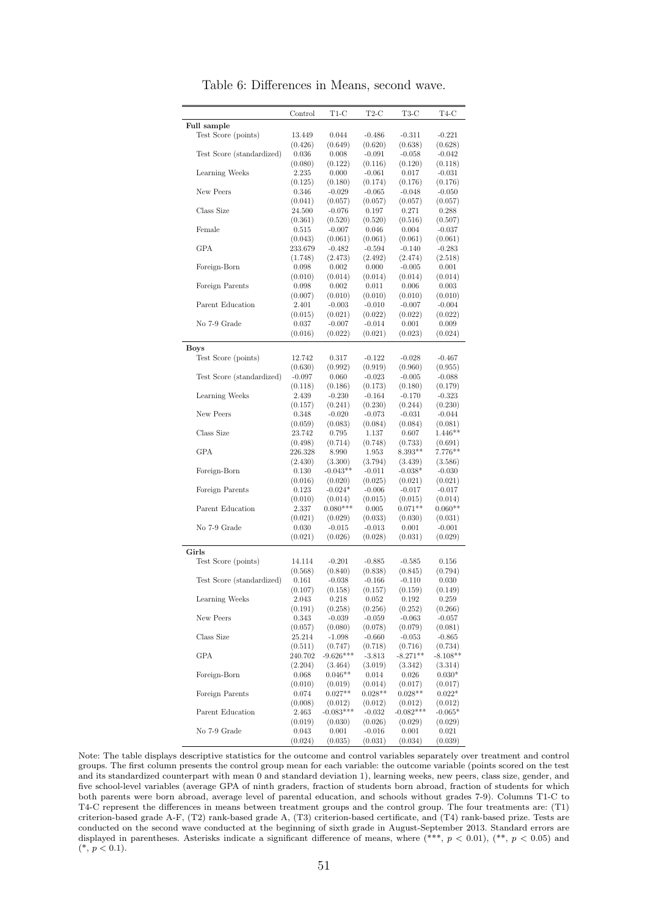Table 6: Differences in Means, second wave.

| | Control | T1-C | T2-C | T3-C | T4-C |
|---|---|---|---|---|---|
| **Full sample** | | | | | |
| Test Score (points) | 13.449 | 0.044 | -0.486 | -0.311 | -0.221 |
| | (0.426) | (0.649) | (0.620) | (0.638) | (0.628) |
| Test Score (standardized) | 0.036 | 0.008 | -0.091 | -0.058 | -0.042 |
| | (0.080) | (0.122) | (0.116) | (0.120) | (0.118) |
| Learning Weeks | 2.235 | 0.000 | -0.061 | 0.017 | -0.031 |
| | (0.125) | (0.180) | (0.174) | (0.176) | (0.176) |
| New Peers | 0.346 | -0.029 | -0.065 | -0.048 | -0.050 |
| | (0.041) | (0.057) | (0.057) | (0.057) | (0.057) |
| Class Size | 24.500 | -0.076 | 0.197 | 0.271 | 0.288 |
| | (0.361) | (0.520) | (0.520) | (0.516) | (0.507) |
| Female | 0.515 | -0.007 | 0.046 | 0.004 | -0.037 |
| | (0.043) | (0.061) | (0.061) | (0.061) | (0.061) |
| GPA | 233.679 | -0.482 | -0.594 | -0.140 | -0.283 |
| | (1.748) | (2.473) | (2.492) | (2.474) | (2.518) |
| Foreign-Born | 0.098 | 0.002 | 0.000 | -0.005 | 0.001 |
| | (0.010) | (0.014) | (0.014) | (0.014) | (0.014) |
| Foreign Parents | 0.098 | 0.002 | 0.011 | 0.006 | 0.003 |
| | (0.007) | (0.010) | (0.010) | (0.010) | (0.010) |
| Parent Education | 2.401 | -0.003 | -0.010 | -0.007 | -0.004 |
| | (0.015) | (0.021) | (0.022) | (0.022) | (0.022) |
| No 7-9 Grade | 0.037 | -0.007 | -0.014 | 0.001 | 0.009 |
| | (0.016) | (0.022) | (0.021) | (0.023) | (0.024) |
| **Boys** | | | | | |
| Test Score (points) | 12.742 | 0.317 | -0.122 | -0.028 | -0.467 |
| | (0.630) | (0.992) | (0.919) | (0.960) | (0.955) |
| Test Score (standardized) | -0.097 | 0.060 | -0.023 | -0.005 | -0.088 |
| | (0.118) | (0.186) | (0.173) | (0.180) | (0.179) |
| Learning Weeks | 2.439 | -0.230 | -0.164 | -0.170 | -0.323 |
| | (0.157) | (0.241) | (0.230) | (0.244) | (0.230) |
| New Peers | 0.348 | -0.020 | -0.073 | -0.031 | -0.044 |
| | (0.059) | (0.083) | (0.084) | (0.084) | (0.081) |
| Class Size | 23.742 | 0.795 | 1.137 | 0.607 | 1.446** |
| | (0.498) | (0.714) | (0.748) | (0.733) | (0.691) |
| GPA | 226.328 | 8.990 | 1.953 | 8.393** | 7.776** |
| | (2.430) | (3.300) | (3.794) | (3.439) | (3.586) |
| Foreign-Born | 0.130 | -0.043** | -0.011 | -0.038* | -0.030 |
| | (0.016) | (0.020) | (0.025) | (0.021) | (0.021) |
| Foreign Parents | 0.123 | -0.024* | -0.006 | -0.017 | -0.017 |
| | (0.010) | (0.014) | (0.015) | (0.015) | (0.014) |
| Parent Education | 2.337 | 0.080*** | 0.005 | 0.071** | 0.060** |
| | (0.021) | (0.029) | (0.033) | (0.030) | (0.031) |
| No 7-9 Grade | 0.030 | -0.015 | -0.013 | 0.001 | -0.001 |
| | (0.021) | (0.026) | (0.028) | (0.031) | (0.029) |
| **Girls** | | | | | |
| Test Score (points) | 14.114 | -0.201 | -0.885 | -0.585 | 0.156 |
| | (0.568) | (0.840) | (0.838) | (0.845) | (0.794) |
| Test Score (standardized) | 0.161 | -0.038 | -0.166 | -0.110 | 0.030 |
| | (0.107) | (0.158) | (0.157) | (0.159) | (0.149) |
| Learning Weeks | 2.043 | 0.218 | 0.052 | 0.192 | 0.259 |
| | (0.191) | (0.258) | (0.256) | (0.252) | (0.266) |
| New Peers | 0.343 | -0.039 | -0.059 | -0.063 | -0.057 |
| | (0.057) | (0.080) | (0.078) | (0.079) | (0.081) |
| Class Size | 25.214 | -1.098 | -0.660 | -0.053 | -0.865 |
| | (0.511) | (0.747) | (0.718) | (0.716) | (0.734) |
| GPA | 240.702 | -9.626*** | -3.813 | -8.271** | -8.108** |
| | (2.204) | (3.464) | (3.019) | (3.342) | (3.314) |
| Foreign-Born | 0.068 | 0.046** | 0.014 | 0.026 | 0.030* |
| | (0.010) | (0.019) | (0.014) | (0.017) | (0.017) |
| Foreign Parents | 0.074 | 0.027** | 0.028** | 0.028** | 0.022* |
| | (0.008) | (0.012) | (0.012) | (0.012) | (0.012) |
| Parent Education | 2.463 | -0.083*** | -0.032 | -0.082*** | -0.065* |
| | (0.019) | (0.030) | (0.026) | (0.029) | (0.029) |
| No 7-9 Grade | 0.043 | 0.001 | -0.016 | 0.001 | 0.021 |
| | (0.024) | (0.035) | (0.031) | (0.034) | (0.039) |

Note: The table displays descriptive statistics for the outcome and control variables separately over treatment and control groups. The first column presents the control group mean for each variable: the outcome variable (points scored on the test and its standardized counterpart with mean 0 and standard deviation 1), learning weeks, new peers, class size, gender, and five school-level variables (average GPA of ninth graders, fraction of students born abroad, fraction of students for which both parents were born abroad, average level of parental education, and schools without grades 7-9). Columns T1-C to T4-C represent the differences in means between treatment groups and the control group. The four treatments are: (T1) criterion-based grade A-F, (T2) rank-based grade A, (T3) criterion-based certificate, and (T4) rank-based prize. Tests are conducted on the second wave conducted at the beginning of sixth grade in August-September 2013. Standard errors are displayed in parentheses. Asterisks indicate a significant difference of means, where (***, $p < 0.01$), (**, $p < 0.05$) and (*, $p < 0.1$).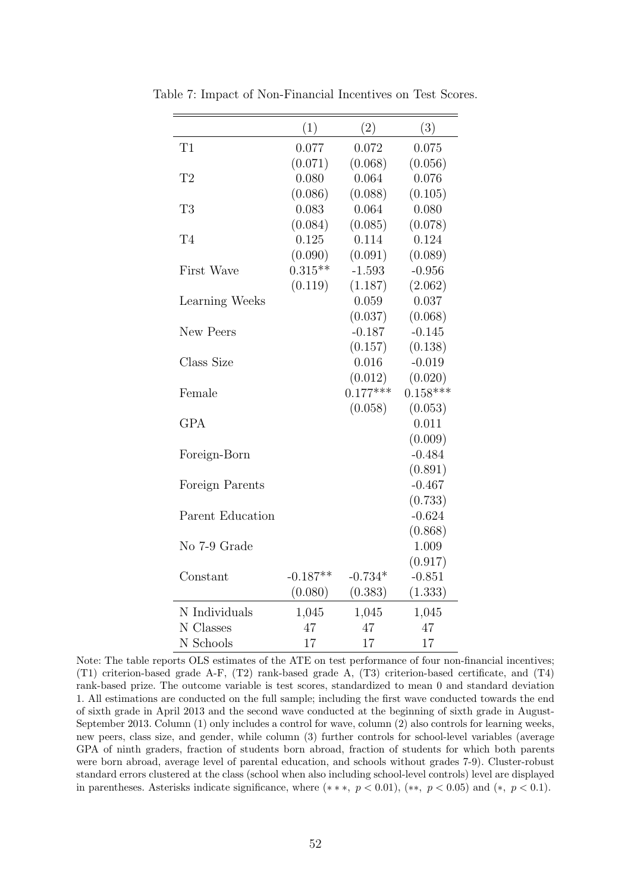Table 7: Impact of Non-Financial Incentives on Test Scores.

| | (1) | (2) | (3) |
|---|---|---|---|
| T1 | 0.077 | 0.072 | 0.075 |
| | (0.071) | (0.068) | (0.056) |
| T2 | 0.080 | 0.064 | 0.076 |
| | (0.086) | (0.088) | (0.105) |
| T3 | 0.083 | 0.064 | 0.080 |
| | (0.084) | (0.085) | (0.078) |
| T4 | 0.125 | 0.114 | 0.124 |
| | (0.090) | (0.091) | (0.089) |
| First Wave | 0.315** | -1.593 | -0.956 |
| | (0.119) | (1.187) | (2.062) |
| Learning Weeks | | 0.059 | 0.037 |
| | | (0.037) | (0.068) |
| New Peers | | -0.187 | -0.145 |
| | | (0.157) | (0.138) |
| Class Size | | 0.016 | -0.019 |
| | | (0.012) | (0.020) |
| Female | | 0.177*** | 0.158*** |
| | | (0.058) | (0.053) |
| GPA | | | 0.011 |
| | | | (0.009) |
| Foreign-Born | | | -0.484 |
| | | | (0.891) |
| Foreign Parents | | | -0.467 |
| | | | (0.733) |
| Parent Education | | | -0.624 |
| | | | (0.868) |
| No 7-9 Grade | | | 1.009 |
| | | | (0.917) |
| Constant | -0.187** | -0.734* | -0.851 |
| | (0.080) | (0.383) | (1.333) |
| N Individuals | 1,045 | 1,045 | 1,045 |
| N Classes | 47 | 47 | 47 |
| N Schools | 17 | 17 | 17 |

Note: The table reports OLS estimates of the ATE on test performance of four non-financial incentives; (T1) criterion-based grade A-F, (T2) rank-based grade A, (T3) criterion-based certificate, and (T4) rank-based prize. The outcome variable is test scores, standardized to mean 0 and standard deviation 1. All estimations are conducted on the full sample; including the first wave conducted towards the end of sixth grade in April 2013 and the second wave conducted at the beginning of sixth grade in August-September 2013. Column (1) only includes a control for wave, column (2) also controls for learning weeks, new peers, class size, and gender, while column (3) further controls for school-level variables (average GPA of ninth graders, fraction of students born abroad, fraction of students for which both parents were born abroad, average level of parental education, and schools without grades 7-9). Cluster-robust standard errors clustered at the class (school when also including school-level controls) level are displayed in parentheses. Asterisks indicate significance, where ($***$, $p < 0.01$), ($**$, $p < 0.05$) and ($*$, $p < 0.1$).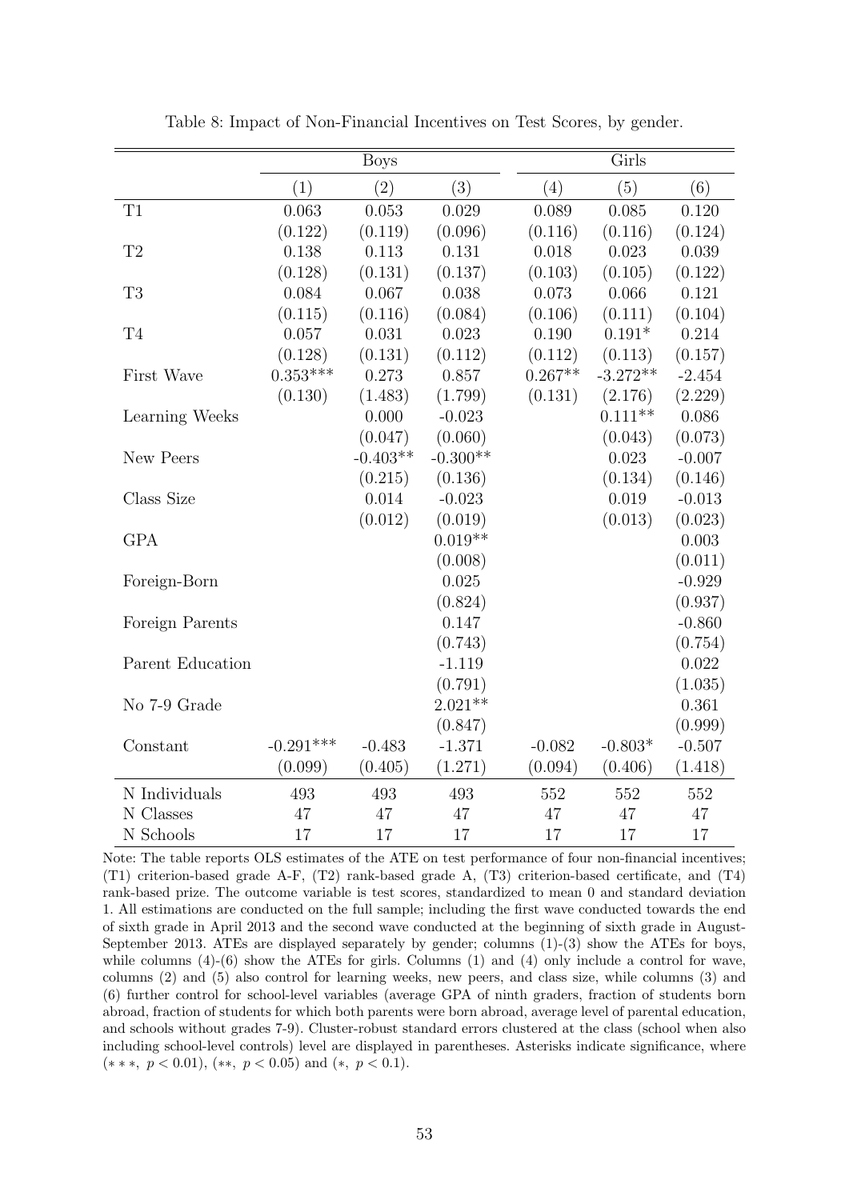Table 8: Impact of Non-Financial Incentives on Test Scores, by gender.

| | Boys | | | Girls | | |
|---|---|---|---|---|---|---|
| | (1) | (2) | (3) | (4) | (5) | (6) |
| T1 | 0.063 | 0.053 | 0.029 | 0.089 | 0.085 | 0.120 |
| | (0.122) | (0.119) | (0.096) | (0.116) | (0.116) | (0.124) |
| T2 | 0.138 | 0.113 | 0.131 | 0.018 | 0.023 | 0.039 |
| | (0.128) | (0.131) | (0.137) | (0.103) | (0.105) | (0.122) |
| T3 | 0.084 | 0.067 | 0.038 | 0.073 | 0.066 | 0.121 |
| | (0.115) | (0.116) | (0.084) | (0.106) | (0.111) | (0.104) |
| T4 | 0.057 | 0.031 | 0.023 | 0.190 | 0.191* | 0.214 |
| | (0.128) | (0.131) | (0.112) | (0.112) | (0.113) | (0.157) |
| First Wave | 0.353*** | 0.273 | 0.857 | 0.267** | -3.272** | -2.454 |
| | (0.130) | (1.483) | (1.799) | (0.131) | (2.176) | (2.229) |
| Learning Weeks | | 0.000 | -0.023 | | 0.111** | 0.086 |
| | | (0.047) | (0.060) | | (0.043) | (0.073) |
| New Peers | | -0.403** | -0.300** | | 0.023 | -0.007 |
| | | (0.215) | (0.136) | | (0.134) | (0.146) |
| Class Size | | 0.014 | -0.023 | | 0.019 | -0.013 |
| | | (0.012) | (0.019) | | (0.013) | (0.023) |
| GPA | | | 0.019** | | | 0.003 |
| | | | (0.008) | | | (0.011) |
| Foreign-Born | | | 0.025 | | | -0.929 |
| | | | (0.824) | | | (0.937) |
| Foreign Parents | | | 0.147 | | | -0.860 |
| | | | (0.743) | | | (0.754) |
| Parent Education | | | -1.119 | | | 0.022 |
| | | | (0.791) | | | (1.035) |
| No 7-9 Grade | | | 2.021** | | | 0.361 |
| | | | (0.847) | | | (0.999) |
| Constant | -0.291*** | -0.483 | -1.371 | -0.082 | -0.803* | -0.507 |
| | (0.099) | (0.405) | (1.271) | (0.094) | (0.406) | (1.418) |
| N Individuals | 493 | 493 | 493 | 552 | 552 | 552 |
| N Classes | 47 | 47 | 47 | 47 | 47 | 47 |
| N Schools | 17 | 17 | 17 | 17 | 17 | 17 |

Note: The table reports OLS estimates of the ATE on test performance of four non-financial incentives; (T1) criterion-based grade A-F, (T2) rank-based grade A, (T3) criterion-based certificate, and (T4) rank-based prize. The outcome variable is test scores, standardized to mean 0 and standard deviation 1. All estimations are conducted on the full sample; including the first wave conducted towards the end of sixth grade in April 2013 and the second wave conducted at the beginning of sixth grade in August-September 2013. ATEs are displayed separately by gender; columns (1)-(3) show the ATEs for boys, while columns (4)-(6) show the ATEs for girls. Columns (1) and (4) only include a control for wave, columns (2) and (5) also control for learning weeks, new peers, and class size, while columns (3) and (6) further control for school-level variables (average GPA of ninth graders, fraction of students born abroad, fraction of students for which both parents were born abroad, average level of parental education, and schools without grades 7-9). Cluster-robust standard errors clustered at the class (school when also including school-level controls) level are displayed in parentheses. Asterisks indicate significance, where (***, $p < 0.01$), (**, $p < 0.05$) and (*, $p < 0.1$).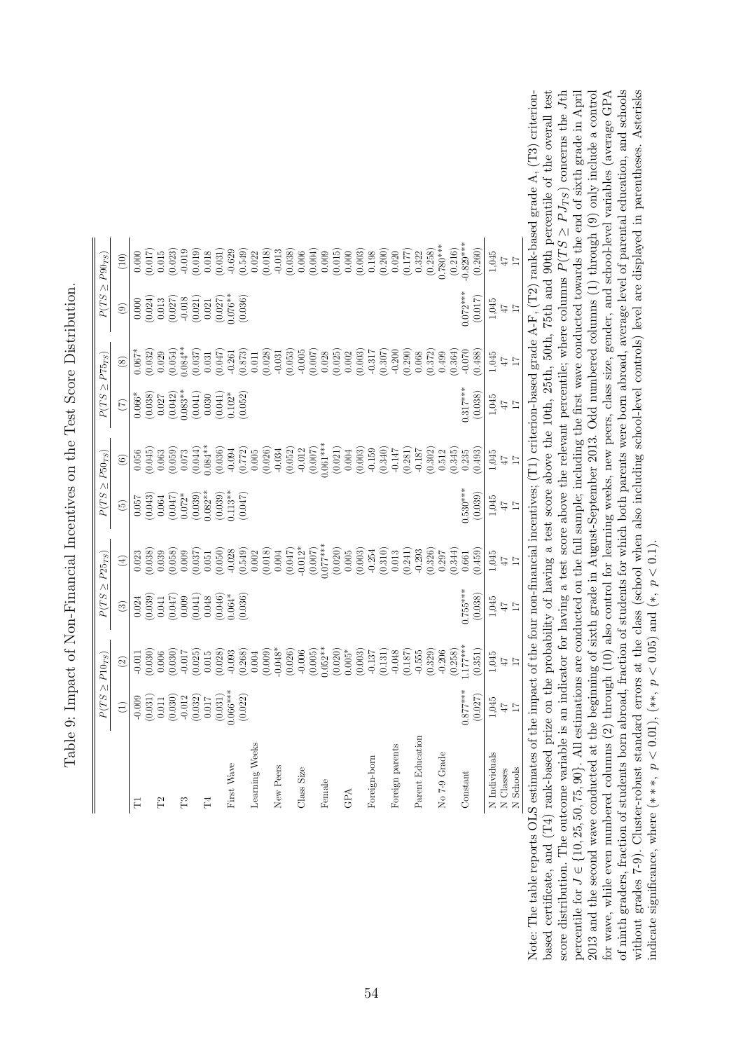Table 9: Impact of Non-Financial Incentives on the Test Score Distribution.

| | $P(TS \geq P10_{TS})$ | | $P(TS \geq P25_{TS})$ | | $P(TS \geq P50_{TS})$ | | $P(TS \geq P75_{TS})$ | | $P(TS \geq P90_{TS})$ | |
|---|---|---|---|---|---|---|---|---|---|---|
| | (1) | (2) | (3) | (4) | (5) | (6) | (7) | (8) | (9) | (10) |
| T1 | -0.009 | -0.011 | 0.024 | 0.023 | 0.057 | 0.056 | 0.066* | 0.067* | 0.000 | 0.000 |
| | (0.031) | (0.030) | (0.039) | (0.038) | (0.043) | (0.045) | (0.038) | (0.032) | (0.024) | (0.017) |
| T2 | 0.011 | 0.006 | 0.041 | 0.039 | 0.064 | 0.063 | 0.027 | 0.029 | 0.013 | 0.015 |
| | (0.030) | (0.030) | (0.047) | (0.058) | (0.047) | (0.059) | (0.042) | (0.054) | (0.027) | (0.023) |
| T3 | -0.012 | -0.017 | 0.009 | 0.009 | 0.072* | 0.073 | 0.083** | 0.084** | -0.018 | -0.019 |
| | (0.032) | (0.025) | (0.041) | (0.037) | (0.039) | (0.044) | (0.041) | (0.037) | (0.021) | (0.019) |
| T4 | 0.017 | 0.015 | 0.048 | 0.051 | 0.082** | 0.084** | 0.030 | 0.031 | 0.021 | 0.018 |
| | (0.031) | (0.028) | (0.046) | (0.050) | (0.039) | (0.036) | (0.041) | (0.047) | (0.027) | (0.031) |
| First Wave | 0.066*** | -0.093 | 0.064* | -0.028 | 0.113** | -0.094 | 0.102* | -0.261 | 0.076** | -0.629 |
| | (0.022) | (0.268) | (0.036) | (0.549) | (0.047) | (0.772) | (0.052) | (0.873) | (0.036) | (0.549) |
| Learning Weeks | | 0.004 | | 0.002 | | 0.005 | | 0.011 | | 0.022 |
| | | (0.009) | | (0.018) | | (0.026) | | (0.028) | | (0.018) |
| New Peers | | -0.048* | | 0.004 | | -0.034 | | -0.031 | | -0.013 |
| | | (0.026) | | (0.047) | | (0.052) | | (0.053) | | (0.038) |
| Class Size | | -0.006 | | -0.012* | | -0.012 | | -0.005 | | 0.006 |
| | | (0.005) | | (0.007) | | (0.007) | | (0.007) | | (0.004) |
| Female | | 0.052** | | 0.077*** | | 0.061*** | | 0.028 | | 0.009 |
| | | (0.020) | | (0.020) | | (0.021) | | (0.025) | | (0.015) |
| GPA | | 0.005* | | 0.005 | | 0.004 | | 0.002 | | 0.000 |
| | | (0.003) | | (0.003) | | (0.003) | | (0.003) | | (0.003) |
| Foreign-born | | -0.137 | | -0.254 | | -0.159 | | -0.317 | | 0.198 |
| | | (0.131) | | (0.310) | | (0.340) | | (0.307) | | (0.200) |
| Foreign parents | | -0.048 | | 0.013 | | -0.147 | | -0.200 | | 0.020 |
| | | (0.187) | | (0.241) | | (0.281) | | (0.290) | | (0.177) |
| Parent Education | | -0.555 | | -0.293 | | -0.187 | | 0.068 | | 0.322 |
| | | (0.329) | | (0.326) | | (0.302) | | (0.372) | | (0.258) |
| No 7-9 Grade | | -0.206 | | 0.297 | | 0.512 | | 0.499 | | 0.780*** |
| | | (0.258) | | (0.344) | | (0.345) | | (0.364) | | (0.216) |
| Constant | 0.877*** | 1.177*** | 0.755*** | 0.661 | 0.530*** | 0.235 | 0.317*** | -0.070 | 0.072*** | -0.829*** |
| | (0.027) | (0.351) | (0.038) | (0.459) | (0.039) | (0.493) | (0.038) | (0.488) | (0.017) | (0.260) |
| N Individuals | 1,045 | 1,045 | 1,045 | 1,045 | 1,045 | 1,045 | 1,045 | 1,045 | 1,045 | 1,045 |
| N Classes | 47 | 47 | 47 | 47 | 47 | 47 | 47 | 47 | 47 | 47 |
| N Schools | 17 | 17 | 17 | 17 | 17 | 17 | 17 | 17 | 17 | 17 |

Note: The table reports OLS estimates of the impact of the four non-financial incentives; (T1) criterion-based grade A, (T2) rank-based grade A, (T3) criterion-based grade A-F, (T2) rank-based grade A-F, (T3) criterion-based certificate, and (T4) rank-based prize on the probability of having a test score above the 10th, 25th, 50th, 75th and 90th percentile of the overall test score distribution. The outcome variable is an indicator for having a test score above the relevant percentile; where columns $P(TS \geq PJ_{TS})$ concerns the $J$th percentile for $J \in \{10, 25, 50, 75, 90\}$. All estimations are conducted on the full sample; including the first wave conducted towards the end of sixth grade in April 2013 and the second wave conducted at the beginning of sixth grade in August-September 2013. Odd numbered columns (1) through (9) only include a control for wave, while even numbered columns (2) through (10) also control for learning weeks, new peers, class size, gender, and school-level variables (average GPA of ninth graders, fraction of students born abroad, fraction of students for which both parents were born abroad, average level of parental education, and schools without grades 7-9). Cluster-robust standard errors at the class (school when also including school-level controls) level are displayed in parentheses. Asterisks indicate significance, where (***, $p < 0.01$), (**, $p < 0.05$) and (*, $p < 0.1$).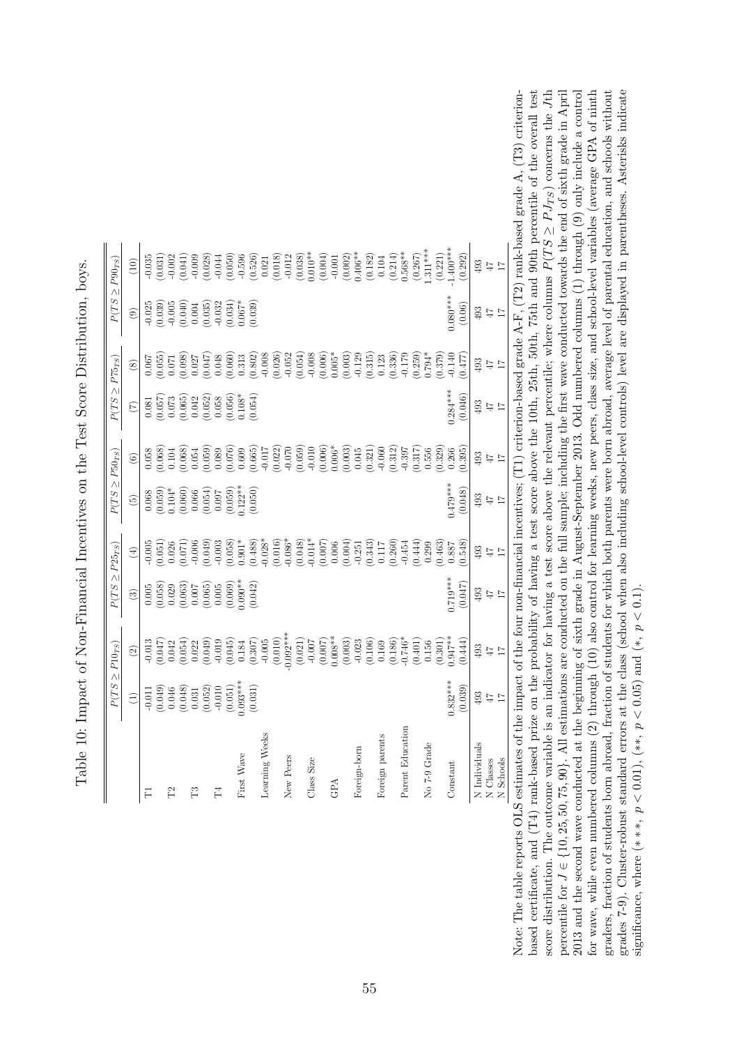Table 10: Impact of Non-Financial Incentives on the Test Score Distribution, boys.

| | $P(TS \geq P10_{TS})$ | | $P(TS \geq P25_{TS})$ | | $P(TS \geq P50_{TS})$ | | $P(TS \geq P75_{TS})$ | | $P(TS \geq P90_{TS})$ | |
|---|---|---|---|---|---|---|---|---|---|---|
| | (1) | (2) | (3) | (4) | (5) | (6) | (7) | (8) | (9) | (10) |
| T1 | -0.011 | -0.013 | 0.005 | -0.005 | 0.068 | 0.058 | 0.081 | 0.067 | -0.025 | -0.035 |
| | (0.049) | (0.047) | (0.058) | (0.051) | (0.059) | (0.068) | (0.057) | (0.055) | (0.039) | (0.031) |
| T2 | 0.046 | 0.042 | 0.029 | 0.026 | 0.104* | 0.104 | 0.073 | 0.071 | -0.005 | -0.002 |
| | (0.048) | (0.054) | (0.063) | (0.071) | (0.060) | (0.068) | (0.065) | (0.098) | (0.040) | (0.041) |
| T3 | 0.031 | 0.022 | 0.007 | -0.006 | 0.066 | 0.054 | 0.042 | 0.027 | 0.004 | -0.009 |
| | (0.052) | (0.049) | (0.065) | (0.049) | (0.054) | (0.059) | (0.052) | (0.047) | (0.035) | (0.028) |
| T4 | -0.010 | -0.019 | 0.005 | -0.003 | 0.097 | 0.089 | 0.058 | 0.048 | -0.032 | -0.044 |
| | (0.051) | (0.045) | (0.069) | (0.058) | (0.059) | (0.076) | (0.056) | (0.060) | (0.034) | (0.050) |
| First Wave | 0.093*** | 0.184 | 0.090** | 0.901* | 0.122** | 0.609 | 0.108* | 0.313 | 0.067* | -0.596 |
| | (0.031) | (0.307) | (0.042) | (0.488) | (0.050) | (0.665) | (0.054) | (0.802) | (0.039) | (0.526) |
| Learning Weeks | | -0.005 | | -0.028* | | -0.017 | | -0.008 | | 0.021 |
| | | (0.010) | | (0.016) | | (0.022) | | (0.026) | | (0.018) |
| New Peers | | -0.092*** | | -0.086* | | -0.070 | | -0.052 | | -0.012 |
| | | (0.021) | | (0.048) | | (0.059) | | (0.054) | | (0.038) |
| Class Size | | -0.007 | | -0.014* | | -0.010 | | -0.008 | | 0.010** |
| | | (0.007) | | (0.007) | | (0.006) | | (0.006) | | (0.004) |
| GPA | | 0.008** | | 0.006 | | 0.006* | | 0.005* | | -0.001 |
| | | (0.003) | | (0.004) | | (0.003) | | (0.003) | | (0.002) |
| Foreign-born | | -0.023 | | -0.251 | | 0.045 | | -0.129 | | 0.406** |
| | | (0.106) | | (0.343) | | (0.321) | | (0.315) | | (0.182) |
| Foreign parents | | 0.169 | | 0.117 | | -0.060 | | 0.123 | | 0.104 |
| | | (0.186) | | (0.260) | | (0.312) | | (0.336) | | (0.214) |
| Parent Education | | -0.746* | | -0.454 | | -0.397 | | -0.179 | | 0.568** |
| | | (0.401) | | (0.444) | | (0.317) | | (0.259) | | (0.267) |
| No 7-9 Grade | | 0.156 | | 0.299 | | 0.556 | | 0.794* | | 1.311*** |
| | | (0.301) | | (0.463) | | (0.329) | | (0.379) | | (0.221) |
| Constant | 0.832*** | 0.947** | 0.719*** | 0.887 | 0.479*** | 0.266 | 0.284*** | -0.140 | 0.080*** | -1.400*** |
| | (0.039) | (0.444) | (0.047) | (0.548) | (0.048) | (0.395) | (0.046) | (0.477) | (0.06) | (0.292) |
| N Individuals | 493 | 493 | 493 | 493 | 493 | 493 | 493 | 493 | 493 | 493 |
| N Classes | 47 | 47 | 47 | 47 | 47 | 47 | 47 | 47 | 47 | 47 |
| N Schools | 17 | 17 | 17 | 17 | 17 | 17 | 17 | 17 | 17 | 17 |

Note: The table reports OLS estimates of the impact of the four non-financial incentives; (T1) criterion-based grade A-F, (T2) rank-based grade A, (T3) criterion-based certificate, and (T4) rank-based prize on the probability of having a test score above the 10th, 25th, 50th, 75th and 90th percentile of the overall test score distribution. The outcome variable is an indicator for having a test score above the relevant percentile; where columns $P(TS \geq PJ_{TS})$ concerns the $J$th percentile for $J \in \{10, 25, 50, 75, 90\}$. All estimations are conducted on the full sample; including the first wave conducted towards the end of sixth grade in April 2013 and the second wave conducted at the beginning of sixth grade in August-September 2013. Odd numbered columns (1) through (9) only include a control for wave, while even numbered columns (2) through (10) also control for learning weeks, new peers, class size, and school-level variables (average GPA of ninth graders, fraction of students born abroad, fraction of students for which both parents were born abroad, average level of parental education, and schools without grades 7-9). Cluster-robust standard errors at the class (school when also including school-level controls) level are displayed in parentheses. Asterisks indicate significance, where (***, $p < 0.01$), (**, $p < 0.05$) and (*, $p < 0.1$).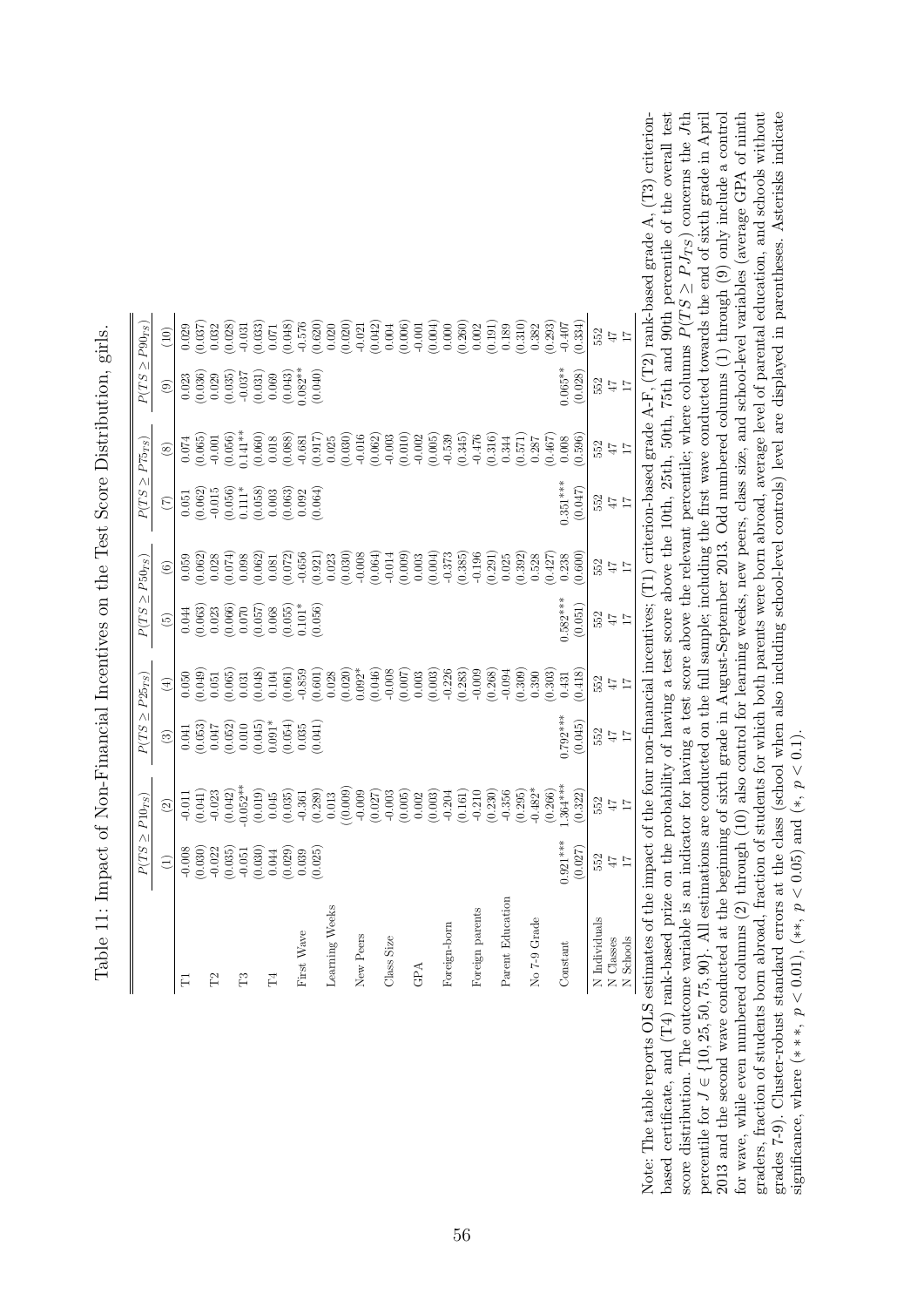Table 11: Impact of Non-Financial Incentives on the Test Score Distribution, girls.

| | $P(TS \geq P10_{TS})$ | | $P(TS \geq P25_{TS})$ | | $P(TS \geq P50_{TS})$ | | $P(TS \geq P75_{TS})$ | | $P(TS \geq P90_{TS})$ | |
|---|---|---|---|---|---|---|---|---|---|---|
| | (1) | (2) | (3) | (4) | (5) | (6) | (7) | (8) | (9) | (10) |
| T1 | -0.008 | -0.011 | 0.041 | 0.050 | 0.044 | 0.059 | 0.051 | 0.074 | 0.023 | 0.029 |
| | (0.030) | (0.041) | (0.053) | (0.049) | (0.063) | (0.062) | (0.062) | (0.065) | (0.036) | (0.037) |
| T2 | -0.022 | -0.023 | 0.047 | 0.051 | 0.023 | 0.028 | -0.015 | -0.001 | 0.029 | 0.032 |
| | (0.035) | (0.042) | (0.052) | (0.065) | (0.066) | (0.074) | (0.056) | (0.056) | (0.035) | (0.028) |
| T3 | -0.051 | -0.052** | 0.010 | 0.031 | 0.070 | 0.098 | 0.111* | 0.141** | -0.037 | -0.031 |
| | (0.030) | (0.019) | (0.045) | (0.048) | (0.057) | (0.062) | (0.058) | (0.060) | (0.031) | (0.033) |
| T4 | 0.044 | 0.045 | 0.091* | 0.104 | 0.068 | 0.081 | 0.003 | 0.018 | 0.069 | 0.071 |
| | (0.029) | (0.035) | (0.054) | (0.061) | (0.055) | (0.072) | (0.063) | (0.088) | (0.043) | (0.048) |
| First Wave | 0.039 | -0.361 | 0.035 | -0.859 | 0.101* | -0.656 | 0.092 | -0.681 | 0.082** | -0.576 |
| | (0.025) | (0.289) | (0.041) | (0.601) | (0.056) | (0.921) | (0.064) | (0.917) | (0.040) | (0.620) |
| Learning Weeks | | 0.013 | | 0.028 | | 0.023 | | 0.025 | | 0.020 |
| | | ((0.009) | | (0.020) | | (0.030) | | (0.030) | | (0.020) |
| New Peers | | -0.009 | | 0.092* | | -0.008 | | -0.016 | | -0.021 |
| | | (0.027) | | (0.046) | | (0.064) | | (0.062) | | (0.042) |
| Class Size | | -0.003 | | -0.008 | | -0.014 | | -0.003 | | 0.004 |
| | | (0.005) | | (0.007) | | (0.009) | | (0.010) | | (0.006) |
| GPA | | 0.002 | | 0.003 | | 0.003 | | -0.002 | | -0.001 |
| | | (0.003) | | (0.003) | | (0.004) | | (0.005) | | (0.004) |
| Foreign-born | | -0.204 | | -0.226 | | -0.373 | | -0.539 | | 0.000 |
| | | (0.161) | | (0.283) | | (0.385) | | (0.345) | | (0.260) |
| Foreign parents | | -0.210 | | -0.009 | | -0.196 | | -0.476 | | 0.002 |
| | | (0.230) | | (0.268) | | (0.291) | | (0.316) | | (0.191) |
| Parent Education | | -0.356 | | -0.094 | | 0.025 | | 0.344 | | 0.189 |
| | | (0.295) | | (0.309) | | (0.392) | | (0.571) | | (0.310) |
| No 7-9 Grade | | -0.482* | | 0.390 | | 0.528 | | 0.287 | | 0.382 |
| | | (0.266) | | (0.303) | | (0.427) | | (0.467) | | (0.293) |
| Constant | 0.921*** | 1.364*** | 0.792*** | 0.431 | 0.582*** | 0.238 | 0.351*** | 0.008 | 0.065** | -0.407 |
| | (0.027) | (0.322) | (0.045) | (0.418) | (0.051) | (0.600) | (0.047) | (0.596) | (0.028) | (0.334) |
| N Individuals | 552 | 552 | 552 | 552 | 552 | 552 | 552 | 552 | 552 | 552 |
| N Classes | 47 | 47 | 47 | 47 | 47 | 47 | 47 | 47 | 47 | 47 |
| N Schools | 17 | 17 | 17 | 17 | 17 | 17 | 17 | 17 | 17 | 17 |

Note: The table reports OLS estimates of the impact of the four non-financial incentives; (T1) criterion-based grade A-F, (T2) rank-based grade A, (T3) criterion-based certificate, and (T4) rank-based prize on the probability of having a test score above the 10th, 25th, 50th, 75th and 90th percentile of the overall test score distribution. The outcome variable is an indicator for having a test score above the relevant percentile; where columns $P(TS \geq PJ_{TS})$ concerns the $J$th percentile for $J \in \{10, 25, 50, 75, 90\}$. All estimations are conducted on the full sample; including the first wave conducted towards the end of sixth grade in April 2013 and the second wave conducted at the beginning of sixth grade in August-September 2013. Odd numbered columns (1) through (9) only include a control for wave, while even numbered columns (2) through (10) also control for learning weeks, new peers, class size, and school-level variables (average GPA of ninth graders, fraction of students born abroad, fraction of students for which both parents were born abroad, average level of parental education, and schools without grades 7-9). Cluster-robust standard errors at the class (school when also including school-level controls) level are displayed in parentheses. Asterisks indicate significance, where (***, $p < 0.01$), (**, $p < 0.05$) and (*, $p < 0.1$).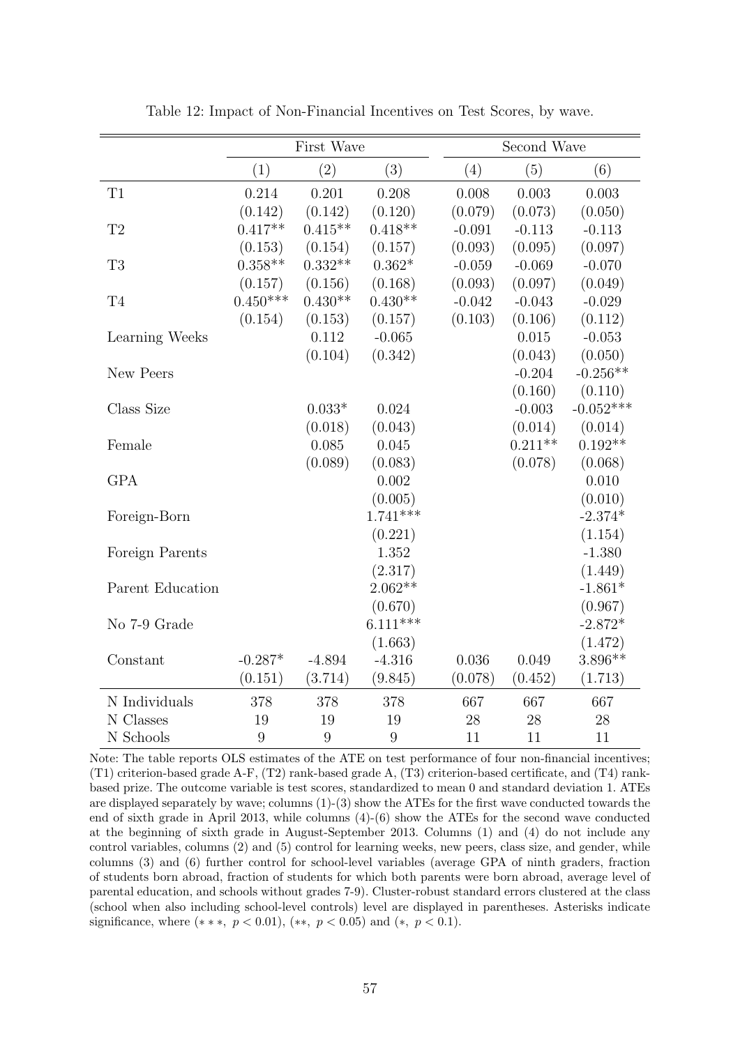Table 12: Impact of Non-Financial Incentives on Test Scores, by wave.

| | First Wave | | | Second Wave | | |
|---|---|---|---|---|---|---|
| | (1) | (2) | (3) | (4) | (5) | (6) |
| T1 | 0.214 | 0.201 | 0.208 | 0.008 | 0.003 | 0.003 |
| | (0.142) | (0.142) | (0.120) | (0.079) | (0.073) | (0.050) |
| T2 | 0.417** | 0.415** | 0.418** | -0.091 | -0.113 | -0.113 |
| | (0.153) | (0.154) | (0.157) | (0.093) | (0.095) | (0.097) |
| T3 | 0.358** | 0.332** | 0.362* | -0.059 | -0.069 | -0.070 |
| | (0.157) | (0.156) | (0.168) | (0.093) | (0.097) | (0.049) |
| T4 | 0.450*** | 0.430** | 0.430** | -0.042 | -0.043 | -0.029 |
| | (0.154) | (0.153) | (0.157) | (0.103) | (0.106) | (0.112) |
| Learning Weeks | | 0.112 | -0.065 | | 0.015 | -0.053 |
| | | (0.104) | (0.342) | | (0.043) | (0.050) |
| New Peers | | | | | -0.204 | -0.256** |
| | | | | | (0.160) | (0.110) |
| Class Size | | 0.033* | 0.024 | | -0.003 | -0.052*** |
| | | (0.018) | (0.043) | | (0.014) | (0.014) |
| Female | | 0.085 | 0.045 | | 0.211** | 0.192** |
| | | (0.089) | (0.083) | | (0.078) | (0.068) |
| GPA | | | 0.002 | | | 0.010 |
| | | | (0.005) | | | (0.010) |
| Foreign-Born | | | 1.741*** | | | -2.374* |
| | | | (0.221) | | | (1.154) |
| Foreign Parents | | | 1.352 | | | -1.380 |
| | | | (2.317) | | | (1.449) |
| Parent Education | | | 2.062** | | | -1.861* |
| | | | (0.670) | | | (0.967) |
| No 7-9 Grade | | | 6.111*** | | | -2.872* |
| | | | (1.663) | | | (1.472) |
| Constant | -0.287* | -4.894 | -4.316 | 0.036 | 0.049 | 3.896** |
| | (0.151) | (3.714) | (9.845) | (0.078) | (0.452) | (1.713) |
| N Individuals | 378 | 378 | 378 | 667 | 667 | 667 |
| N Classes | 19 | 19 | 19 | 28 | 28 | 28 |
| N Schools | 9 | 9 | 9 | 11 | 11 | 11 |

Note: The table reports OLS estimates of the ATE on test performance of four non-financial incentives; (T1) criterion-based grade A-F, (T2) rank-based grade A, (T3) criterion-based certificate, and (T4) rank-based prize. The outcome variable is test scores, standardized to mean 0 and standard deviation 1. ATEs are displayed separately by wave; columns (1)-(3) show the ATEs for the first wave conducted towards the end of sixth grade in April 2013, while columns (4)-(6) show the ATEs for the second wave conducted at the beginning of sixth grade in August-September 2013. Columns (1) and (4) do not include any control variables, columns (2) and (5) control for learning weeks, new peers, class size, and gender, while columns (3) and (6) further control for school-level variables (average GPA of ninth graders, fraction of students born abroad, fraction of students for which both parents were born abroad, average level of parental education, and schools without grades 7-9). Cluster-robust standard errors clustered at the class (school when also including school-level controls) level are displayed in parentheses. Asterisks indicate significance, where ($***$, $p < 0.01$), ($**$, $p < 0.05$) and ($*$, $p < 0.1$).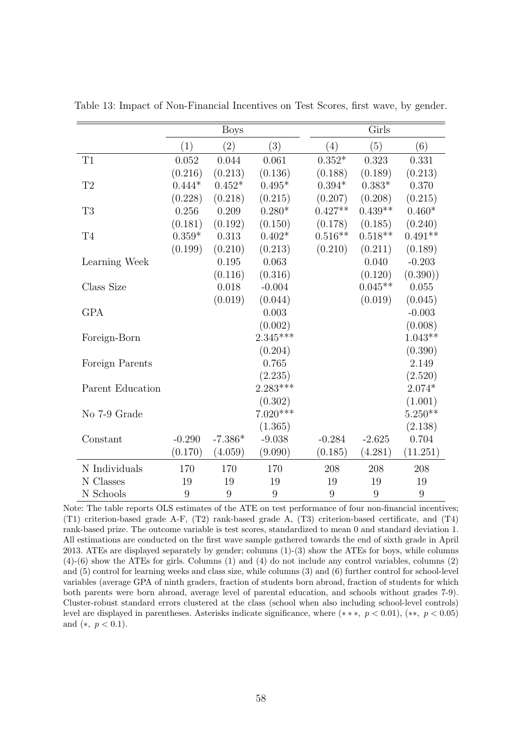Table 13: Impact of Non-Financial Incentives on Test Scores, first wave, by gender.

| | Boys | | | Girls | | |
|---|---|---|---|---|---|---|
| | (1) | (2) | (3) | (4) | (5) | (6) |
| T1 | 0.052 | 0.044 | 0.061 | 0.352* | 0.323 | 0.331 |
| | (0.216) | (0.213) | (0.136) | (0.188) | (0.189) | (0.213) |
| T2 | 0.444* | 0.452* | 0.495* | 0.394* | 0.383* | 0.370 |
| | (0.228) | (0.218) | (0.215) | (0.207) | (0.208) | (0.215) |
| T3 | 0.256 | 0.209 | 0.280* | 0.427** | 0.439** | 0.460* |
| | (0.181) | (0.192) | (0.150) | (0.178) | (0.185) | (0.240) |
| T4 | 0.359* | 0.313 | 0.402* | 0.516** | 0.518** | 0.491** |
| | (0.199) | (0.210) | (0.213) | (0.210) | (0.211) | (0.189) |
| Learning Week | | 0.195 | 0.063 | | 0.040 | -0.203 |
| | | (0.116) | (0.316) | | (0.120) | (0.390)) |
| Class Size | | 0.018 | -0.004 | | 0.045** | 0.055 |
| | | (0.019) | (0.044) | | (0.019) | (0.045) |
| GPA | | | 0.003 | | | -0.003 |
| | | | (0.002) | | | (0.008) |
| Foreign-Born | | | 2.345*** | | | 1.043** |
| | | | (0.204) | | | (0.390) |
| Foreign Parents | | | 0.765 | | | 2.149 |
| | | | (2.235) | | | (2.520) |
| Parent Education | | | 2.283*** | | | 2.074* |
| | | | (0.302) | | | (1.001) |
| No 7-9 Grade | | | 7.020*** | | | 5.250** |
| | | | (1.365) | | | (2.138) |
| Constant | -0.290 | -7.386* | -9.038 | -0.284 | -2.625 | 0.704 |
| | (0.170) | (4.059) | (9.090) | (0.185) | (4.281) | (11.251) |
| N Individuals | 170 | 170 | 170 | 208 | 208 | 208 |
| N Classes | 19 | 19 | 19 | 19 | 19 | 19 |
| N Schools | 9 | 9 | 9 | 9 | 9 | 9 |

Note: The table reports OLS estimates of the ATE on test performance of four non-financial incentives; (T1) criterion-based grade A-F, (T2) rank-based grade A, (T3) criterion-based certificate, and (T4) rank-based prize. The outcome variable is test scores, standardized to mean 0 and standard deviation 1. All estimations are conducted on the first wave sample gathered towards the end of sixth grade in April 2013. ATEs are displayed separately by gender; columns (1)-(3) show the ATEs for boys, while columns (4)-(6) show the ATEs for girls. Columns (1) and (4) do not include any control variables, columns (2) and (5) control for learning weeks and class size, while columns (3) and (6) further control for school-level variables (average GPA of ninth graders, fraction of students born abroad, fraction of students for which both parents were born abroad, average level of parental education, and schools without grades 7-9). Cluster-robust standard errors clustered at the class (school when also including school-level controls) level are displayed in parentheses. Asterisks indicate significance, where ($***$, $p < 0.01$), ($**$, $p < 0.05$) and ($*$, $p < 0.1$).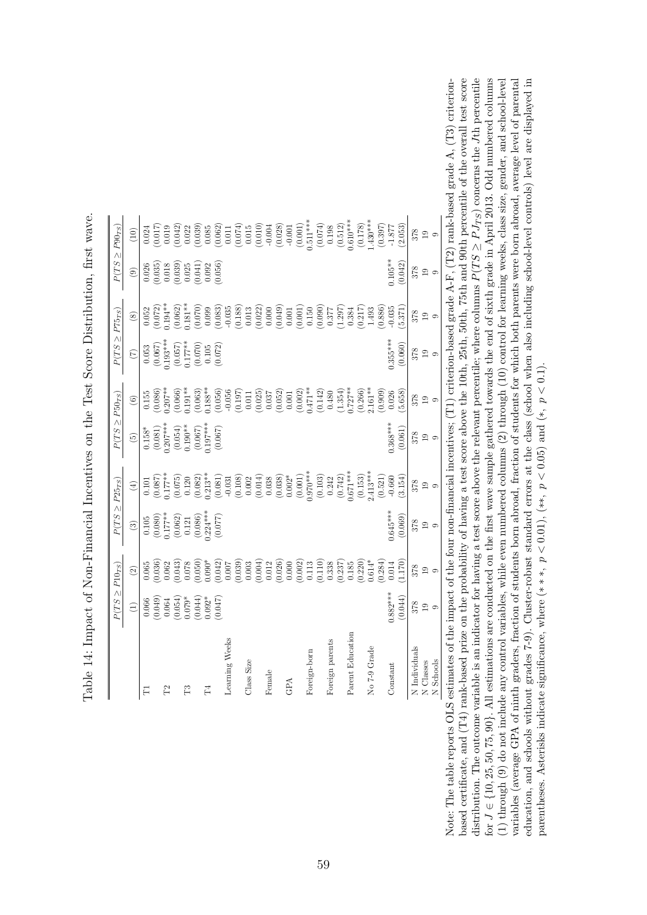Table 14: Impact of Non-Financial Incentives on the Test Score Distribution, first wave.

| | $P(TS \geq P10_{TS})$ | | $P(TS \geq P25_{TS})$ | | $P(TS \geq P50_{TS})$ | | $P(TS \geq P75_{TS})$ | | $P(TS \geq P90_{TS})$ | |
|---|---|---|---|---|---|---|---|---|---|---|
| | (1) | (2) | (3) | (4) | (5) | (6) | (7) | (8) | (9) | (10) |
| T1 | 0.066 | 0.065 | 0.105 | 0.101 | 0.158* | 0.155 | 0.053 | 0.052 | 0.026 | 0.024 |
| | (0.049) | (0.036) | (0.080) | (0.087) | (0.081) | (0.086) | (0.067) | (0.072) | (0.035) | (0.017) |
| T2 | 0.064 | 0.062 | 0.177** | 0.177** | 0.207*** | 0.207** | 0.193*** | 0.194** | 0.018 | 0.019 |
| | (0.054) | (0.043) | (0.062) | (0.075) | (0.054) | (0.066) | (0.057) | (0.062) | (0.039) | (0.042) |
| T3 | 0.079* | 0.078 | 0.121 | 0.120 | 0.190** | 0.191** | 0.177** | 0.181** | 0.025 | 0.022 |
| | (0.044) | (0.050) | (0.086) | (0.082) | (0.067) | (0.063) | (0.070) | (0.070) | (0.041) | (0.039) |
| T4 | 0.092* | 0.090* | 0.224*** | 0.213** | 0.197*** | 0.188** | 0.105 | 0.099 | 0.092 | 0.085 |
| | (0.047) | (0.042) | (0.077) | (0.081) | (0.067) | (0.056) | (0.072) | (0.083) | (0.056) | (0.062) |
| Learning Weeks | | 0.007 | | -0.031 | | -0.056 | | -0.035 | | 0.011 |
| | | (0.039) | | (0.108) | | (0.197) | | (0.188) | | (0.074) |
| Class Size | | 0.003 | | 0.002 | | 0.011 | | 0.013 | | 0.015 |
| | | (0.004) | | (0.014) | | (0.025) | | (0.022) | | (0.010) |
| Female | | 0.012 | | 0.038 | | 0.037 | | 0.000 | | -0.004 |
| | | (0.026) | | (0.038) | | (0.052) | | (0.049) | | (0.028) |
| GPA | | 0.000 | | 0.002* | | 0.001 | | 0.001 | | -0.001 |
| | | (0.002) | | (0.001) | | (0.002) | | (0.001) | | (0.001) |
| Foreign-born | | 0.113 | | 0.970*** | | 0.471** | | 0.150 | | 0.511*** |
| | | (0.110) | | (0.103) | | (0.142) | | (0.090) | | (0.074) |
| Foreign parents | | 0.338 | | 0.242 | | 0.480 | | 0.377 | | 0.198 |
| | | (0.237) | | (0.742) | | (1.354) | | (1.297) | | (0.512) |
| Parent Education | | 0.185 | | 0.671*** | | 0.727** | | 0.384 | | 0.610*** |
| | | (0.220) | | (0.153) | | (0.266) | | (0.217) | | (0.178) |
| No 7-9 Grade | | 0.614* | | 2.413*** | | 2.161** | | 1.493 | | 1.430*** |
| | | (0.284) | | (0.521) | | (0.909) | | (0.886) | | (0.397) |
| Constant | 0.882*** | 0.014 | 0.645*** | -0.660 | 0.368*** | 0.026 | 0.355*** | -0.035 | 0.105** | -1.877 |
| | (0.044) | (1.170) | (0.069) | (3.154) | (0.061) | (5.658) | (0.060) | (5.371) | (0.042) | (2.053) |
| N Individuals | 378 | 378 | 378 | 378 | 378 | 378 | 378 | 378 | 378 | 378 |
| N Classes | 19 | 19 | 19 | 19 | 19 | 19 | 19 | 19 | 19 | 19 |
| N Schools | 9 | 9 | 9 | 9 | 9 | 9 | 9 | 9 | 9 | 9 |

Note: The table reports OLS estimates of the impact of the four non-financial incentives; (T1) criterion-based grade A-F, (T2) rank-based grade A, (T3) criterion-based certificate, and (T4) rank-based prize on the probability of having a test score above the 10th, 25th, 50th, 75th and 90th percentile of the overall test score distribution. The outcome variable is an indicator for having a test score above the relevant percentile; where columns $P(TS \geq PJ_{TS})$ concerns the $J$th percentile for $J \in \{10, 25, 50, 75, 90\}$. All estimations are conducted on the first wave sample gathered towards the end of sixth grade in April 2013. Odd numbered columns (1) through (9) do not include any control variables, while even numbered columns (2) through (10) control for learning weeks, class size, gender, and school-level variables (average GPA of ninth graders, fraction of students born abroad, fraction of students for which both parents were born abroad, average level of parental education, and schools without grades 7-9). Cluster-robust standard errors at the class (school when also including school-level controls) level are displayed in parentheses. Asterisks indicate significance, where (***, $p < 0.01$), (**, $p < 0.05$) and (*, $p < 0.1$).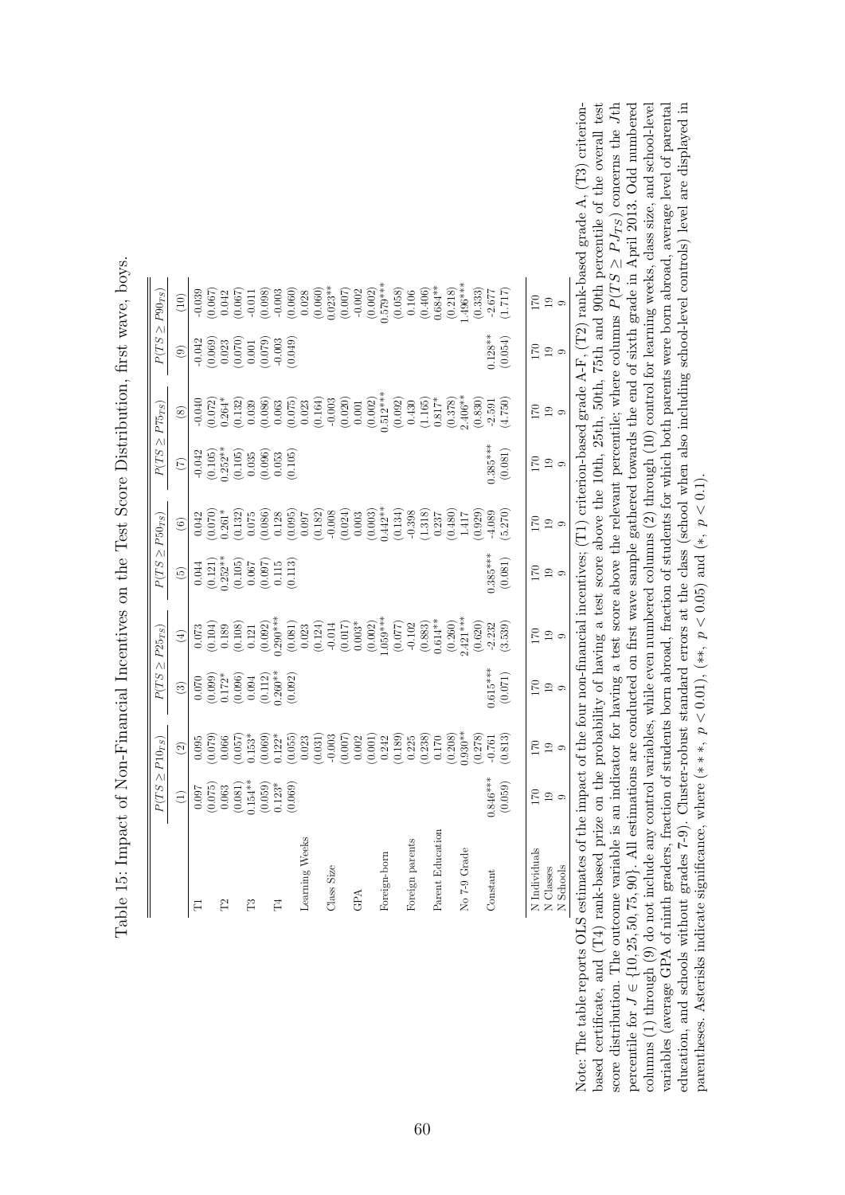Table 15: Impact of Non-Financial Incentives on the Test Score Distribution, first wave, boys.

| | $P(TS \geq P10_{TS})$ | | $P(TS \geq P25_{TS})$ | | $P(TS \geq P50_{TS})$ | | $P(TS \geq P75_{TS})$ | | $P(TS \geq P90_{TS})$ | |
|---|---|---|---|---|---|---|---|---|---|---|
| | (1) | (2) | (3) | (4) | (5) | (6) | (7) | (8) | (9) | (10) |
| T1 | 0.097 | 0.095 | 0.070 | 0.073 | 0.044 | 0.042 | -0.042 | -0.040 | -0.042 | -0.039 |
| | (0.075) | (0.079) | (0.099) | (0.104) | (0.121) | (0.070) | (0.105) | (0.072) | (0.069) | (0.067) |
| T2 | 0.063 | 0.066 | 0.172* | 0.189 | 0.252** | 0.261* | 0.252** | 0.264* | 0.023 | 0.042 |
| | (0.081) | (0.057) | (0.096) | (0.108) | (0.105) | (0.132) | (0.105) | (0.132) | (0.070) | (0.067) |
| T3 | 0.154** | 0.153* | 0.094 | 0.121 | 0.067 | 0.075 | 0.035 | 0.039 | 0.001 | -0.011 |
| | (0.059) | (0.069) | (0.112) | (0.092) | (0.097) | (0.086) | (0.096) | (0.086) | (0.079) | (0.098) |
| T4 | 0.123* | 0.122* | 0.260** | 0.290*** | 0.115 | 0.128 | 0.053 | 0.063 | -0.003 | -0.003 |
| | (0.069) | (0.055) | (0.092) | (0.081) | (0.113) | (0.095) | (0.105) | (0.075) | (0.049) | (0.060) |
| Learning Weeks | | 0.023 | | 0.023 | | 0.097 | | 0.023 | | 0.028 |
| | | (0.031) | | (0.124) | | (0.182) | | (0.164) | | (0.060) |
| Class Size | | -0.003 | | -0.014 | | -0.008 | | -0.003 | | 0.023** |
| | | (0.007) | | (0.017) | | (0.024) | | (0.020) | | (0.007) |
| GPA | | 0.002 | | 0.003* | | 0.003 | | 0.001 | | -0.002 |
| | | (0.001) | | (0.002) | | (0.003) | | (0.002) | | (0.002) |
| Foreign-born | | 0.242 | | 1.059*** | | 0.442** | | 0.512*** | | 0.579*** |
| | | (0.189) | | (0.077) | | (0.134) | | (0.092) | | (0.058) |
| Foreign parents | | 0.225 | | -0.102 | | -0.398 | | 0.430 | | 0.106 |
| | | (0.238) | | (0.883) | | (1.318) | | (1.165) | | (0.406) |
| Parent Education | | 0.170 | | 0.614** | | 0.237 | | 0.817* | | 0.684** |
| | | (0.208) | | (0.260) | | (0.480) | | (0.378) | | (0.218) |
| No 7-9 Grade | | 0.930** | | 2.421*** | | 1.417 | | 2.406** | | 1.496*** |
| | | (0.278) | | (0.620) | | (0.929) | | (0.830) | | (0.333) |
| Constant | 0.846*** | -0.761 | 0.615*** | -2.232 | 0.385*** | -4.089 | 0.385*** | -2.591 | 0.128** | -2.677 |
| | (0.059) | (0.813) | (0.071) | (3.539) | (0.081) | (5.270) | (0.081) | (4.750) | (0.054) | (1.717) |
| N Individuals | 170 | 170 | 170 | 170 | 170 | 170 | 170 | 170 | 170 | 170 |
| N Classes | 19 | 19 | 19 | 19 | 19 | 19 | 19 | 19 | 19 | 19 |
| N Schools | 9 | 9 | 9 | 9 | 9 | 9 | 9 | 9 | 9 | 9 |

Note: The table reports OLS estimates of the impact of the four non-financial incentives; (T1) criterion-based grade A-F, (T2) rank-based grade A, (T3) criterion-based certificate, and (T4) rank-based prize on the probability of having a test score above the 10th, 25th, 50th, 75th and 90th percentile of the overall test score distribution. The outcome variable is an indicator for having a test score above the relevant percentile; where columns $P(TS \geq PJ_{TS})$ concerns the $J$th percentile for $J \in \{10, 25, 50, 75, 90\}$. All estimations are conducted on first wave sample gathered towards the end of sixth grade in April 2013. Odd numbered columns (1) through (9) do not include any control variables, while even numbered columns (2) through (10) control for learning weeks, class size, and school-level variables (average GPA of ninth graders, fraction of students born abroad, fraction of students for which both parents were born abroad, average level of parental education, and schools without grades 7-9). Cluster-robust standard errors at the class (school when also including school-level controls) level are displayed in parentheses. Asterisks indicate significance, where (* * *, $p < 0.01$), (**, $p < 0.05$) and (*, $p < 0.1$).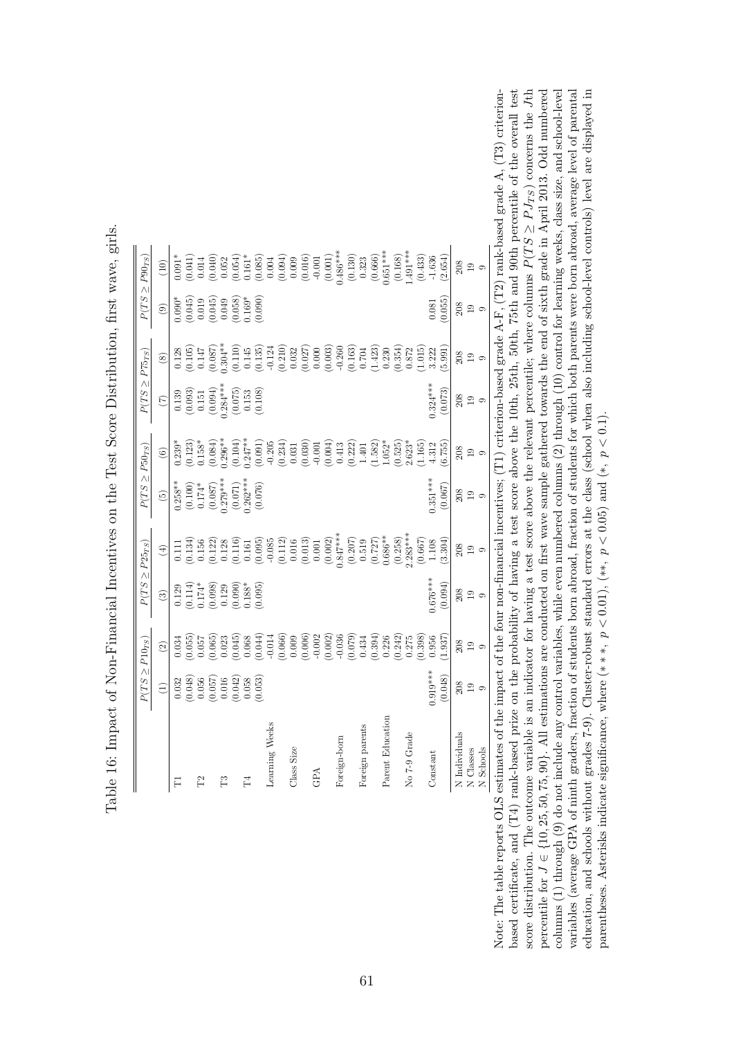Table 16: Impact of Non-Financial Incentives on the Test Score Distribution, first wave, girls.

| | $P(TS \geq P10_{TS})$ | | $P(TS \geq P25_{TS})$ | | $P(TS \geq P50_{TS})$ | | $P(TS \geq P75_{TS})$ | | $P(TS \geq P90_{TS})$ | |
|---|---|---|---|---|---|---|---|---|---|---|
| | (1) | (2) | (3) | (4) | (5) | (6) | (7) | (8) | (9) | (10) |
| T1 | 0.032 | 0.034 | 0.129 | 0.111 | 0.258** | 0.239* | 0.139 | 0.128 | 0.090* | 0.091* |
| | (0.048) | (0.055) | (0.114) | (0.134) | (0.100) | (0.123) | (0.093) | (0.105) | (0.045) | (0.041) |
| T2 | 0.056 | 0.057 | 0.174* | 0.156 | 0.174* | 0.158* | 0.151 | 0.147 | 0.019 | 0.014 |
| | (0.057) | (0.065) | (0.098) | (0.122) | (0.087) | (0.084) | (0.094) | (0.087) | (0.045) | (0.040) |
| T3 | 0.016 | 0.023 | 0.129 | 0.128 | 0.279*** | 0.296** | 0.284*** | 0.304** | 0.049 | 0.052 |
| | (0.042) | (0.045) | (0.090) | (0.116) | (0.071) | (0.104) | (0.075) | (0.110) | (0.058) | (0.054) |
| T4 | 0.058 | 0.068 | 0.188* | 0.161 | 0.262*** | 0.247** | 0.153 | 0.145 | 0.169* | 0.161* |
| | (0.053) | (0.044) | (0.095) | (0.095) | (0.076) | (0.091) | (0.108) | (0.135) | (0.090) | (0.085) |
| Learning Weeks | | -0.014 | | -0.085 | | -0.205 | | -0.124 | | 0.004 |
| | | (0.066) | | (0.112) | | (0.234) | | (0.210) | | (0.094) |
| Class Size | | 0.009 | | 0.016 | | 0.031 | | 0.032 | | 0.009 |
| | | (0.006) | | (0.013) | | (0.030) | | (0.027) | | (0.016) |
| GPA | | -0.002 | | 0.001 | | -0.001 | | 0.000 | | -0.001 |
| | | (0.002) | | (0.002) | | (0.004) | | (0.003) | | (0.001) |
| Foreign-born | | -0.036 | | 0.847*** | | 0.413 | | -0.260 | | 0.486*** |
| | | (0.079) | | (0.207) | | (0.222) | | (0.163) | | (0.130) |
| Foreign parents | | 0.434 | | 0.519 | | 1.401 | | 0.704 | | 0.323 |
| | | (0.394) | | (0.727) | | (1.582) | | (1.423) | | (0.666) |
| Parent Education | | 0.226 | | 0.686** | | 1.052* | | 0.230 | | 0.651*** |
| | | (0.242) | | (0.258) | | (0.525) | | (0.354) | | (0.168) |
| No 7-9 Grade | | 0.275 | | 2.283*** | | 2.623* | | 0.872 | | 1.491*** |
| | | (0.398) | | (0.667) | | (1.165) | | (1.015) | | (0.433) |
| Constant | 0.919*** | 0.956 | 0.676*** | 1.108 | 0.351*** | 4.312 | 0.324*** | 3.222 | 0.081 | -1.636 |
| | (0.048) | (1.937) | (0.094) | (3.304) | (0.067) | (6.755) | (0.073) | (5.991) | (0.055) | (2.654) |
| N Individuals | 208 | 208 | 208 | 208 | 208 | 208 | 208 | 208 | 208 | 208 |
| N Classes | 19 | 19 | 19 | 19 | 19 | 19 | 19 | 19 | 19 | 19 |
| N Schools | 9 | 9 | 9 | 9 | 9 | 9 | 9 | 9 | 9 | 9 |

Note: The table reports OLS estimates of the impact of the four non-financial incentives; (T1) criterion-based grade A-F, (T2) rank-based grade A, (T3) criterion-based certificate, and (T4) rank-based prize on the probability of having a test score above the 10th, 25th, 50th, 75th and 90th percentile of the overall test score distribution. The outcome variable is an indicator for having a test score above the relevant percentile; where columns $P(TS \geq PJ_{TS})$ concerns the $J$th percentile for $J \in \{10, 25, 50, 75, 90\}$. All estimations are conducted on first wave sample gathered towards the end of sixth grade in April 2013. Odd numbered columns (1) through (9) do not include any control variables, while even numbered columns (2) through (10) control for learning weeks, class size, and school-level variables (average GPA of ninth graders, fraction of students born abroad, fraction of students for which both parents were born abroad, average level of parental education, and schools without grades 7-9). Cluster-robust standard errors at the class (school when also including school-level controls) level are displayed in parentheses. Asterisks indicate significance, where (***, $p < 0.01$), (**, $p < 0.05$) and (*, $p < 0.1$).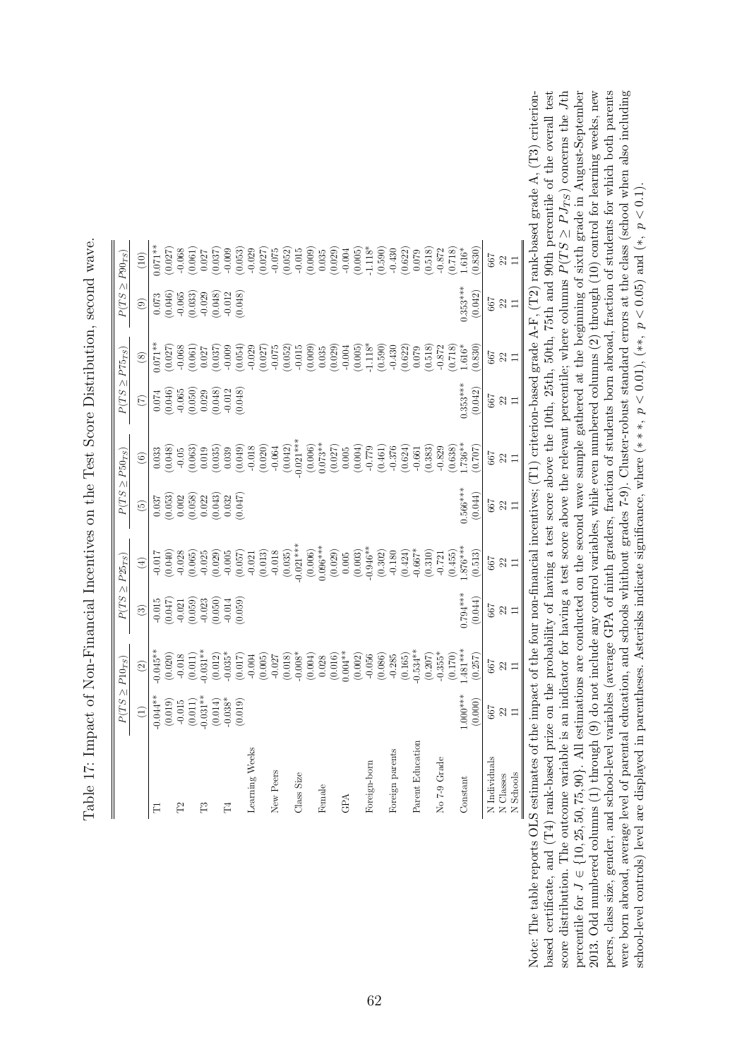Table 17: Impact of Non-Financial Incentives on the Test Score Distribution, second wave.

| | $P(TS \geq P10_{TS})$ | | $P(TS \geq P25_{TS})$ | | $P(TS \geq P50_{TS})$ | | $P(TS \geq P75_{TS})$ | | $P(TS \geq P90_{TS})$ | |
|---|---|---|---|---|---|---|---|---|---|---|
| | (1) | (2) | (3) | (4) | (5) | (6) | (7) | (8) | (9) | (10) |
| T1 | -0.044** | -0.045** | -0.015 | -0.017 | 0.037 | 0.033 | 0.074 | 0.071** | 0.073 | 0.071** |
| | (0.019) | (0.020) | (0.047) | (0.040) | (0.053) | (0.048) | (0.046) | (0.027) | (0.046) | (0.027) |
| T2 | -0.015 | -0.018 | -0.021 | -0.028 | 0.002 | -0.05 | -0.065 | -0.068 | -0.065 | -0.068 |
| | (0.011) | (0.011) | (0.059) | (0.065) | (0.058) | (0.063) | (0.050) | (0.061) | (0.033) | (0.061) |
| T3 | -0.031** | -0.031** | -0.023 | -0.025 | 0.022 | 0.019 | 0.029 | 0.027 | -0.029 | 0.027 |
| | (0.014) | (0.012) | (0.050) | (0.029) | (0.043) | (0.035) | (0.048) | (0.037) | (0.048) | (0.037) |
| T4 | -0.038* | -0.035* | -0.014 | -0.005 | 0.032 | 0.039 | -0.012 | -0.009 | -0.012 | -0.009 |
| | (0.019) | (0.017) | (0.059) | (0.057) | (0.047) | (0.049) | (0.048) | (0.054) | (0.048) | (0.053) |
| Learning Weeks | | -0.004 | | -0.021 | | -0.018 | | -0.029 | | -0.029 |
| | | (0.005) | | (0.013) | | (0.020) | | (0.027) | | (0.027) |
| New Peers | | -0.027 | | -0.018 | | -0.064 | | -0.075 | | -0.075 |
| | | (0.018) | | (0.035) | | (0.042) | | (0.052) | | (0.052) |
| Class Size | | -0.008* | | -0.021*** | | -0.021*** | | -0.015 | | -0.015 |
| | | (0.004) | | (0.006) | | (0.006) | | (0.009) | | (0.009) |
| Female | | 0.028 | | 0.096*** | | 0.073** | | 0.035 | | 0.035 |
| | | (0.016) | | (0.029) | | (0.027) | | (0.029) | | (0.029) |
| GPA | | 0.004** | | 0.005 | | 0.005 | | -0.004 | | -0.004 |
| | | (0.002) | | (0.003) | | (0.004) | | (0.005) | | (0.005) |
| Foreign-born | | -0.056 | | -0.946** | | -0.779 | | -1.118* | | -1.118* |
| | | (0.086) | | (0.302) | | (0.461) | | (0.590) | | (0.590) |
| Foreign parents | | -0.285 | | -0.180 | | -0.376 | | -0.430 | | -0.430 |
| | | (0.165) | | (0.424) | | (0.624) | | (0.622) | | (0.622) |
| Parent Education | | -0.534** | | -0.667* | | -0.661 | | 0.079 | | 0.079 |
| | | (0.207) | | (0.310) | | (0.383) | | (0.518) | | (0.518) |
| No 7-9 Grade | | -0.355* | | -0.721 | | -0.829 | | -0.872 | | -0.872 |
| | | (0.170) | | (0.455) | | (0.638) | | (0.718) | | (0.718) |
| Constant | 1.000*** | 1.481*** | 0.794*** | 1.876*** | 0.566*** | 1.736** | 0.353*** | 1.616* | 0.353*** | 1.616* |
| | (0.000) | (0.257) | (0.044) | (0.513) | (0.044) | (0.707) | (0.042) | (0.830) | (0.042) | (0.830) |
| N Individuals | 667 | 667 | 667 | 667 | 667 | 667 | 667 | 667 | 667 | 667 |
| N Classes | 22 | 22 | 22 | 22 | 22 | 22 | 22 | 22 | 22 | 22 |
| N Schools | 11 | 11 | 11 | 11 | 11 | 11 | 11 | 11 | 11 | 11 |

Note: The table reports OLS estimates of the impact of the four non-financial incentives; (T1) criterion-based grade A-F, (T2) rank-based grade A, (T3) criterion-based certificate, and (T4) rank-based prize on the probability of having a test score above the 10th, 25th, 50th, 75th and 90th percentile of the overall test score distribution. The outcome variable is an indicator for having a test score above the relevant percentile; where columns $P(TS \geq PJ_{TS})$ concerns the $J$th percentile for $J \in \{10, 25, 50, 75, 90\}$. All estimations are conducted on the second wave sample gathered at the beginning of sixth grade in August-September 2013. Odd numbered columns (1) through (9) do not include any control variables, while even numbered columns (2) through (10) control for learning weeks, new peers, class size, gender, and school-level variables (average GPA of ninth graders, fraction of students born abroad, fraction of students for which both parents were born abroad, average level of parental education, and schools whithout grades 7-9). Cluster-robust standard errors at the class (school when also including school-level controls) level are displayed in parentheses. Asterisks indicate significance, where (\*\*\*, $p < 0.01$), (\*\*, $p < 0.05$) and (\*, $p < 0.1$).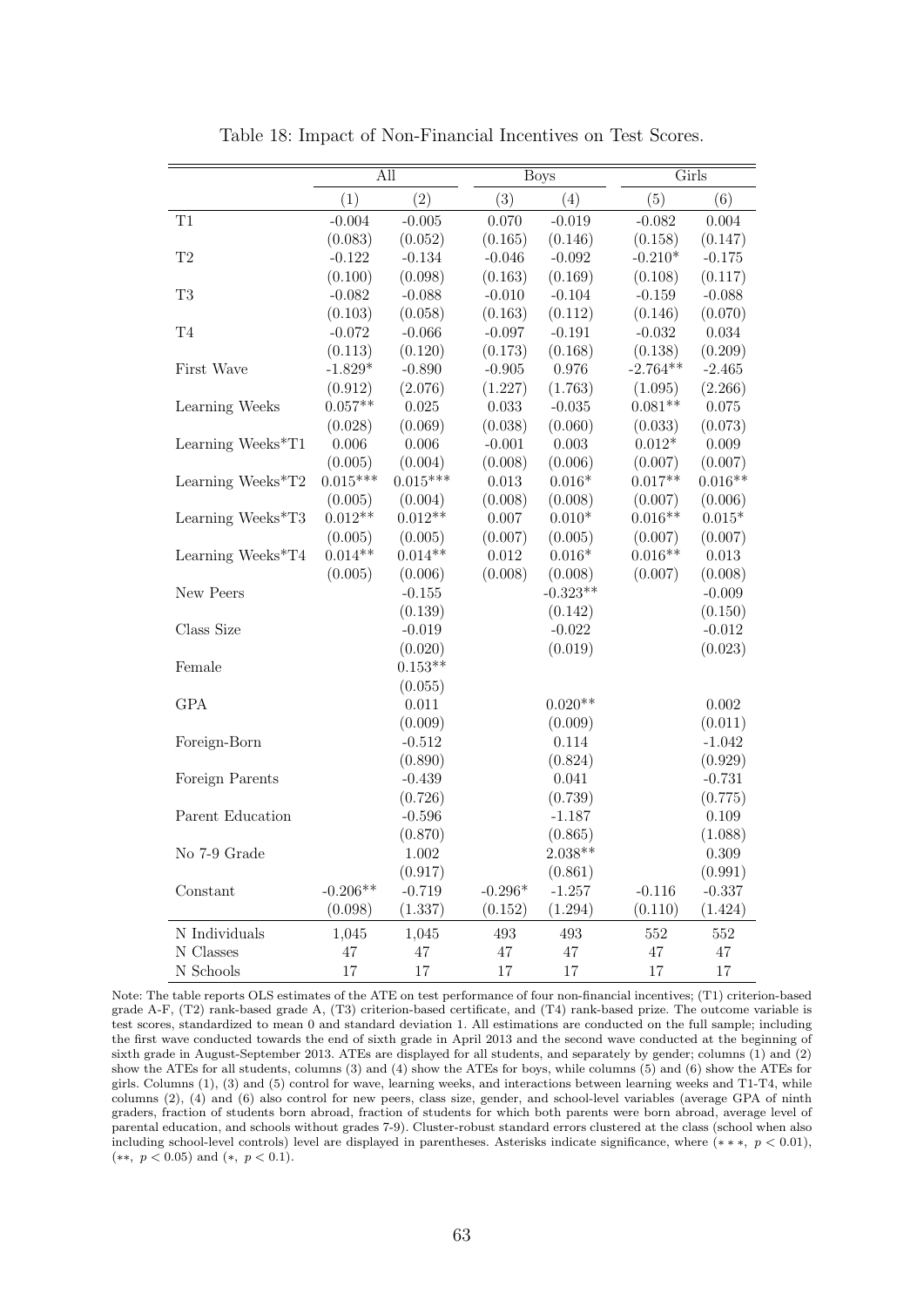Table 18: Impact of Non-Financial Incentives on Test Scores.

| | All | | Boys | | Girls | |
|---|---|---|---|---|---|---|
| | (1) | (2) | (3) | (4) | (5) | (6) |
| T1 | -0.004 | -0.005 | 0.070 | -0.019 | -0.082 | 0.004 |
| | (0.083) | (0.052) | (0.165) | (0.146) | (0.158) | (0.147) |
| T2 | -0.122 | -0.134 | -0.046 | -0.092 | -0.210* | -0.175 |
| | (0.100) | (0.098) | (0.163) | (0.169) | (0.108) | (0.117) |
| T3 | -0.082 | -0.088 | -0.010 | -0.104 | -0.159 | -0.088 |
| | (0.103) | (0.058) | (0.163) | (0.112) | (0.146) | (0.070) |
| T4 | -0.072 | -0.066 | -0.097 | -0.191 | -0.032 | 0.034 |
| | (0.113) | (0.120) | (0.173) | (0.168) | (0.138) | (0.209) |
| First Wave | -1.829* | -0.890 | -0.905 | 0.976 | -2.764** | -2.465 |
| | (0.912) | (2.076) | (1.227) | (1.763) | (1.095) | (2.266) |
| Learning Weeks | 0.057** | 0.025 | 0.033 | -0.035 | 0.081** | 0.075 |
| | (0.028) | (0.069) | (0.038) | (0.060) | (0.033) | (0.073) |
| Learning Weeks*T1 | 0.006 | 0.006 | -0.001 | 0.003 | 0.012* | 0.009 |
| | (0.005) | (0.004) | (0.008) | (0.006) | (0.007) | (0.007) |
| Learning Weeks*T2 | 0.015*** | 0.015*** | 0.013 | 0.016* | 0.017** | 0.016** |
| | (0.005) | (0.004) | (0.008) | (0.008) | (0.007) | (0.006) |
| Learning Weeks*T3 | 0.012** | 0.012** | 0.007 | 0.010* | 0.016** | 0.015* |
| | (0.005) | (0.005) | (0.007) | (0.005) | (0.007) | (0.007) |
| Learning Weeks*T4 | 0.014** | 0.014** | 0.012 | 0.016* | 0.016** | 0.013 |
| | (0.005) | (0.006) | (0.008) | (0.008) | (0.007) | (0.008) |
| New Peers | | -0.155 | | -0.323** | | -0.009 |
| | | (0.139) | | (0.142) | | (0.150) |
| Class Size | | -0.019 | | -0.022 | | -0.012 |
| | | (0.020) | | (0.019) | | (0.023) |
| Female | | 0.153** | | | | |
| | | (0.055) | | | | |
| GPA | | 0.011 | | 0.020** | | 0.002 |
| | | (0.009) | | (0.009) | | (0.011) |
| Foreign-Born | | -0.512 | | 0.114 | | -1.042 |
| | | (0.890) | | (0.824) | | (0.929) |
| Foreign Parents | | -0.439 | | 0.041 | | -0.731 |
| | | (0.726) | | (0.739) | | (0.775) |
| Parent Education | | -0.596 | | -1.187 | | 0.109 |
| | | (0.870) | | (0.865) | | (1.088) |
| No 7-9 Grade | | 1.002 | | 2.038** | | 0.309 |
| | | (0.917) | | (0.861) | | (0.991) |
| Constant | -0.206** | -0.719 | -0.296* | -1.257 | -0.116 | -0.337 |
| | (0.098) | (1.337) | (0.152) | (1.294) | (0.110) | (1.424) |
| N Individuals | 1,045 | 1,045 | 493 | 493 | 552 | 552 |
| N Classes | 47 | 47 | 47 | 47 | 47 | 47 |
| N Schools | 17 | 17 | 17 | 17 | 17 | 17 |

Note: The table reports OLS estimates of the ATE on test performance of four non-financial incentives; (T1) criterion-based grade A-F, (T2) rank-based grade A, (T3) criterion-based certificate, and (T4) rank-based prize. The outcome variable is test scores, standardized to mean 0 and standard deviation 1. All estimations are conducted on the full sample; including the first wave conducted towards the end of sixth grade in April 2013 and the second wave conducted at the beginning of sixth grade in August-September 2013. ATEs are displayed for all students, and separately by gender; columns (1) and (2) show the ATEs for all students, columns (3) and (4) show the ATEs for boys, while columns (5) and (6) show the ATEs for girls. Columns (1), (3) and (5) control for wave, learning weeks, and interactions between learning weeks and T1-T4, while columns (2), (4) and (6) also control for new peers, class size, gender, and school-level variables (average GPA of ninth graders, fraction of students born abroad, fraction of students for which both parents were born abroad, average level of parental education, and schools without grades 7-9). Cluster-robust standard errors clustered at the class (school when also including school-level controls) level are displayed in parentheses. Asterisks indicate significance, where ($***$, $p < 0.01$), ($**$, $p < 0.05$) and ($*$, $p < 0.1$).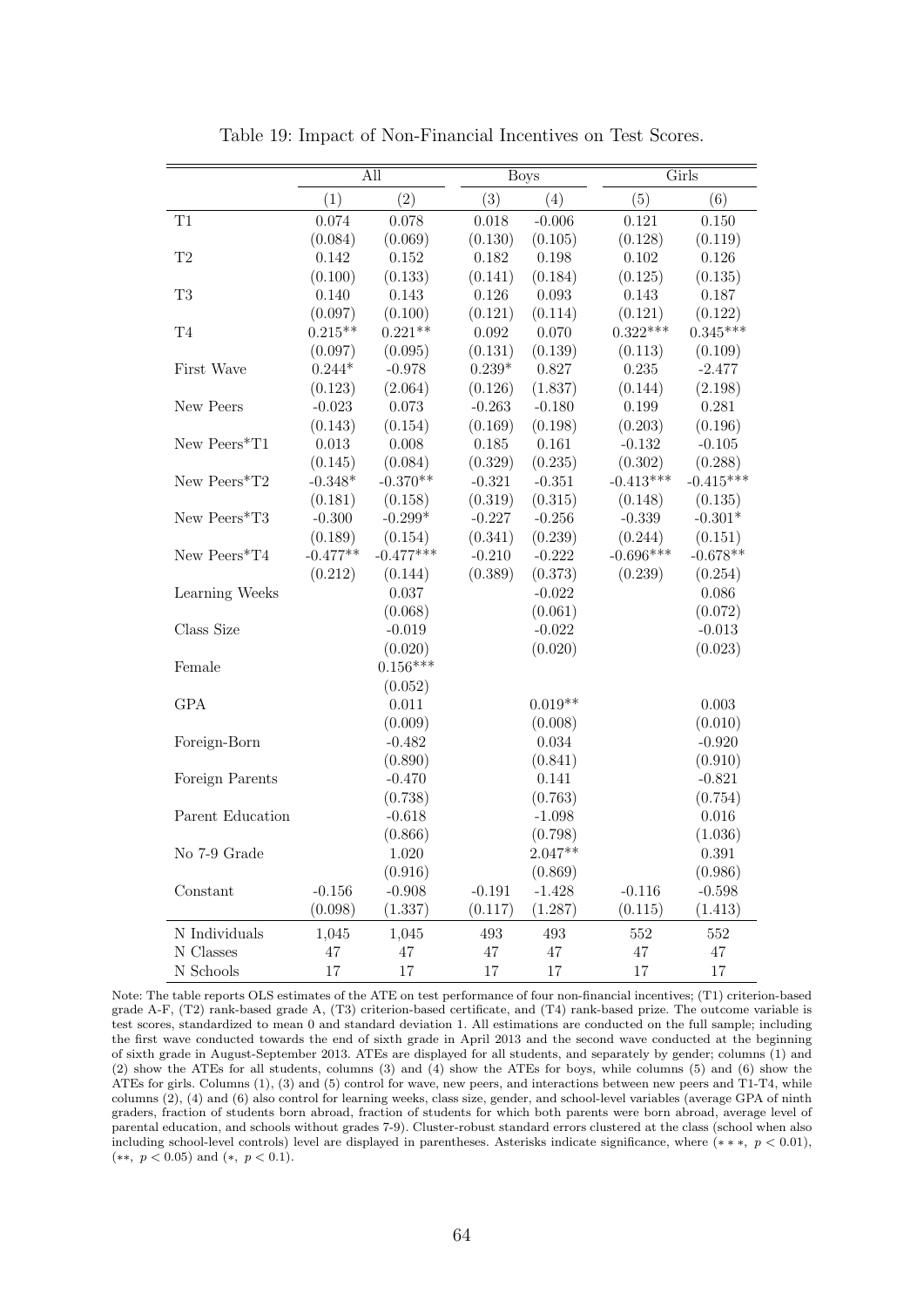Table 19: Impact of Non-Financial Incentives on Test Scores.

| | All | | Boys | | Girls | |
|---|---|---|---|---|---|---|
| | (1) | (2) | (3) | (4) | (5) | (6) |
| T1 | 0.074 | 0.078 | 0.018 | -0.006 | 0.121 | 0.150 |
| | (0.084) | (0.069) | (0.130) | (0.105) | (0.128) | (0.119) |
| T2 | 0.142 | 0.152 | 0.182 | 0.198 | 0.102 | 0.126 |
| | (0.100) | (0.133) | (0.141) | (0.184) | (0.125) | (0.135) |
| T3 | 0.140 | 0.143 | 0.126 | 0.093 | 0.143 | 0.187 |
| | (0.097) | (0.100) | (0.121) | (0.114) | (0.121) | (0.122) |
| T4 | 0.215** | 0.221** | 0.092 | 0.070 | 0.322*** | 0.345*** |
| | (0.097) | (0.095) | (0.131) | (0.139) | (0.113) | (0.109) |
| First Wave | 0.244* | -0.978 | 0.239* | 0.827 | 0.235 | -2.477 |
| | (0.123) | (2.064) | (0.126) | (1.837) | (0.144) | (2.198) |
| New Peers | -0.023 | 0.073 | -0.263 | -0.180 | 0.199 | 0.281 |
| | (0.143) | (0.154) | (0.169) | (0.198) | (0.203) | (0.196) |
| New Peers*T1 | 0.013 | 0.008 | 0.185 | 0.161 | -0.132 | -0.105 |
| | (0.145) | (0.084) | (0.329) | (0.235) | (0.302) | (0.288) |
| New Peers*T2 | -0.348* | -0.370** | -0.321 | -0.351 | -0.413*** | -0.415*** |
| | (0.181) | (0.158) | (0.319) | (0.315) | (0.148) | (0.135) |
| New Peers*T3 | -0.300 | -0.299* | -0.227 | -0.256 | -0.339 | -0.301* |
| | (0.189) | (0.154) | (0.341) | (0.239) | (0.244) | (0.151) |
| New Peers*T4 | -0.477** | -0.477*** | -0.210 | -0.222 | -0.696*** | -0.678** |
| | (0.212) | (0.144) | (0.389) | (0.373) | (0.239) | (0.254) |
| Learning Weeks | | 0.037 | | -0.022 | | 0.086 |
| | | (0.068) | | (0.061) | | (0.072) |
| Class Size | | -0.019 | | -0.022 | | -0.013 |
| | | (0.020) | | (0.020) | | (0.023) |
| Female | | 0.156*** | | | | |
| | | (0.052) | | | | |
| GPA | | 0.011 | | 0.019** | | 0.003 |
| | | (0.009) | | (0.008) | | (0.010) |
| Foreign-Born | | -0.482 | | 0.034 | | -0.920 |
| | | (0.890) | | (0.841) | | (0.910) |
| Foreign Parents | | -0.470 | | 0.141 | | -0.821 |
| | | (0.738) | | (0.763) | | (0.754) |
| Parent Education | | -0.618 | | -1.098 | | 0.016 |
| | | (0.866) | | (0.798) | | (1.036) |
| No 7-9 Grade | | 1.020 | | 2.047** | | 0.391 |
| | | (0.916) | | (0.869) | | (0.986) |
| Constant | -0.156 | -0.908 | -0.191 | -1.428 | -0.116 | -0.598 |
| | (0.098) | (1.337) | (0.117) | (1.287) | (0.115) | (1.413) |
| N Individuals | 1,045 | 1,045 | 493 | 493 | 552 | 552 |
| N Classes | 47 | 47 | 47 | 47 | 47 | 47 |
| N Schools | 17 | 17 | 17 | 17 | 17 | 17 |

Note: The table reports OLS estimates of the ATE on test performance of four non-financial incentives; (T1) criterion-based grade A-F, (T2) rank-based grade A, (T3) criterion-based certificate, and (T4) rank-based prize. The outcome variable is test scores, standardized to mean 0 and standard deviation 1. All estimations are conducted on the full sample; including the first wave conducted towards the end of sixth grade in April 2013 and the second wave conducted at the beginning of sixth grade in August-September 2013. ATEs are displayed for all students, and separately by gender; columns (1) and (2) show the ATEs for all students, columns (3) and (4) show the ATEs for boys, while columns (5) and (6) show the ATEs for girls. Columns (1), (3) and (5) control for wave, new peers, and interactions between new peers and T1-T4, while columns (2), (4) and (6) also control for learning weeks, class size, gender, and school-level variables (average GPA of ninth graders, fraction of students born abroad, fraction of students for which both parents were born abroad, average level of parental education, and schools without grades 7-9). Cluster-robust standard errors clustered at the class (school when also including school-level controls) level are displayed in parentheses. Asterisks indicate significance, where (***, $p < 0.01$), (**, $p < 0.05$) and (*, $p < 0.1$).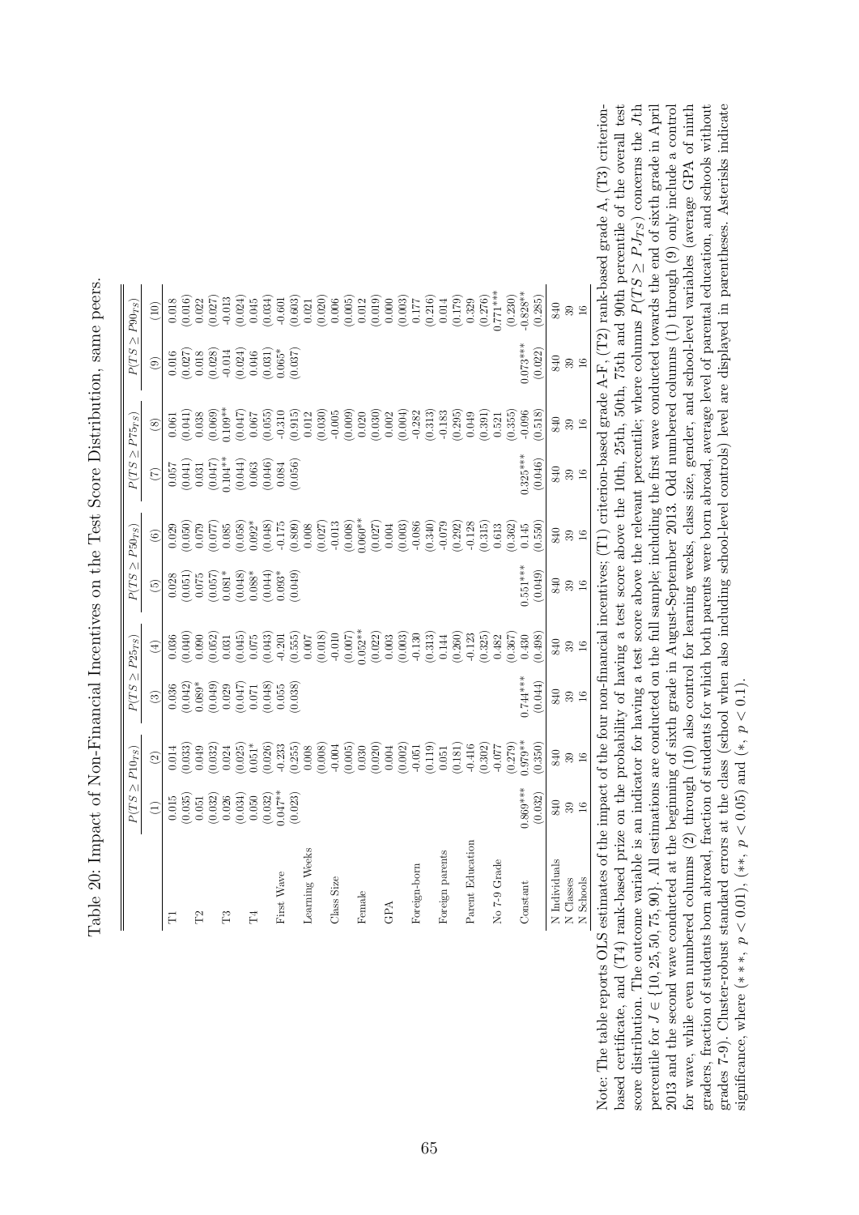Table 20: Impact of Non-Financial Incentives on the Test Score Distribution, same peers.

| | $P(TS \geq P10_{TS})$ | | $P(TS \geq P25_{TS})$ | | $P(TS \geq P50_{TS})$ | | $P(TS \geq P75_{TS})$ | | $P(TS \geq P90_{TS})$ | |
|---|---|---|---|---|---|---|---|---|---|---|
| | (1) | (2) | (3) | (4) | (5) | (6) | (7) | (8) | (9) | (10) |
| T1 | 0.015 | 0.014 | 0.036 | 0.036 | 0.028 | 0.029 | 0.057 | 0.061 | 0.016 | 0.018 |
| | (0.035) | (0.033) | (0.042) | (0.040) | (0.051) | (0.050) | (0.041) | (0.041) | (0.027) | (0.016) |
| T2 | 0.051 | 0.049 | 0.089* | 0.090 | 0.075 | 0.079 | 0.031 | 0.038 | 0.018 | 0.022 |
| | (0.032) | (0.032) | (0.049) | (0.052) | (0.057) | (0.077) | (0.047) | (0.069) | (0.028) | (0.027) |
| T3 | 0.026 | 0.024 | 0.029 | 0.031 | 0.081* | 0.085 | 0.104** | 0.109** | -0.014 | -0.013 |
| | (0.034) | (0.025) | (0.047) | (0.045) | (0.048) | (0.058) | (0.044) | (0.047) | (0.024) | (0.024) |
| T4 | 0.050 | 0.051* | 0.071 | 0.075 | 0.088* | 0.092* | 0.063 | 0.067 | 0.046 | 0.045 |
| | (0.032) | (0.026) | (0.048) | (0.043) | (0.044) | (0.048) | (0.046) | (0.055) | (0.031) | (0.034) |
| First Wave | 0.047** | -0.233 | 0.055 | -0.201 | 0.093* | -0.175 | 0.084 | -0.310 | 0.065* | -0.601 |
| | (0.023) | (0.255) | (0.038) | (0.555) | (0.049) | (0.809) | (0.056) | (0.915) | (0.037) | (0.603) |
| Learning Weeks | | 0.008 | | 0.007 | | 0.008 | | 0.012 | | 0.021 |
| | | (0.008) | | (0.018) | | (0.027) | | (0.030) | | (0.020) |
| Class Size | | -0.004 | | -0.010 | | -0.013 | | -0.005 | | 0.006 |
| | | (0.005) | | (0.007) | | (0.008) | | (0.009) | | (0.005) |
| Female | | 0.030 | | 0.052** | | 0.060** | | 0.020 | | 0.012 |
| | | (0.020) | | (0.022) | | (0.027) | | (0.030) | | (0.019) |
| GPA | | 0.004 | | 0.003 | | 0.004 | | 0.002 | | 0.000 |
| | | (0.002) | | (0.003) | | (0.003) | | (0.004) | | (0.003) |
| Foreign-born | | -0.051 | | -0.130 | | -0.086 | | -0.282 | | 0.177 |
| | | (0.119) | | (0.313) | | (0.340) | | (0.313) | | (0.216) |
| Foreign parents | | 0.051 | | 0.144 | | -0.079 | | -0.183 | | 0.014 |
| | | (0.181) | | (0.260) | | (0.292) | | (0.295) | | (0.179) |
| Parent Education | | -0.416 | | -0.123 | | -0.128 | | 0.049 | | 0.329 |
| | | (0.302) | | (0.325) | | (0.315) | | (0.391) | | (0.276) |
| No 7-9 Grade | | -0.077 | | 0.482 | | 0.613 | | 0.521 | | 0.771*** |
| | | (0.279) | | (0.367) | | (0.362) | | (0.355) | | (0.230) |
| Constant | 0.869*** | 0.979** | 0.744*** | 0.430 | 0.551*** | 0.145 | 0.325*** | -0.096 | 0.073*** | -0.828** |
| | (0.032) | (0.350) | (0.044) | (0.498) | (0.049) | (0.550) | (0.046) | (0.518) | (0.022) | (0.285) |
| N Individuals | 840 | 840 | 840 | 840 | 840 | 840 | 840 | 840 | 840 | 840 |
| N Classes | 39 | 39 | 39 | 39 | 39 | 39 | 39 | 39 | 39 | 39 |
| N Schools | 16 | 16 | 16 | 16 | 16 | 16 | 16 | 16 | 16 | 16 |

Note: The table reports OLS estimates of the impact of the four non-financial incentives; (T1) criterion-based grade A-F, (T2) rank-based grade A, (T3) criterion-based certificate, and (T4) rank-based prize on the probability of having a test score above the 10th, 25th, 50th, 75th and 90th percentile of the overall test score distribution. The outcome variable is an indicator for having a test score above the relevant percentile; where columns $P(TS \geq PJ_{TS})$ concerns the $J$th percentile for $J \in \{10, 25, 50, 75, 90\}$. All estimations are conducted on the full sample; including the first wave conducted towards the end of sixth grade in April 2013 and the second wave conducted at the beginning of sixth grade in August-September 2013. Odd numbered columns (1) through (9) only include a control for wave, while even numbered columns (2) through (10) also control for learning weeks, class size, gender, and school-level variables (average GPA of ninth graders, fraction of students born abroad, fraction of students for which both parents were born abroad, average level of parental education, and schools without grades 7-9). Cluster-robust standard errors at the class (school when also including school-level controls) level are displayed in parentheses. Asterisks indicate significance, where (***, $p < 0.01$), (**, $p < 0.05$) and (*, $p < 0.1$).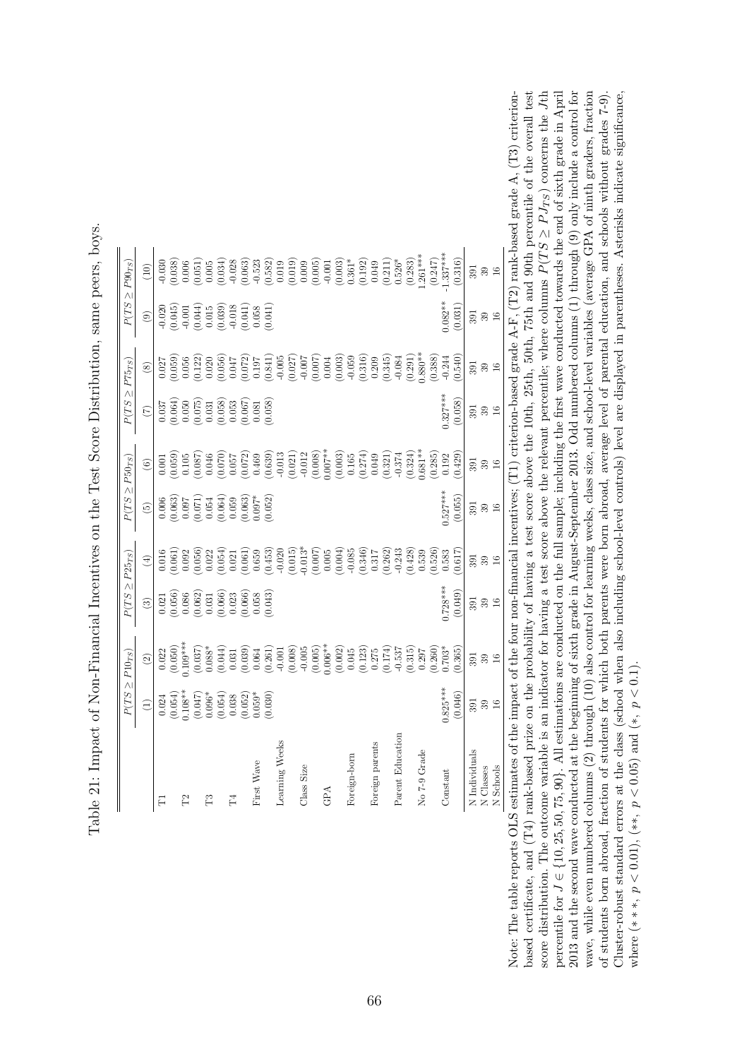Table 21: Impact of Non-Financial Incentives on the Test Score Distribution, same peers, boys.

| | $P(TS \geq P10_{TS})$ | | $P(TS \geq P25_{TS})$ | | $P(TS \geq P50_{TS})$ | | $P(TS \geq P75_{TS})$ | | $P(TS \geq P90_{TS})$ | |
|---|---|---|---|---|---|---|---|---|---|---|
| | (1) | (2) | (3) | (4) | (5) | (6) | (7) | (8) | (9) | (10) |
| T1 | 0.024 | 0.022 | 0.021 | 0.016 | 0.006 | 0.001 | 0.037 | 0.027 | -0.020 | -0.030 |
| | (0.054) | (0.050) | (0.056) | (0.061) | (0.063) | (0.059) | (0.064) | (0.059) | (0.045) | (0.038) |
| T2 | 0.108** | 0.109*** | 0.086 | 0.092 | 0.097 | 0.105 | 0.050 | 0.056 | -0.001 | 0.006 |
| | (0.047) | (0.037) | (0.062) | (0.056) | (0.071) | (0.087) | (0.075) | (0.122) | (0.044) | (0.051) |
| T3 | 0.096* | 0.088* | 0.031 | 0.022 | 0.054 | 0.046 | 0.031 | 0.020 | 0.015 | 0.005 |
| | (0.054) | (0.044) | (0.066) | (0.054) | (0.064) | (0.070) | (0.058) | (0.056) | (0.039) | (0.034) |
| T4 | 0.038 | 0.031 | 0.023 | 0.021 | 0.059 | 0.057 | 0.053 | 0.047 | -0.018 | -0.028 |
| | (0.052) | (0.039) | (0.066) | (0.061) | (0.063) | (0.072) | (0.067) | (0.072) | (0.041) | (0.063) |
| First Wave | 0.059* | 0.064 | 0.058 | 0.659 | 0.097* | 0.469 | 0.081 | 0.197 | 0.058 | -0.523 |
| | (0.030) | (0.261) | (0.043) | (0.453) | (0.052) | (0.639) | (0.058) | (0.841) | (0.041) | (0.582) |
| Learning Weeks | | -0.001 | | -0.020 | | -0.013 | | -0.005 | | 0.019 |
| | | (0.008) | | (0.015) | | (0.021) | | (0.027) | | (0.019) |
| Class Size | | -0.005 | | -0.013* | | -0.012 | | -0.007 | | 0.009 |
| | | (0.005) | | (0.007) | | (0.008) | | (0.007) | | (0.005) |
| GPA | | 0.006** | | 0.005 | | 0.007** | | 0.004 | | -0.001 |
| | | (0.002) | | (0.004) | | (0.003) | | (0.003) | | (0.003) |
| Foreign-born | | 0.045 | | -0.085 | | 0.165 | | -0.059 | | 0.361* |
| | | (0.123) | | (0.346) | | (0.274) | | (0.316) | | (0.192) |
| Foreign parents | | 0.275 | | 0.317 | | 0.049 | | 0.209 | | 0.049 |
| | | (0.174) | | (0.262) | | (0.321) | | (0.345) | | (0.211) |
| Parent Education | | -0.537 | | -0.243 | | -0.374 | | -0.084 | | 0.526* |
| | | (0.315) | | (0.428) | | (0.324) | | (0.291) | | (0.283) |
| No 7-9 Grade | | 0.297 | | 0.539 | | 0.681** | | 0.880** | | 1.261*** |
| | | (0.260) | | (0.526) | | (0.285) | | (0.388) | | (0.247) |
| Constant | 0.825*** | 0.703* | 0.728*** | 0.583 | 0.527*** | 0.192 | 0.327*** | -0.214 | 0.082** | -1.337*** |
| | (0.046) | (0.365) | (0.049) | (0.617) | (0.055) | (0.429) | (0.058) | (0.540) | (0.031) | (0.316) |
| N Individuals | 391 | 391 | 391 | 391 | 391 | 391 | 391 | 391 | 391 | 391 |
| N Classes | 39 | 39 | 39 | 39 | 39 | 39 | 39 | 39 | 39 | 39 |
| N Schools | 16 | 16 | 16 | 16 | 16 | 16 | 16 | 16 | 16 | 16 |

Note: The table reports OLS estimates of the impact of the four non-financial incentives; (T1) criterion-based grade A, (T2) rank-based grade A-F, (T3) criterion-based certificate, and (T4) rank-based prize on the probability of having a test score above the 10th, 25th, 50th, 75th and 90th percentile of the overall test score distribution. The outcome variable is an indicator for having a test score above the relevant percentile; where columns $P(TS \geq PJ_{TS})$ concerns the $J$th percentile for $J \in \{10, 25, 50, 75, 90\}$. All estimations are conducted on the full sample; including the first wave conducted towards the end of sixth grade in April 2013 and the second wave conducted at the beginning of sixth grade in August-September 2013. Odd numbered columns (1) through (9) only include a control for wave, while even numbered columns (2) through (10) also control for learning weeks, class size, and school-level variables (average GPA of ninth graders, fraction of students born abroad, fraction of students for which both parents were born abroad, average level of parental education, and schools without grades 7-9). Cluster-robust standard errors at the class (school when also including school-level controls) level are displayed in parentheses. Asterisks indicate significance, where (***, $p < 0.01$), (**, $p < 0.05$) and (*, $p < 0.1$).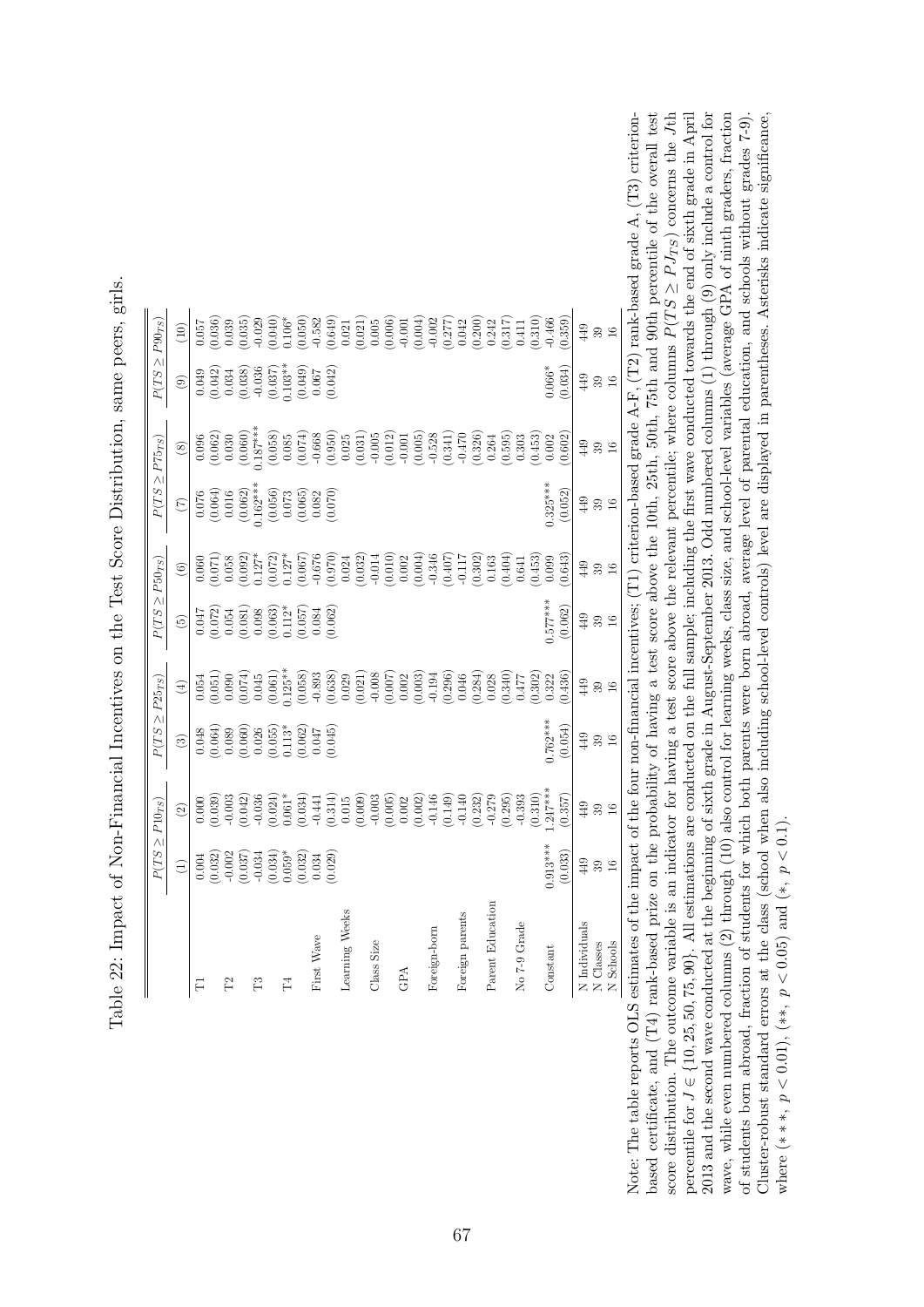Table 22: Impact of Non-Financial Incentives on the Test Score Distribution, same peers, girls.

| | $P(TS \geq P10_{TS})$ | | $P(TS \geq P25_{TS})$ | | $P(TS \geq P50_{TS})$ | | $P(TS \geq P75_{TS})$ | | $P(TS \geq P90_{TS})$ | |
|---|---|---|---|---|---|---|---|---|---|---|
| | (1) | (2) | (3) | (4) | (5) | (6) | (7) | (8) | (9) | (10) |
| T1 | 0.004 | 0.000 | 0.048 | 0.054 | 0.047 | 0.060 | 0.076 | 0.096 | 0.049 | 0.057 |
| | (0.032) | (0.039) | (0.064) | (0.051) | (0.072) | (0.071) | (0.064) | (0.062) | (0.042) | (0.036) |
| T2 | -0.002 | -0.003 | 0.089 | 0.090 | 0.054 | 0.058 | 0.016 | 0.030 | 0.034 | 0.039 |
| | (0.037) | (0.042) | (0.060) | (0.074) | (0.081) | (0.092) | (0.062) | (0.060) | (0.038) | (0.035) |
| T3 | -0.034 | -0.036 | 0.026 | 0.045 | 0.098 | 0.127* | 0.162*** | 0.187*** | -0.036 | -0.029 |
| | (0.034) | (0.024) | (0.055) | (0.061) | (0.063) | (0.072) | (0.056) | (0.058) | (0.037) | (0.040) |
| T4 | 0.059* | 0.061* | 0.113* | 0.125** | 0.112* | 0.127* | 0.073 | 0.085 | 0.103** | 0.106* |
| | (0.032) | (0.034) | (0.062) | (0.058) | (0.057) | (0.067) | (0.065) | (0.074) | (0.049) | (0.050) |
| First Wave | 0.034 | -0.441 | 0.047 | -0.893 | 0.084 | -0.676 | 0.082 | -0.668 | 0.067 | -0.582 |
| | (0.029) | (0.314) | (0.045) | (0.638) | (0.062) | (0.970) | (0.070) | (0.950) | (0.042) | (0.649) |
| Learning Weeks | | 0.015 | | 0.029 | | 0.024 | | 0.025 | | 0.021 |
| | | (0.009) | | (0.021) | | (0.032) | | (0.031) | | (0.021) |
| Class Size | | -0.003 | | -0.008 | | -0.014 | | -0.005 | | 0.005 |
| | | (0.005) | | (0.007) | | (0.010) | | (0.012) | | (0.006) |
| GPA | | 0.002 | | 0.002 | | 0.002 | | -0.001 | | -0.001 |
| | | (0.002) | | (0.003) | | (0.004) | | (0.005) | | (0.004) |
| Foreign-born | | -0.146 | | -0.194 | | -0.346 | | -0.528 | | -0.002 |
| | | (0.149) | | (0.296) | | (0.407) | | (0.341) | | (0.277) |
| Foreign parents | | -0.140 | | 0.046 | | -0.117 | | -0.470 | | 0.042 |
| | | (0.232) | | (0.284) | | (0.302) | | (0.326) | | (0.200) |
| Parent Education | | -0.279 | | 0.028 | | 0.163 | | 0.264 | | 0.242 |
| | | (0.295) | | (0.340) | | (0.404) | | (0.595) | | (0.317) |
| No 7-9 Grade | | -0.393 | | 0.477 | | 0.641 | | 0.303 | | 0.411 |
| | | (0.310) | | (0.302) | | (0.453) | | (0.453) | | (0.310) |
| Constant | 0.913*** | 1.247*** | 0.762*** | 0.322 | 0.577*** | 0.099 | 0.325*** | 0.002 | 0.066* | -0.466 |
| | (0.033) | (0.357) | (0.054) | (0.436) | (0.062) | (0.643) | (0.052) | (0.602) | (0.034) | (0.359) |
| N Individuals | 449 | 449 | 449 | 449 | 449 | 449 | 449 | 449 | 449 | 449 |
| N Classes | 39 | 39 | 39 | 39 | 39 | 39 | 39 | 39 | 39 | 39 |
| N Schools | 16 | 16 | 16 | 16 | 16 | 16 | 16 | 16 | 16 | 16 |

Note: The table reports OLS estimates of the impact of the four non-financial incentives; (T1) criterion-based grade A, (T2) rank-based grade A-F, (T3) criterion-based certificate, and (T4) rank-based prize on the probability of having a test score above the 10th, 25th, 50th, 75th and 90th percentile of the overall test score distribution. The outcome variable is an indicator for having a test score above the relevant percentile; where columns $P(TS \geq PJ_{TS})$ concerns the $J$th percentile for $J \in \{10, 25, 50, 75, 90\}$. All estimations are conducted on the full sample; including the first wave conducted towards the end of sixth grade in April 2013 and the second wave conducted at the beginning of sixth grade in August-September 2013. Odd numbered columns (1) through (9) only include a control for wave, while even numbered columns (2) through (10) also control for learning weeks, class size, and school-level variables (average GPA of ninth graders, fraction of students born abroad, fraction of students for which both parents were born abroad, average level of parental education, and schools without grades 7-9). Cluster-robust standard errors at the class (school when also including school-level controls) level are displayed in parentheses. Asterisks indicate significance, where (***, $p < 0.01$), (**, $p < 0.05$) and (*, $p < 0.1$).